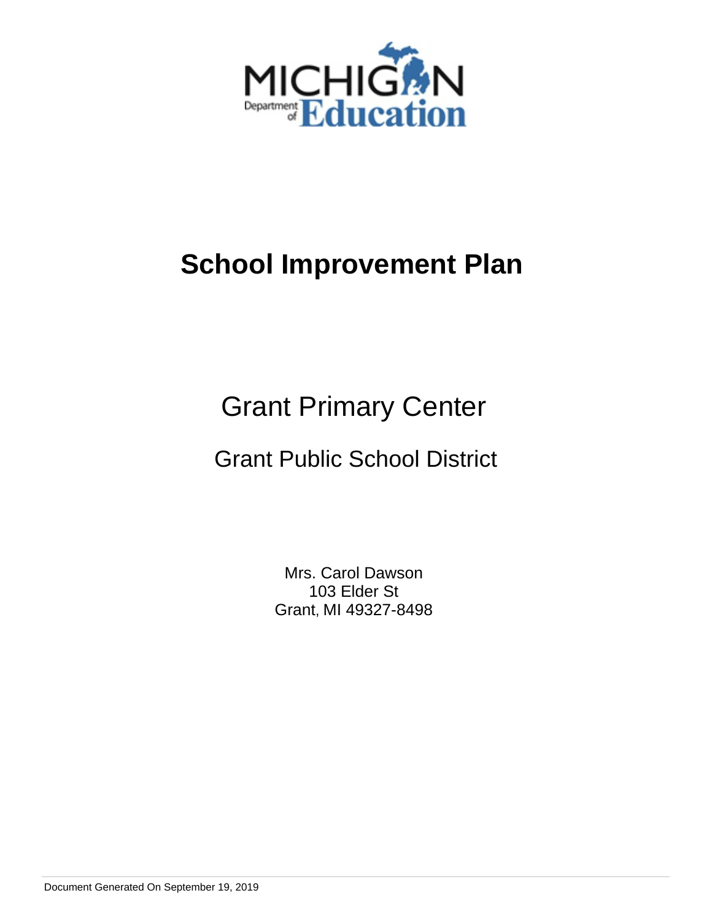# School Improvement Plan

## Grant Primary Center

### Grant Public School District

Mrs. Carol Dawson
103 Elder St
Grant, MI 49327-8498

Document Generated On September 19, 2019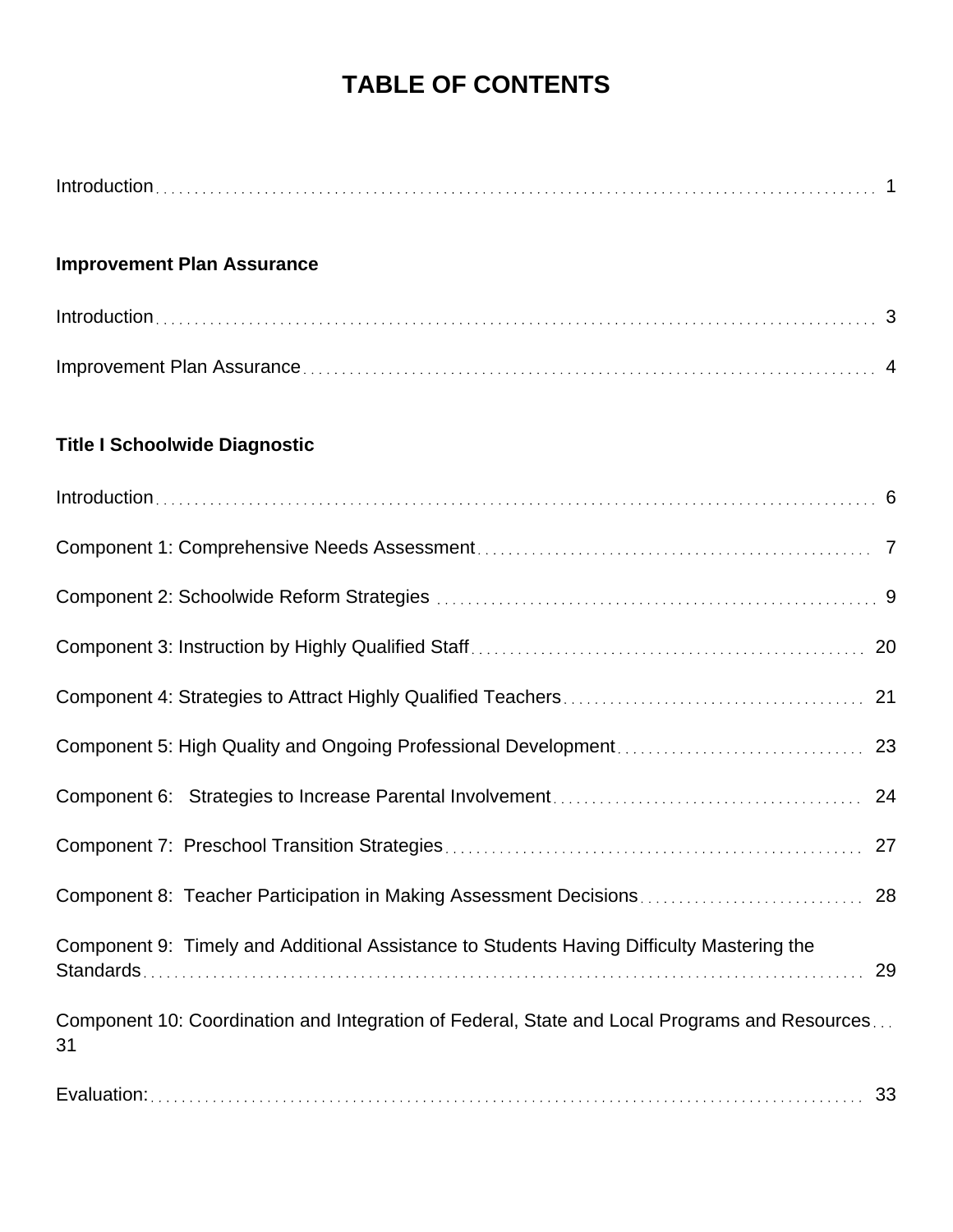# TABLE OF CONTENTS

Introduction . . . . . . . . . . . . . . . . . . . . . . . . . . . . . . . . . . . . . . . . . . . . . . . . . . . . . . . . . . . . 1

**Improvement Plan Assurance**

Introduction . . . . . . . . . . . . . . . . . . . . . . . . . . . . . . . . . . . . . . . . . . . . . . . . . . . . . . . . . . . . 3

Improvement Plan Assurance . . . . . . . . . . . . . . . . . . . . . . . . . . . . . . . . . . . . . . . . . . . . . . . 4

**Title I Schoolwide Diagnostic**

Introduction . . . . . . . . . . . . . . . . . . . . . . . . . . . . . . . . . . . . . . . . . . . . . . . . . . . . . . . . . . . . 6

Component 1: Comprehensive Needs Assessment . . . . . . . . . . . . . . . . . . . . . . . . . . . . . . 7

Component 2: Schoolwide Reform Strategies . . . . . . . . . . . . . . . . . . . . . . . . . . . . . . . . . . 9

Component 3: Instruction by Highly Qualified Staff . . . . . . . . . . . . . . . . . . . . . . . . . . . . . . 20

Component 4: Strategies to Attract Highly Qualified Teachers . . . . . . . . . . . . . . . . . . . . . 21

Component 5: High Quality and Ongoing Professional Development . . . . . . . . . . . . . . . . 23

Component 6: Strategies to Increase Parental Involvement . . . . . . . . . . . . . . . . . . . . . . . 24

Component 7: Preschool Transition Strategies . . . . . . . . . . . . . . . . . . . . . . . . . . . . . . . . . 27

Component 8: Teacher Participation in Making Assessment Decisions . . . . . . . . . . . . . . 28

Component 9: Timely and Additional Assistance to Students Having Difficulty Mastering the Standards . . . . . . . . . . . . . . . . . . . . . . . . . . . . . . . . . . . . . . . . . . . . . . . . . . . . . . . . . . . . 29

Component 10: Coordination and Integration of Federal, State and Local Programs and Resources . . . 31

Evaluation: . . . . . . . . . . . . . . . . . . . . . . . . . . . . . . . . . . . . . . . . . . . . . . . . . . . . . . . . . . . . . 33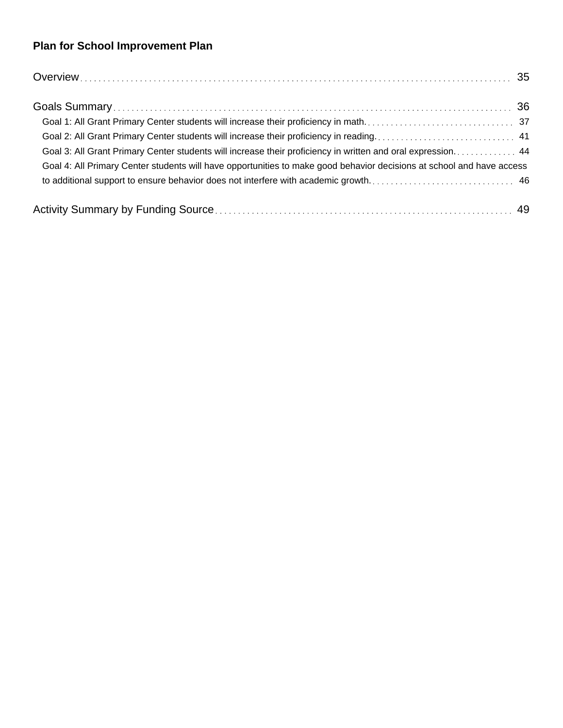**Plan for School Improvement Plan**

Overview ........................................................................................... 35

Goals Summary ........................................................................................... 36

- Goal 1: All Grant Primary Center students will increase their proficiency in math. ................................. 37
- Goal 2: All Grant Primary Center students will increase their proficiency in reading. ................................ 41
- Goal 3: All Grant Primary Center students will increase their proficiency in written and oral expression. ............. 44
- Goal 4: All Primary Center students will have opportunities to make good behavior decisions at school and have access to additional support to ensure behavior does not interfere with academic growth. ................................ 46

Activity Summary by Funding Source ........................................................................ 49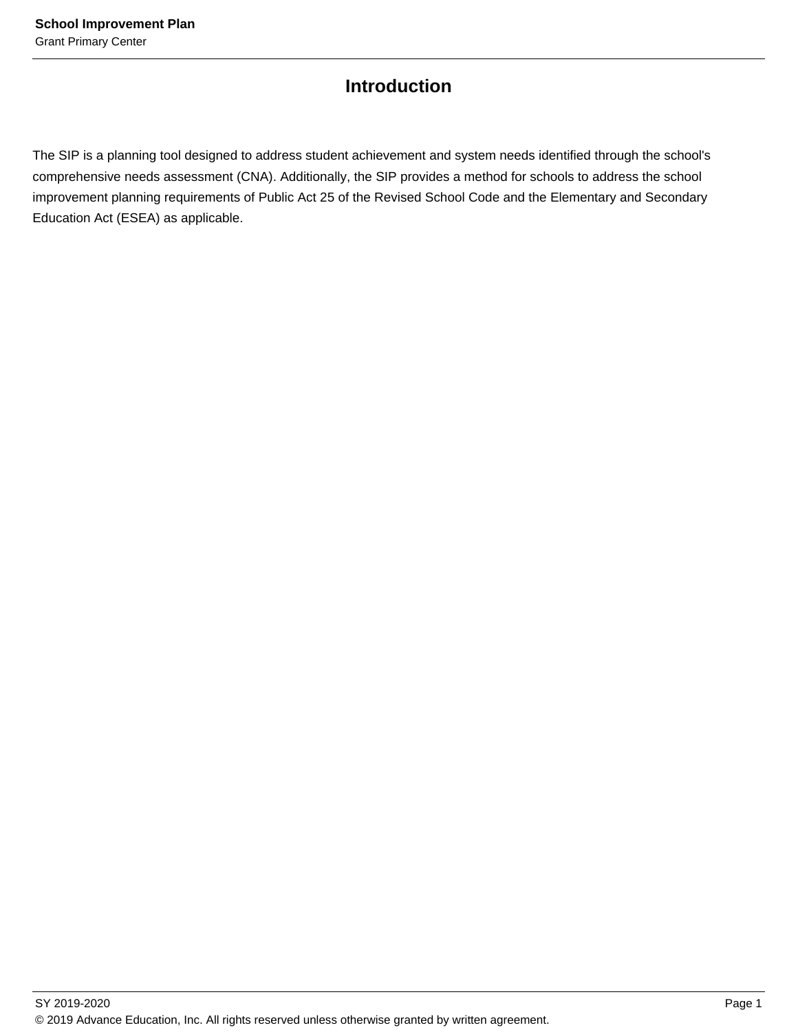# Introduction

The SIP is a planning tool designed to address student achievement and system needs identified through the school's comprehensive needs assessment (CNA). Additionally, the SIP provides a method for schools to address the school improvement planning requirements of Public Act 25 of the Revised School Code and the Elementary and Secondary Education Act (ESEA) as applicable.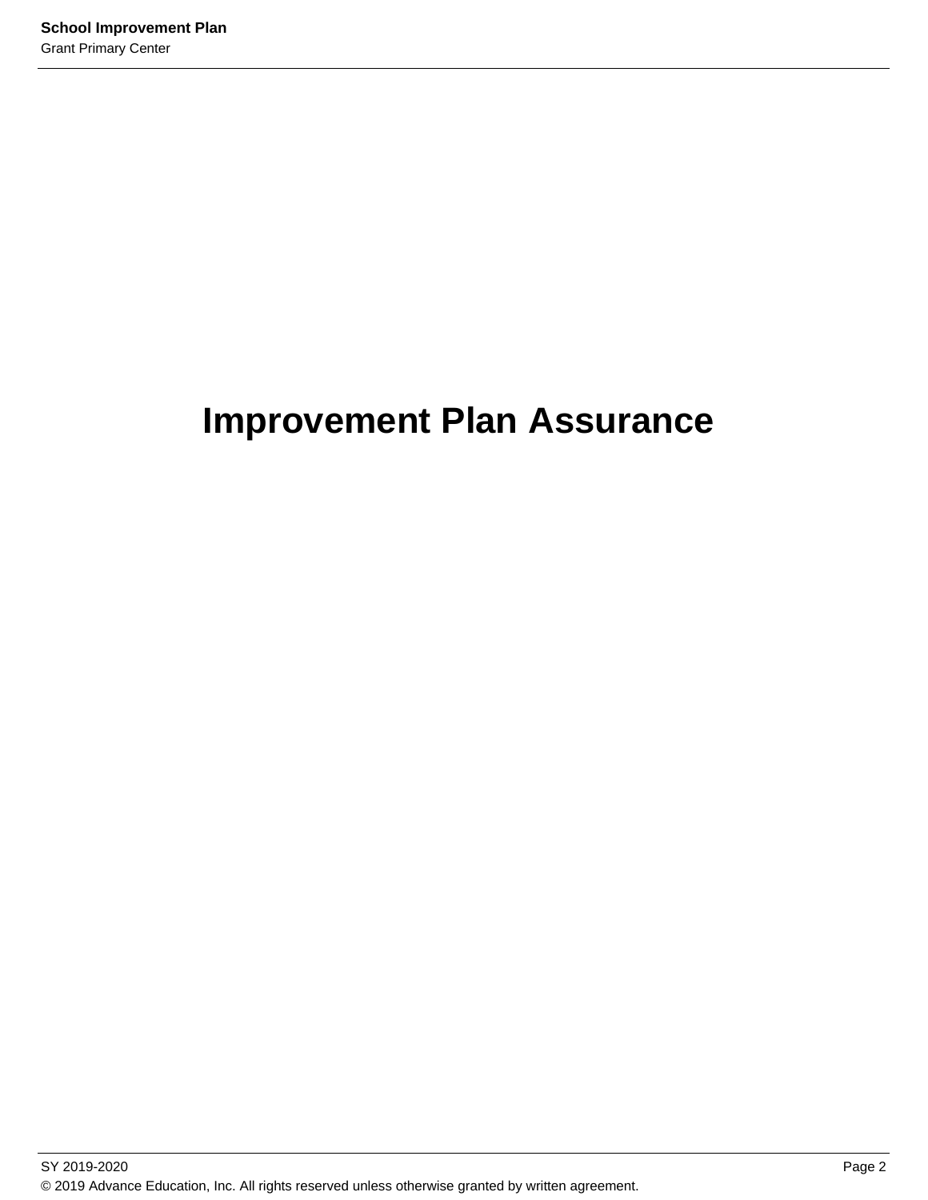# Improvement Plan Assurance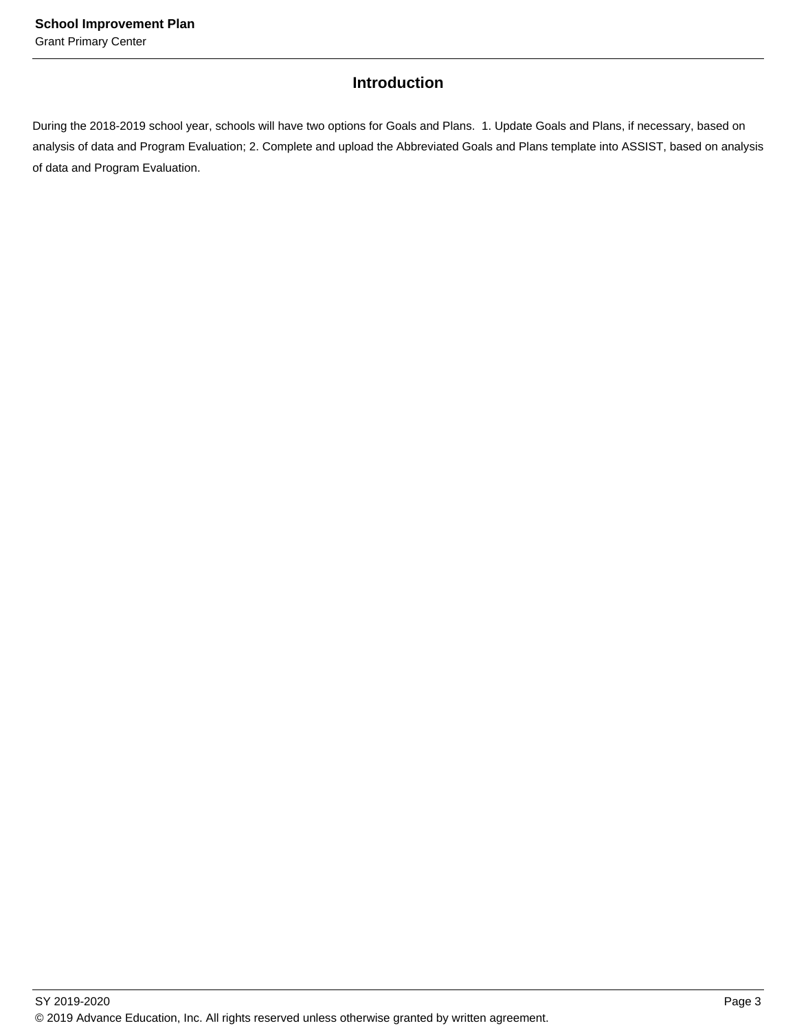## Introduction

During the 2018-2019 school year, schools will have two options for Goals and Plans. 1. Update Goals and Plans, if necessary, based on analysis of data and Program Evaluation; 2. Complete and upload the Abbreviated Goals and Plans template into ASSIST, based on analysis of data and Program Evaluation.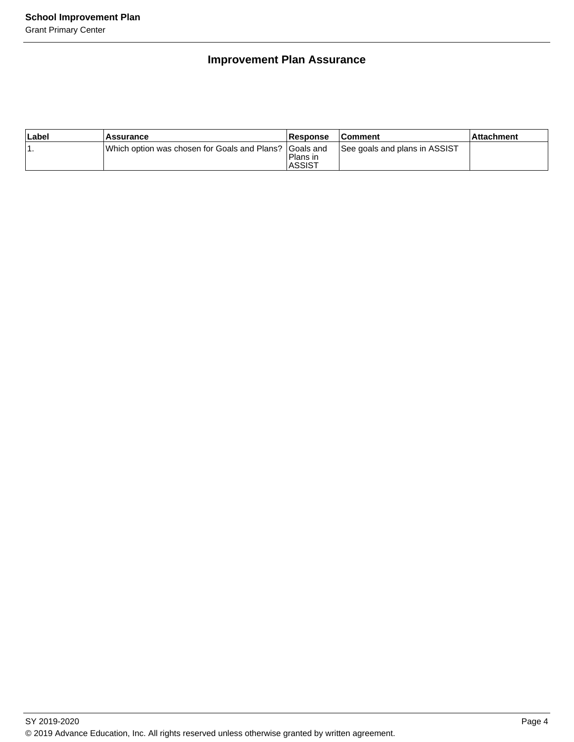## Improvement Plan Assurance

| Label | Assurance | Response | Comment | Attachment |
|---|---|---|---|---|
| 1. | Which option was chosen for Goals and Plans? | Goals and Plans in ASSIST | See goals and plans in ASSIST | |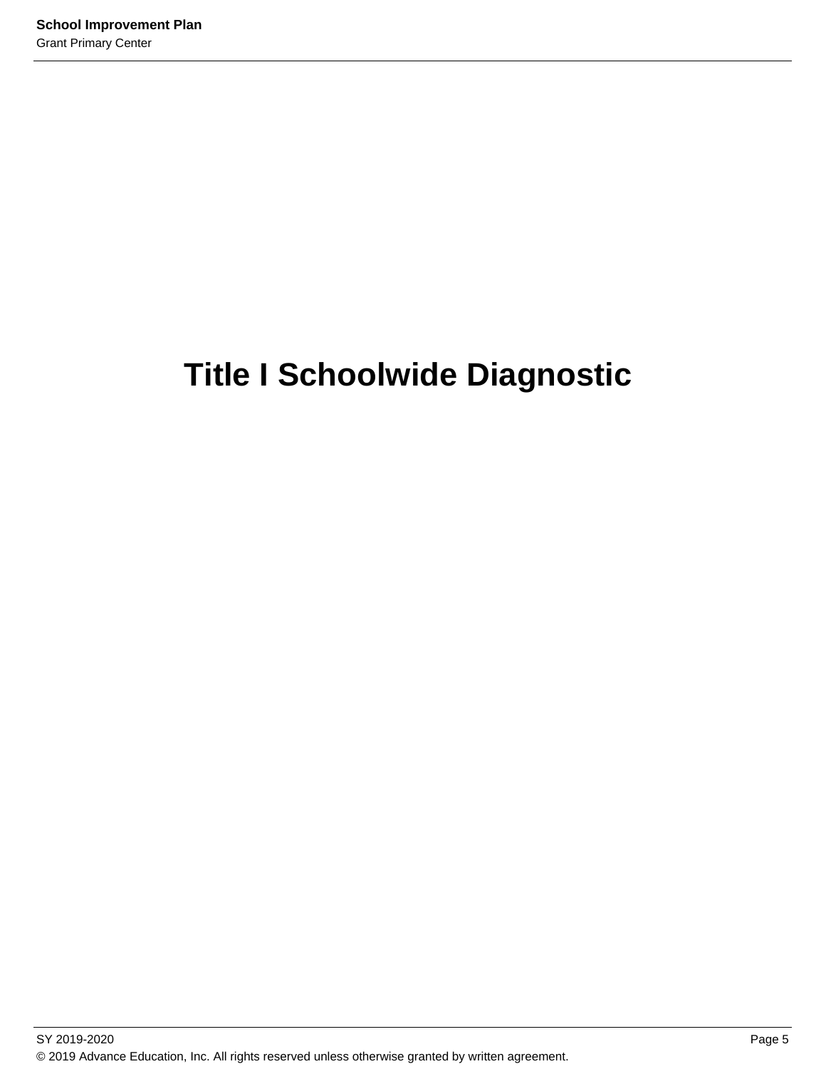# Title I Schoolwide Diagnostic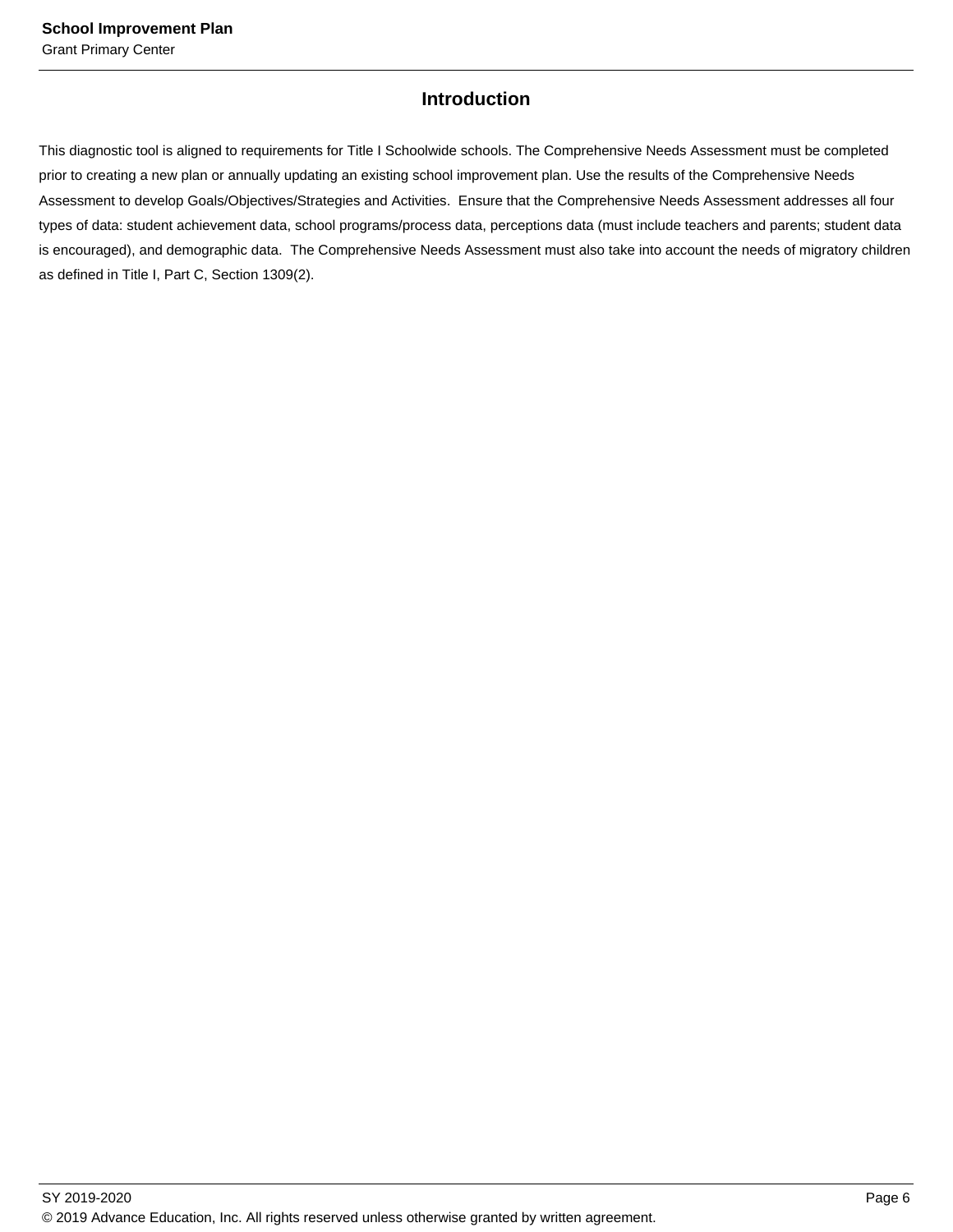## Introduction

This diagnostic tool is aligned to requirements for Title I Schoolwide schools. The Comprehensive Needs Assessment must be completed prior to creating a new plan or annually updating an existing school improvement plan. Use the results of the Comprehensive Needs Assessment to develop Goals/Objectives/Strategies and Activities. Ensure that the Comprehensive Needs Assessment addresses all four types of data: student achievement data, school programs/process data, perceptions data (must include teachers and parents; student data is encouraged), and demographic data. The Comprehensive Needs Assessment must also take into account the needs of migratory children as defined in Title I, Part C, Section 1309(2).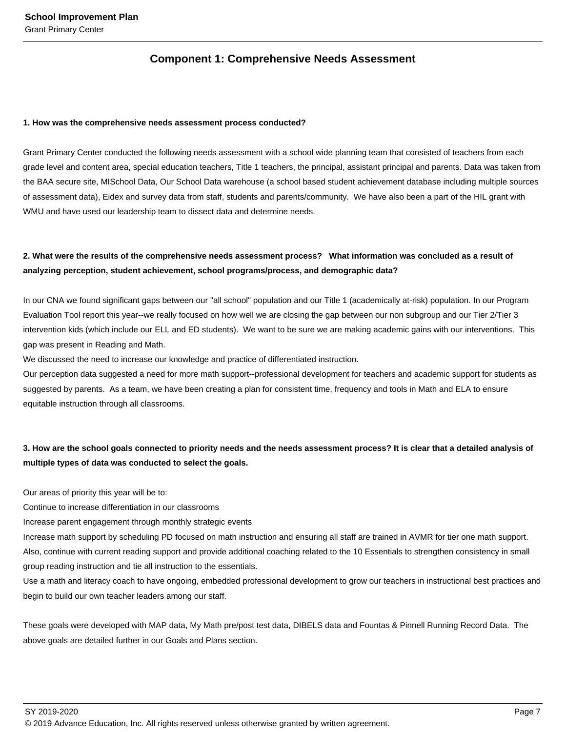## Component 1: Comprehensive Needs Assessment

**1. How was the comprehensive needs assessment process conducted?**

Grant Primary Center conducted the following needs assessment with a school wide planning team that consisted of teachers from each grade level and content area, special education teachers, Title 1 teachers, the principal, assistant principal and parents. Data was taken from the BAA secure site, MISchool Data, Our School Data warehouse (a school based student achievement database including multiple sources of assessment data), Eidex and survey data from staff, students and parents/community. We have also been a part of the HIL grant with WMU and have used our leadership team to dissect data and determine needs.

**2. What were the results of the comprehensive needs assessment process? What information was concluded as a result of analyzing perception, student achievement, school programs/process, and demographic data?**

In our CNA we found significant gaps between our "all school" population and our Title 1 (academically at-risk) population. In our Program Evaluation Tool report this year--we really focused on how well we are closing the gap between our non subgroup and our Tier 2/Tier 3 intervention kids (which include our ELL and ED students). We want to be sure we are making academic gains with our interventions. This gap was present in Reading and Math.
We discussed the need to increase our knowledge and practice of differentiated instruction.
Our perception data suggested a need for more math support--professional development for teachers and academic support for students as suggested by parents. As a team, we have been creating a plan for consistent time, frequency and tools in Math and ELA to ensure equitable instruction through all classrooms.

**3. How are the school goals connected to priority needs and the needs assessment process? It is clear that a detailed analysis of multiple types of data was conducted to select the goals.**

Our areas of priority this year will be to:
Continue to increase differentiation in our classrooms
Increase parent engagement through monthly strategic events
Increase math support by scheduling PD focused on math instruction and ensuring all staff are trained in AVMR for tier one math support.
Also, continue with current reading support and provide additional coaching related to the 10 Essentials to strengthen consistency in small group reading instruction and tie all instruction to the essentials.
Use a math and literacy coach to have ongoing, embedded professional development to grow our teachers in instructional best practices and begin to build our own teacher leaders among our staff.

These goals were developed with MAP data, My Math pre/post test data, DIBELS data and Fountas & Pinnell Running Record Data. The above goals are detailed further in our Goals and Plans section.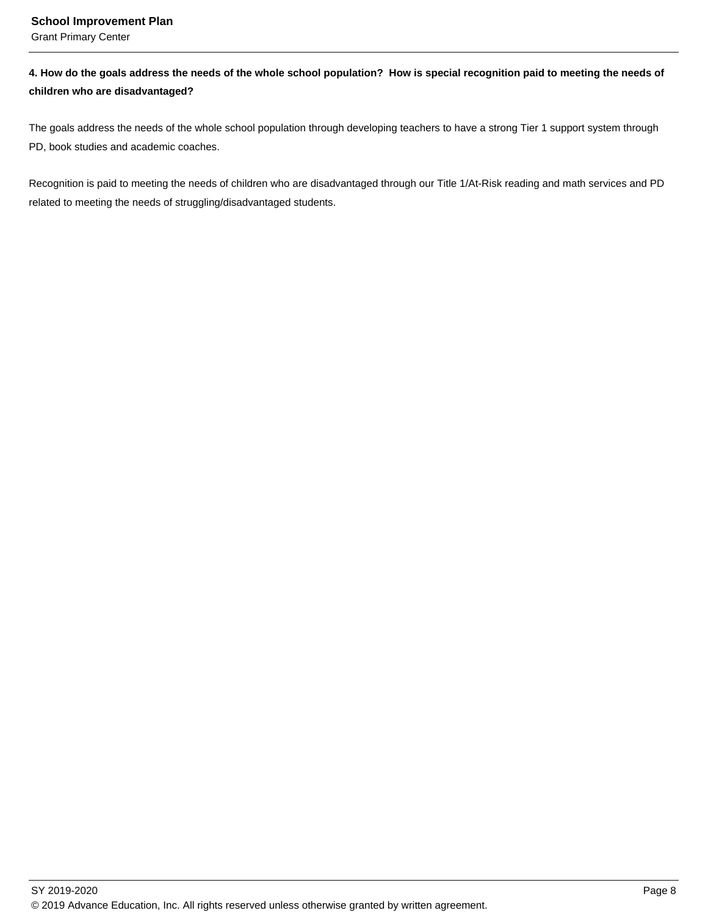**4. How do the goals address the needs of the whole school population?  How is special recognition paid to meeting the needs of children who are disadvantaged?**

The goals address the needs of the whole school population through developing teachers to have a strong Tier 1 support system through PD, book studies and academic coaches.

Recognition is paid to meeting the needs of children who are disadvantaged through our Title 1/At-Risk reading and math services and PD related to meeting the needs of struggling/disadvantaged students.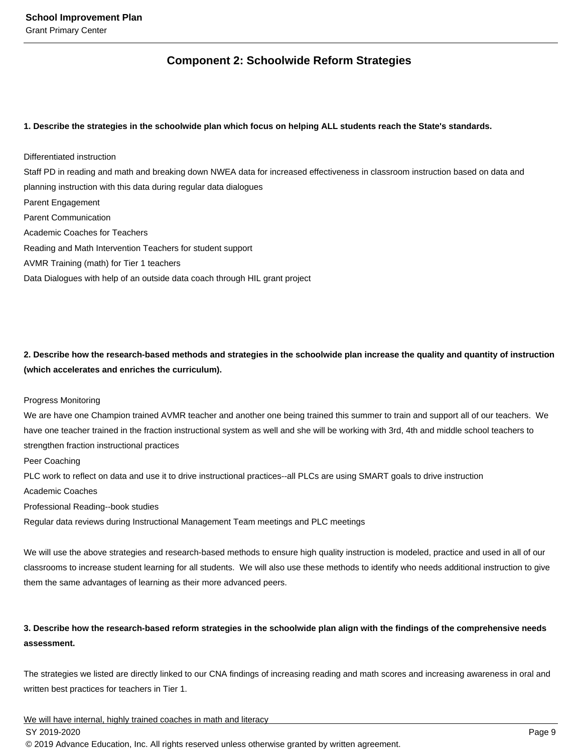## Component 2: Schoolwide Reform Strategies

**1. Describe the strategies in the schoolwide plan which focus on helping ALL students reach the State's standards.**

Differentiated instruction
Staff PD in reading and math and breaking down NWEA data for increased effectiveness in classroom instruction based on data and planning instruction with this data during regular data dialogues
Parent Engagement
Parent Communication
Academic Coaches for Teachers
Reading and Math Intervention Teachers for student support
AVMR Training (math) for Tier 1 teachers
Data Dialogues with help of an outside data coach through HIL grant project

**2. Describe how the research-based methods and strategies in the schoolwide plan increase the quality and quantity of instruction (which accelerates and enriches the curriculum).**

Progress Monitoring
We are have one Champion trained AVMR teacher and another one being trained this summer to train and support all of our teachers. We have one teacher trained in the fraction instructional system as well and she will be working with 3rd, 4th and middle school teachers to strengthen fraction instructional practices
Peer Coaching
PLC work to reflect on data and use it to drive instructional practices--all PLCs are using SMART goals to drive instruction
Academic Coaches
Professional Reading--book studies
Regular data reviews during Instructional Management Team meetings and PLC meetings

We will use the above strategies and research-based methods to ensure high quality instruction is modeled, practice and used in all of our classrooms to increase student learning for all students. We will also use these methods to identify who needs additional instruction to give them the same advantages of learning as their more advanced peers.

**3. Describe how the research-based reform strategies in the schoolwide plan align with the findings of the comprehensive needs assessment.**

The strategies we listed are directly linked to our CNA findings of increasing reading and math scores and increasing awareness in oral and written best practices for teachers in Tier 1.

We will have internal, highly trained coaches in math and literacy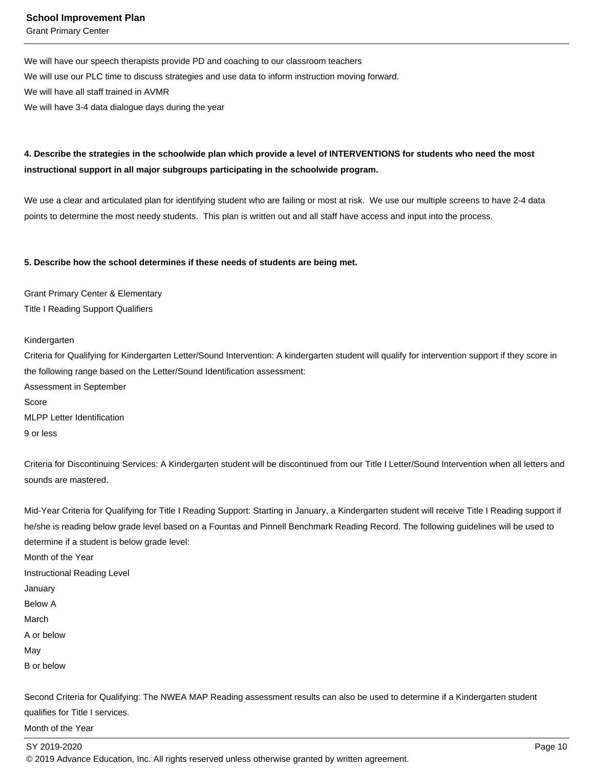We will have our speech therapists provide PD and coaching to our classroom teachers
We will use our PLC time to discuss strategies and use data to inform instruction moving forward.
We will have all staff trained in AVMR
We will have 3-4 data dialogue days during the year

**4. Describe the strategies in the schoolwide plan which provide a level of INTERVENTIONS for students who need the most instructional support in all major subgroups participating in the schoolwide program.**

We use a clear and articulated plan for identifying student who are failing or most at risk. We use our multiple screens to have 2-4 data points to determine the most needy students. This plan is written out and all staff have access and input into the process.

**5. Describe how the school determines if these needs of students are being met.**

Grant Primary Center & Elementary
Title I Reading Support Qualifiers

Kindergarten
Criteria for Qualifying for Kindergarten Letter/Sound Intervention: A kindergarten student will qualify for intervention support if they score in the following range based on the Letter/Sound Identification assessment:
Assessment in September
Score
MLPP Letter Identification
9 or less

Criteria for Discontinuing Services: A Kindergarten student will be discontinued from our Title I Letter/Sound Intervention when all letters and sounds are mastered.

Mid-Year Criteria for Qualifying for Title I Reading Support: Starting in January, a Kindergarten student will receive Title I Reading support if he/she is reading below grade level based on a Fountas and Pinnell Benchmark Reading Record. The following guidelines will be used to determine if a student is below grade level:
Month of the Year
Instructional Reading Level
January
Below A
March
A or below
May
B or below

Second Criteria for Qualifying: The NWEA MAP Reading assessment results can also be used to determine if a Kindergarten student qualifies for Title I services.
Month of the Year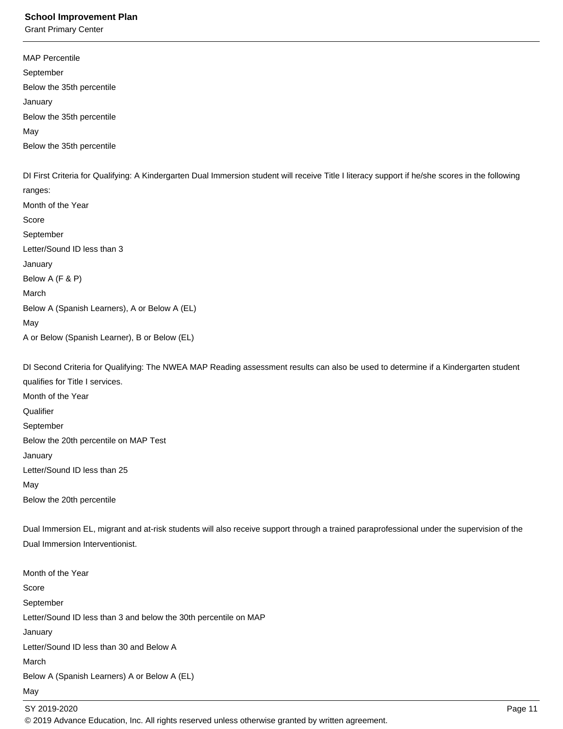MAP Percentile

September

Below the 35th percentile

January

Below the 35th percentile

May

Below the 35th percentile

DI First Criteria for Qualifying: A Kindergarten Dual Immersion student will receive Title I literacy support if he/she scores in the following ranges:

Month of the Year

Score

September

Letter/Sound ID less than 3

January

Below A (F & P)

March

Below A (Spanish Learners), A or Below A (EL)

May

A or Below (Spanish Learner), B or Below (EL)

DI Second Criteria for Qualifying: The NWEA MAP Reading assessment results can also be used to determine if a Kindergarten student qualifies for Title I services.

Month of the Year

Qualifier

September

Below the 20th percentile on MAP Test

January

Letter/Sound ID less than 25

May

Below the 20th percentile

Dual Immersion EL, migrant and at-risk students will also receive support through a trained paraprofessional under the supervision of the Dual Immersion Interventionist.

Month of the Year

Score

September

Letter/Sound ID less than 3 and below the 30th percentile on MAP

January

Letter/Sound ID less than 30 and Below A

March

Below A (Spanish Learners) A or Below A (EL)

May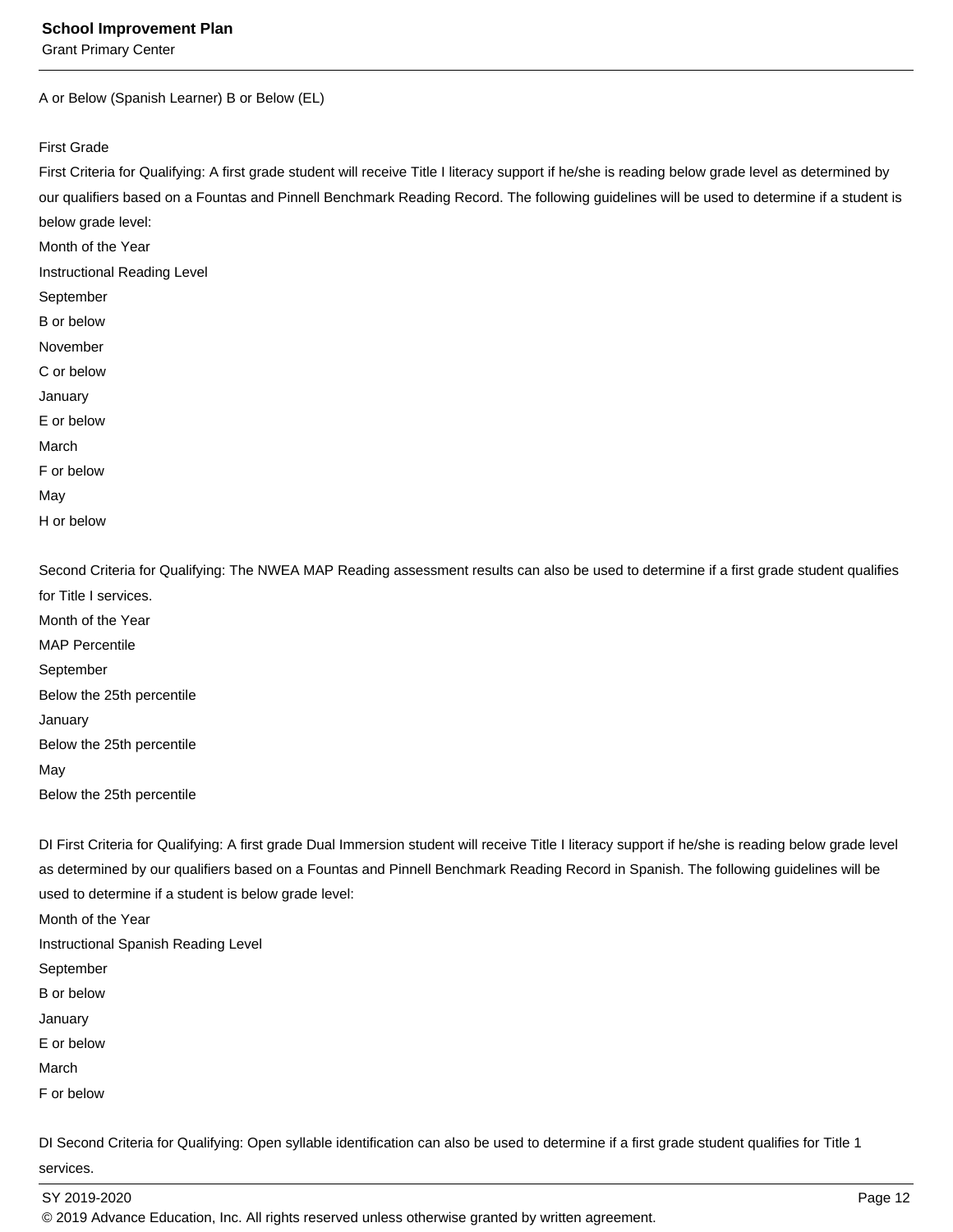A or Below (Spanish Learner) B or Below (EL)

First Grade

First Criteria for Qualifying: A first grade student will receive Title I literacy support if he/she is reading below grade level as determined by our qualifiers based on a Fountas and Pinnell Benchmark Reading Record. The following guidelines will be used to determine if a student is below grade level:

| Month of the Year | Instructional Reading Level |
| --- | --- |
| September | B or below |
| November | C or below |
| January | E or below |
| March | F or below |
| May | H or below |

Second Criteria for Qualifying: The NWEA MAP Reading assessment results can also be used to determine if a first grade student qualifies for Title I services.

| Month of the Year | MAP Percentile |
| --- | --- |
| September | Below the 25th percentile |
| January | Below the 25th percentile |
| May | Below the 25th percentile |

DI First Criteria for Qualifying: A first grade Dual Immersion student will receive Title I literacy support if he/she is reading below grade level as determined by our qualifiers based on a Fountas and Pinnell Benchmark Reading Record in Spanish. The following guidelines will be used to determine if a student is below grade level:

| Month of the Year | Instructional Spanish Reading Level |
| --- | --- |
| September | B or below |
| January | E or below |
| March | F or below |

DI Second Criteria for Qualifying: Open syllable identification can also be used to determine if a first grade student qualifies for Title 1 services.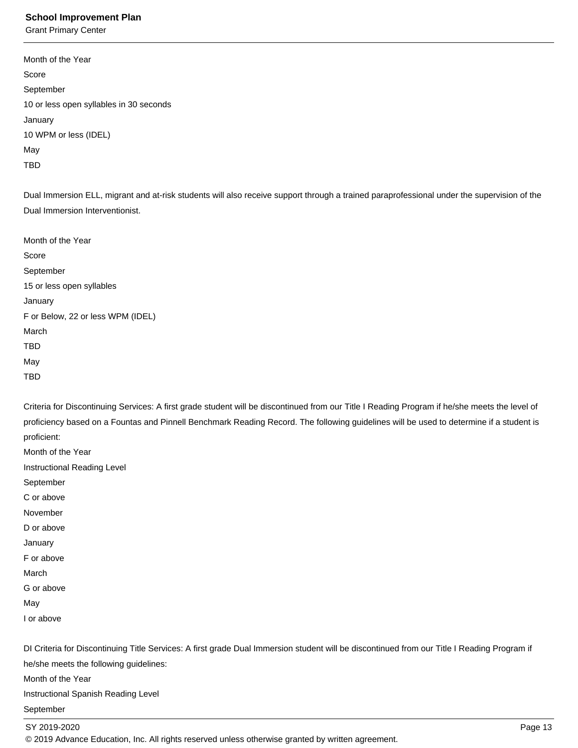Month of the Year

Score

September

10 or less open syllables in 30 seconds

January

10 WPM or less (IDEL)

May

TBD

Dual Immersion ELL, migrant and at-risk students will also receive support through a trained paraprofessional under the supervision of the Dual Immersion Interventionist.

Month of the Year

Score

September

15 or less open syllables

January

F or Below, 22 or less WPM (IDEL)

March

TBD

May

TBD

Criteria for Discontinuing Services: A first grade student will be discontinued from our Title I Reading Program if he/she meets the level of proficiency based on a Fountas and Pinnell Benchmark Reading Record. The following guidelines will be used to determine if a student is proficient:

Month of the Year

Instructional Reading Level

September

C or above

November

D or above

January

F or above

March

G or above

May

I or above

DI Criteria for Discontinuing Title Services: A first grade Dual Immersion student will be discontinued from our Title I Reading Program if he/she meets the following guidelines:

Month of the Year

Instructional Spanish Reading Level

September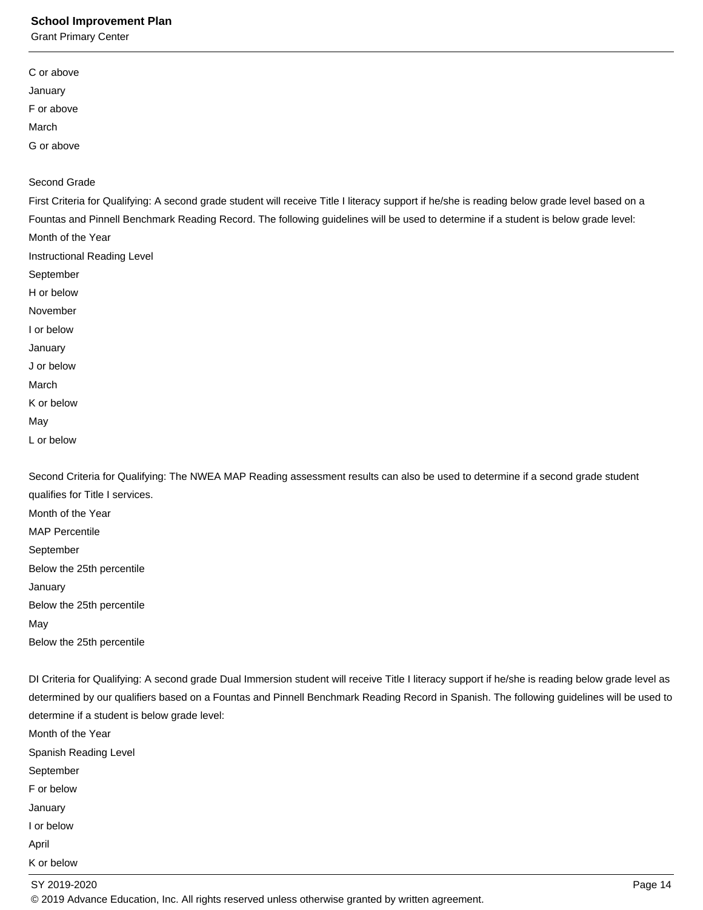C or above

January

F or above

March

G or above

Second Grade

First Criteria for Qualifying: A second grade student will receive Title I literacy support if he/she is reading below grade level based on a Fountas and Pinnell Benchmark Reading Record. The following guidelines will be used to determine if a student is below grade level:

| Month of the Year | Instructional Reading Level |
|---|---|
| September | H or below |
| November | I or below |
| January | J or below |
| March | K or below |
| May | L or below |

Second Criteria for Qualifying: The NWEA MAP Reading assessment results can also be used to determine if a second grade student qualifies for Title I services.

| Month of the Year | MAP Percentile |
|---|---|
| September | Below the 25th percentile |
| January | Below the 25th percentile |
| May | Below the 25th percentile |

DI Criteria for Qualifying: A second grade Dual Immersion student will receive Title I literacy support if he/she is reading below grade level as determined by our qualifiers based on a Fountas and Pinnell Benchmark Reading Record in Spanish. The following guidelines will be used to determine if a student is below grade level:

| Month of the Year | Spanish Reading Level |
|---|---|
| September | F or below |
| January | I or below |
| April | K or below |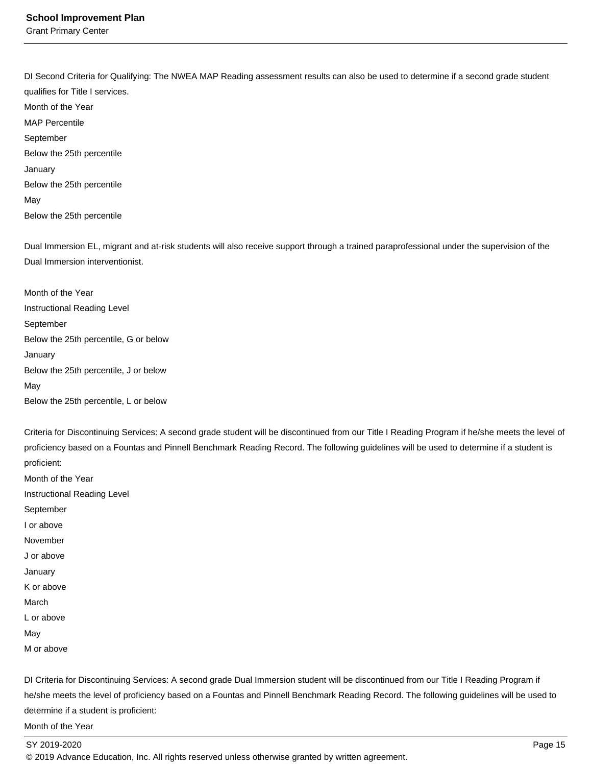DI Second Criteria for Qualifying: The NWEA MAP Reading assessment results can also be used to determine if a second grade student qualifies for Title I services.

| Month of the Year | MAP Percentile |
| --- | --- |
| September | Below the 25th percentile |
| January | Below the 25th percentile |
| May | Below the 25th percentile |

Dual Immersion EL, migrant and at-risk students will also receive support through a trained paraprofessional under the supervision of the Dual Immersion interventionist.

| Month of the Year | Instructional Reading Level |
| --- | --- |
| September | Below the 25th percentile, G or below |
| January | Below the 25th percentile, J or below |
| May | Below the 25th percentile, L or below |

Criteria for Discontinuing Services: A second grade student will be discontinued from our Title I Reading Program if he/she meets the level of proficiency based on a Fountas and Pinnell Benchmark Reading Record. The following guidelines will be used to determine if a student is proficient:

| Month of the Year | Instructional Reading Level |
| --- | --- |
| September | I or above |
| November | J or above |
| January | K or above |
| March | L or above |
| May | M or above |

DI Criteria for Discontinuing Services: A second grade Dual Immersion student will be discontinued from our Title I Reading Program if he/she meets the level of proficiency based on a Fountas and Pinnell Benchmark Reading Record. The following guidelines will be used to determine if a student is proficient:

Month of the Year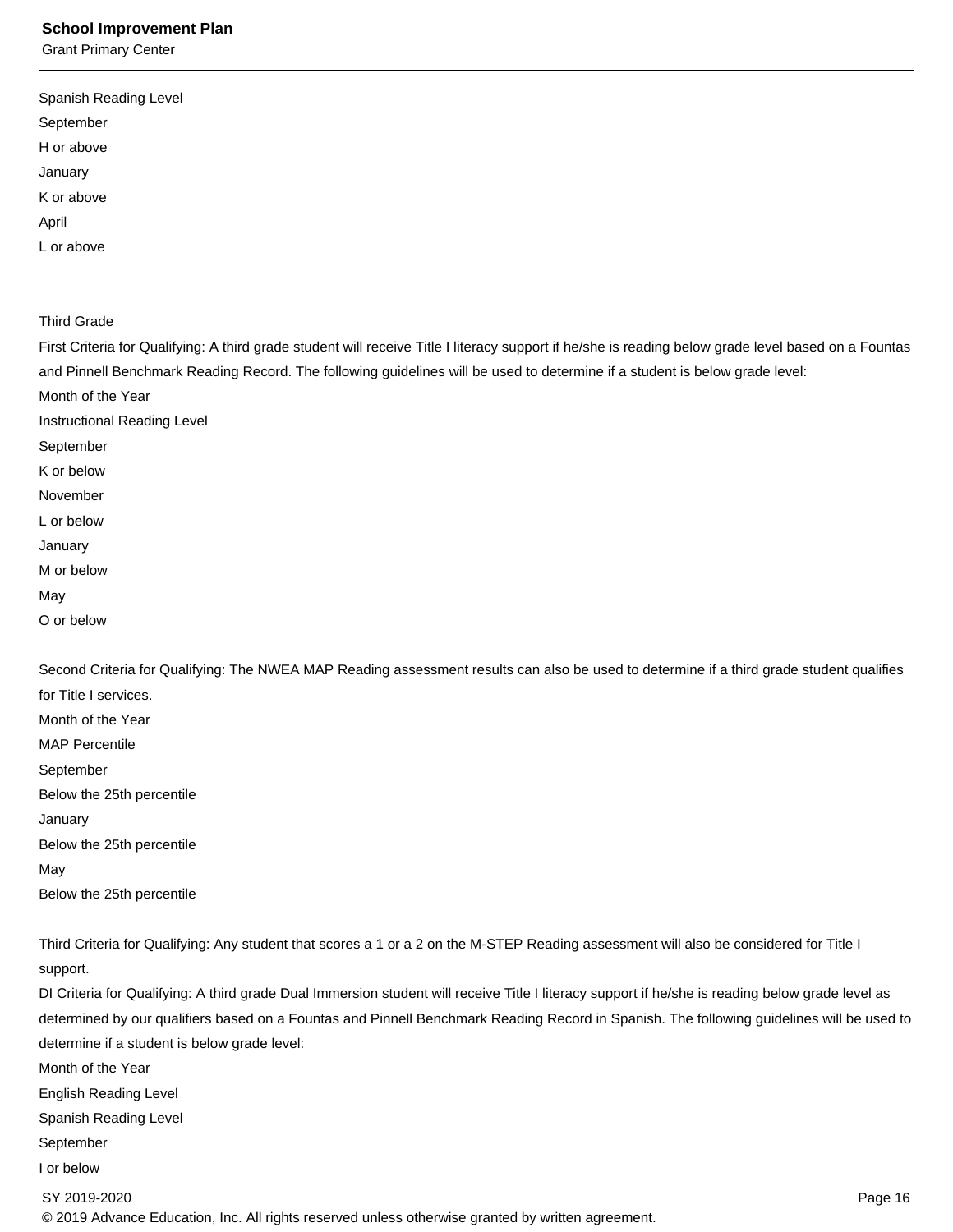Spanish Reading Level
September
H or above
January
K or above
April
L or above

Third Grade

First Criteria for Qualifying: A third grade student will receive Title I literacy support if he/she is reading below grade level based on a Fountas and Pinnell Benchmark Reading Record. The following guidelines will be used to determine if a student is below grade level:

Month of the Year
Instructional Reading Level
September
K or below
November
L or below
January
M or below
May
O or below

Second Criteria for Qualifying: The NWEA MAP Reading assessment results can also be used to determine if a third grade student qualifies for Title I services.

Month of the Year
MAP Percentile
September
Below the 25th percentile
January
Below the 25th percentile
May
Below the 25th percentile

Third Criteria for Qualifying: Any student that scores a 1 or a 2 on the M-STEP Reading assessment will also be considered for Title I support.

DI Criteria for Qualifying: A third grade Dual Immersion student will receive Title I literacy support if he/she is reading below grade level as determined by our qualifiers based on a Fountas and Pinnell Benchmark Reading Record in Spanish. The following guidelines will be used to determine if a student is below grade level:

Month of the Year
English Reading Level
Spanish Reading Level
September
I or below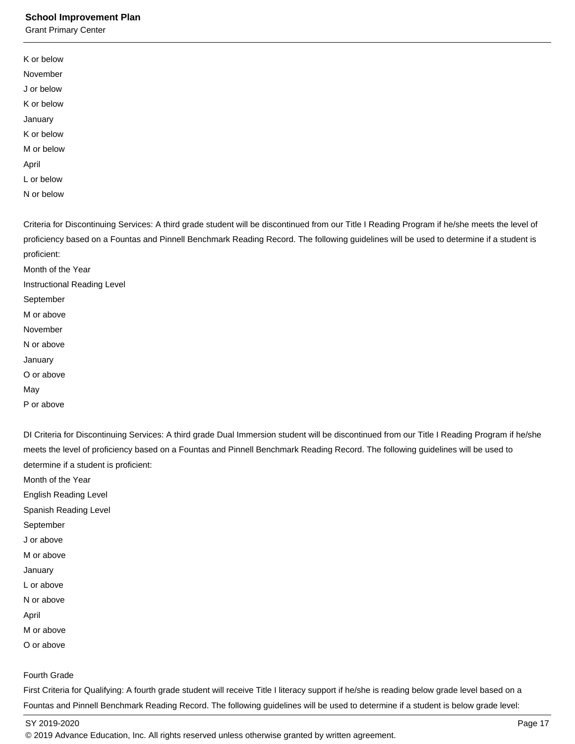K or below

November

J or below

K or below

January

K or below

M or below

April

L or below

N or below

Criteria for Discontinuing Services: A third grade student will be discontinued from our Title I Reading Program if he/she meets the level of proficiency based on a Fountas and Pinnell Benchmark Reading Record. The following guidelines will be used to determine if a student is proficient:

Month of the Year

Instructional Reading Level

September

M or above

November

N or above

January

O or above

May

P or above

DI Criteria for Discontinuing Services: A third grade Dual Immersion student will be discontinued from our Title I Reading Program if he/she meets the level of proficiency based on a Fountas and Pinnell Benchmark Reading Record. The following guidelines will be used to determine if a student is proficient:

Month of the Year

English Reading Level

Spanish Reading Level

September

J or above

M or above

January

L or above

N or above

April

M or above

O or above

Fourth Grade

First Criteria for Qualifying: A fourth grade student will receive Title I literacy support if he/she is reading below grade level based on a Fountas and Pinnell Benchmark Reading Record. The following guidelines will be used to determine if a student is below grade level: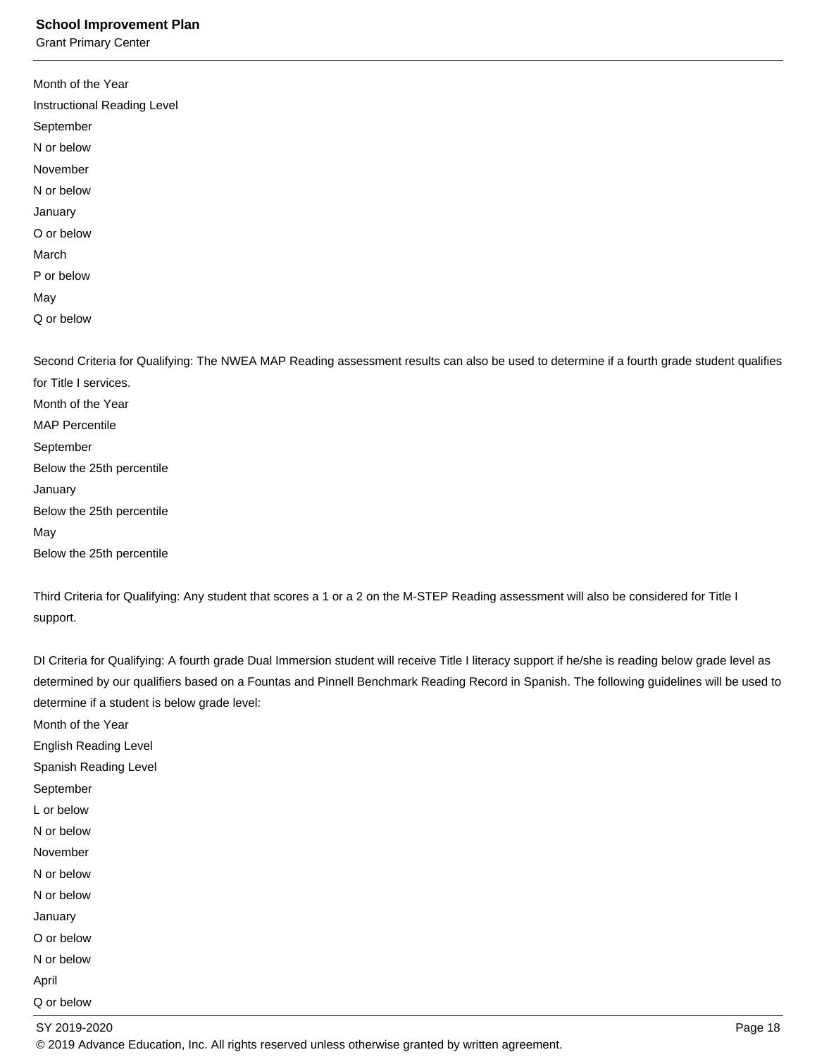| Month of the Year | Instructional Reading Level |
|---|---|
| September | N or below |
| November | N or below |
| January | O or below |
| March | P or below |
| May | Q or below |

Second Criteria for Qualifying: The NWEA MAP Reading assessment results can also be used to determine if a fourth grade student qualifies for Title I services.

| Month of the Year | MAP Percentile |
|---|---|
| September | Below the 25th percentile |
| January | Below the 25th percentile |
| May | Below the 25th percentile |

Third Criteria for Qualifying: Any student that scores a 1 or a 2 on the M-STEP Reading assessment will also be considered for Title I support.

DI Criteria for Qualifying: A fourth grade Dual Immersion student will receive Title I literacy support if he/she is reading below grade level as determined by our qualifiers based on a Fountas and Pinnell Benchmark Reading Record in Spanish. The following guidelines will be used to determine if a student is below grade level:

| Month of the Year | English Reading Level | Spanish Reading Level |
|---|---|---|
| September | L or below | N or below |
| November | N or below | N or below |
| January | O or below | N or below |
| April | Q or below | |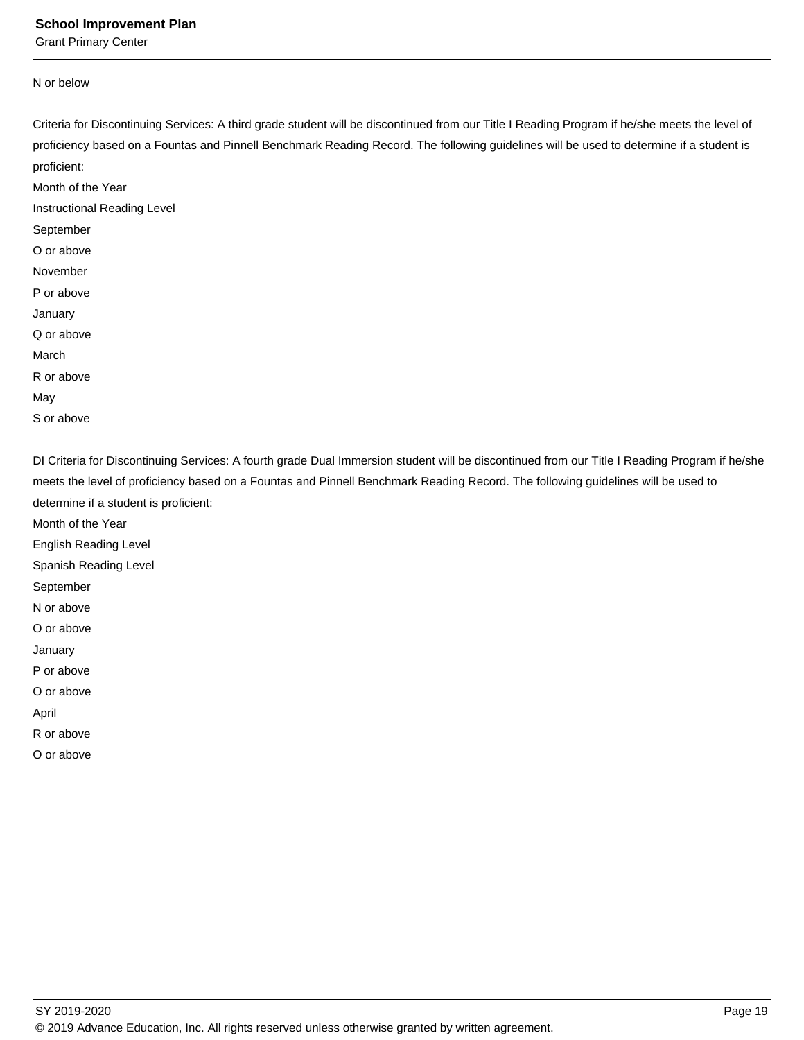N or below

Criteria for Discontinuing Services: A third grade student will be discontinued from our Title I Reading Program if he/she meets the level of proficiency based on a Fountas and Pinnell Benchmark Reading Record. The following guidelines will be used to determine if a student is proficient:

| Month of the Year | Instructional Reading Level |
|---|---|
| September | O or above |
| November | P or above |
| January | Q or above |
| March | R or above |
| May | S or above |

DI Criteria for Discontinuing Services: A fourth grade Dual Immersion student will be discontinued from our Title I Reading Program if he/she meets the level of proficiency based on a Fountas and Pinnell Benchmark Reading Record. The following guidelines will be used to determine if a student is proficient:

| Month of the Year | English Reading Level | Spanish Reading Level |
|---|---|---|
| September | N or above | O or above |
| January | P or above | O or above |
| April | R or above | O or above |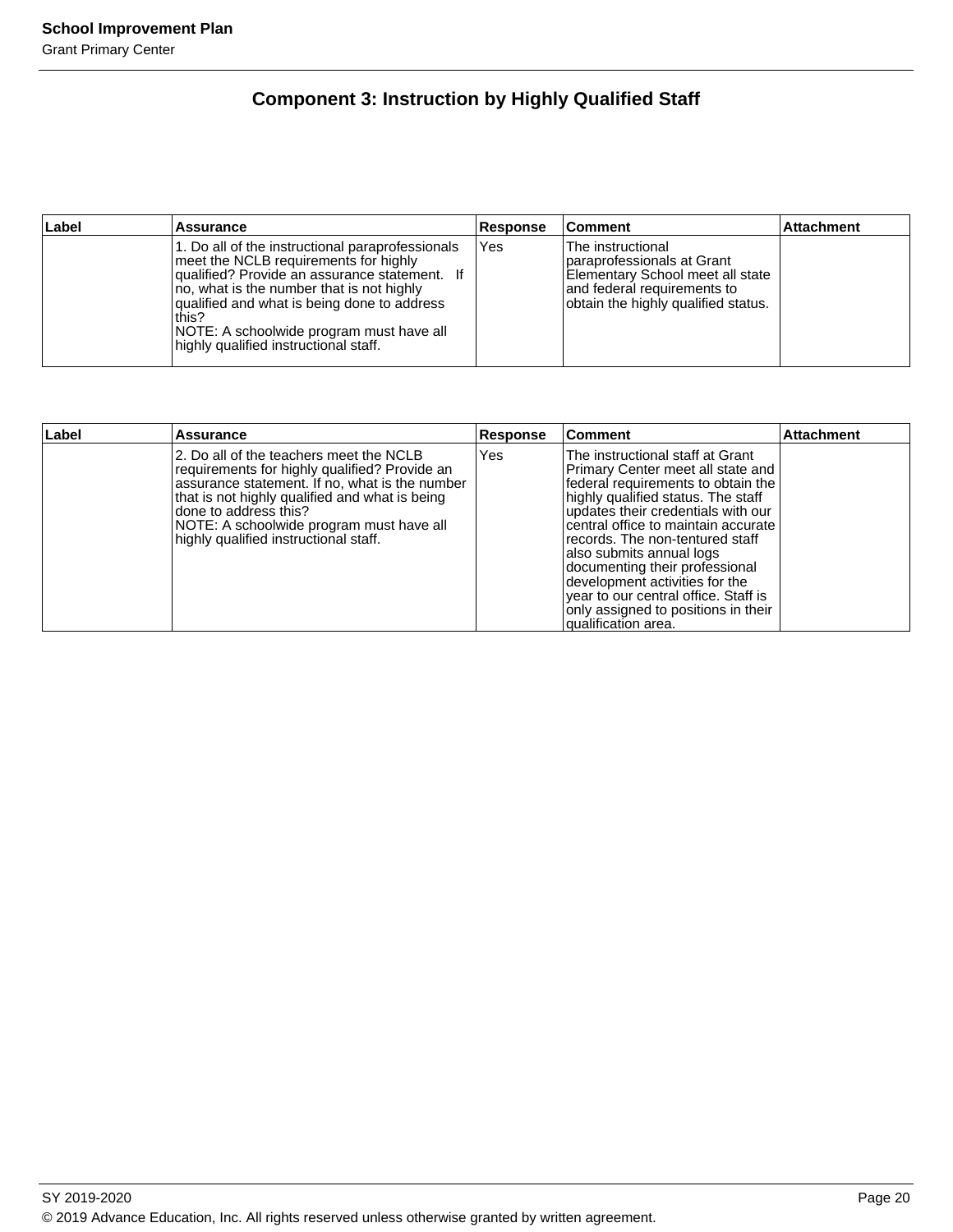# Component 3: Instruction by Highly Qualified Staff

| Label | Assurance | Response | Comment | Attachment |
|---|---|---|---|---|
| | 1. Do all of the instructional paraprofessionals meet the NCLB requirements for highly qualified? Provide an assurance statement. If no, what is the number that is not highly qualified and what is being done to address this?<br>NOTE: A schoolwide program must have all highly qualified instructional staff. | Yes | The instructional paraprofessionals at Grant Elementary School meet all state and federal requirements to obtain the highly qualified status. | |

| Label | Assurance | Response | Comment | Attachment |
|---|---|---|---|---|
| | 2. Do all of the teachers meet the NCLB requirements for highly qualified? Provide an assurance statement. If no, what is the number that is not highly qualified and what is being done to address this?<br>NOTE: A schoolwide program must have all highly qualified instructional staff. | Yes | The instructional staff at Grant Primary Center meet all state and federal requirements to obtain the highly qualified status. The staff updates their credentials with our central office to maintain accurate records. The non-tentured staff also submits annual logs documenting their professional development activities for the year to our central office. Staff is only assigned to positions in their qualification area. | |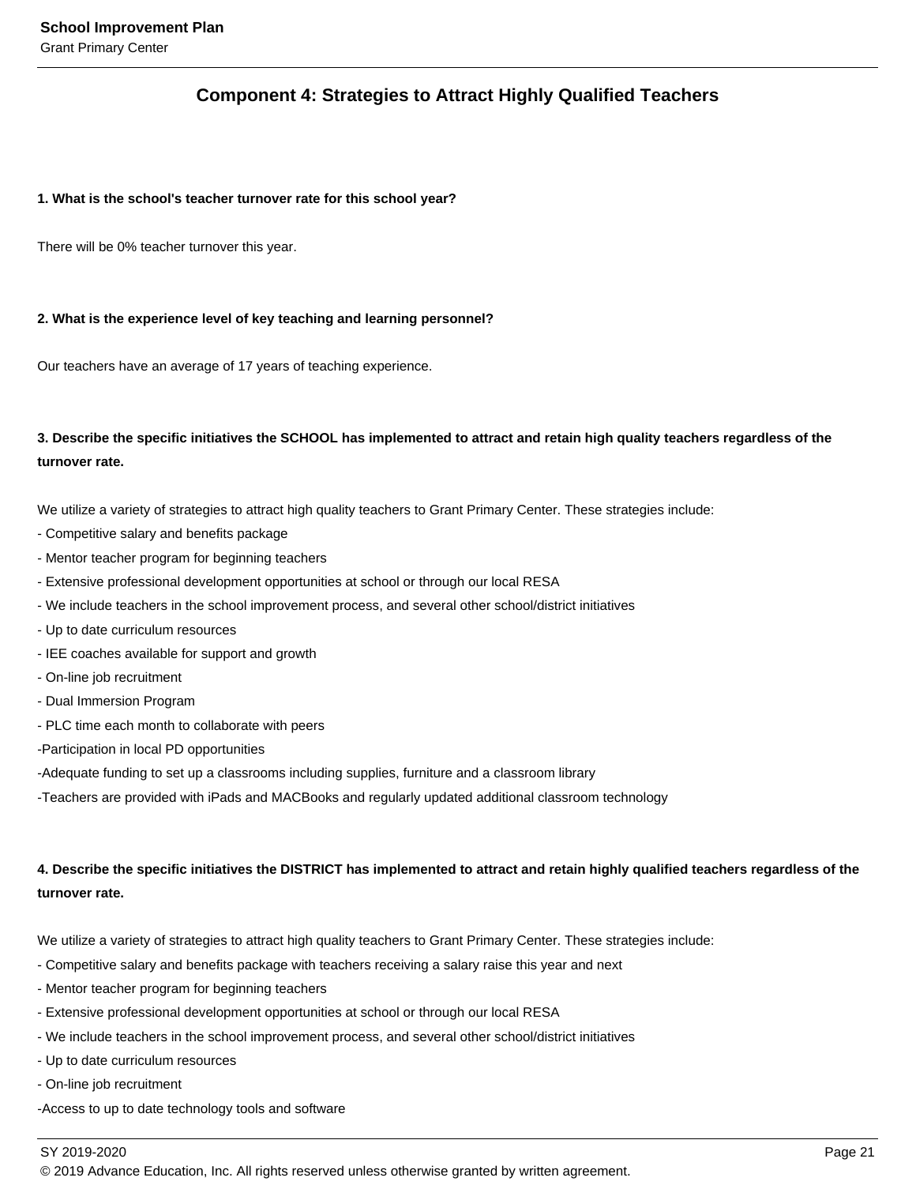## Component 4: Strategies to Attract Highly Qualified Teachers

**1. What is the school's teacher turnover rate for this school year?**

There will be 0% teacher turnover this year.

**2. What is the experience level of key teaching and learning personnel?**

Our teachers have an average of 17 years of teaching experience.

**3. Describe the specific initiatives the SCHOOL has implemented to attract and retain high quality teachers regardless of the turnover rate.**

We utilize a variety of strategies to attract high quality teachers to Grant Primary Center. These strategies include:
- Competitive salary and benefits package
- Mentor teacher program for beginning teachers
- Extensive professional development opportunities at school or through our local RESA
- We include teachers in the school improvement process, and several other school/district initiatives
- Up to date curriculum resources
- IEE coaches available for support and growth
- On-line job recruitment
- Dual Immersion Program
- PLC time each month to collaborate with peers
-Participation in local PD opportunities
-Adequate funding to set up a classrooms including supplies, furniture and a classroom library
-Teachers are provided with iPads and MACBooks and regularly updated additional classroom technology

**4. Describe the specific initiatives the DISTRICT has implemented to attract and retain highly qualified teachers regardless of the turnover rate.**

We utilize a variety of strategies to attract high quality teachers to Grant Primary Center. These strategies include:
- Competitive salary and benefits package with teachers receiving a salary raise this year and next
- Mentor teacher program for beginning teachers
- Extensive professional development opportunities at school or through our local RESA
- We include teachers in the school improvement process, and several other school/district initiatives
- Up to date curriculum resources
- On-line job recruitment
-Access to up to date technology tools and software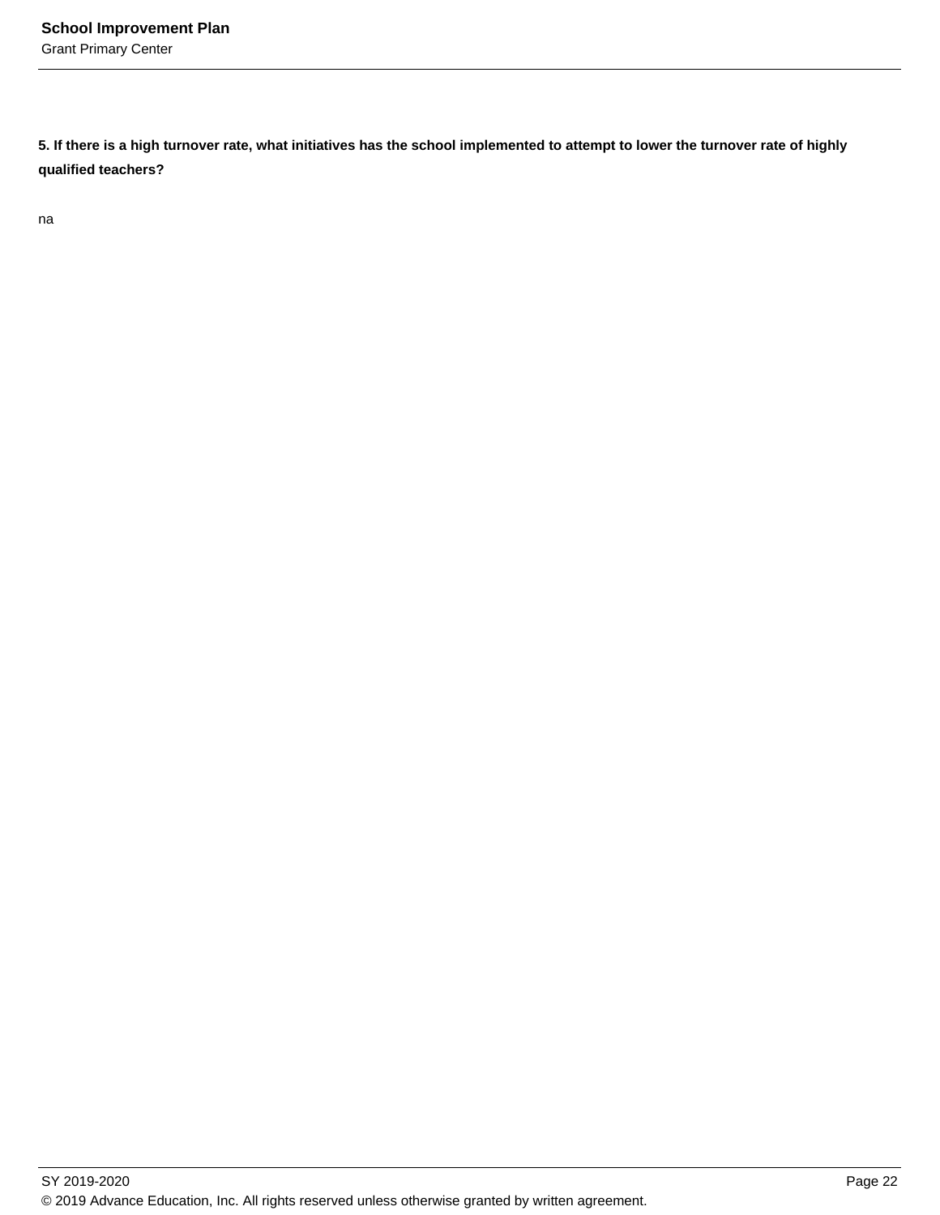**5. If there is a high turnover rate, what initiatives has the school implemented to attempt to lower the turnover rate of highly qualified teachers?**

na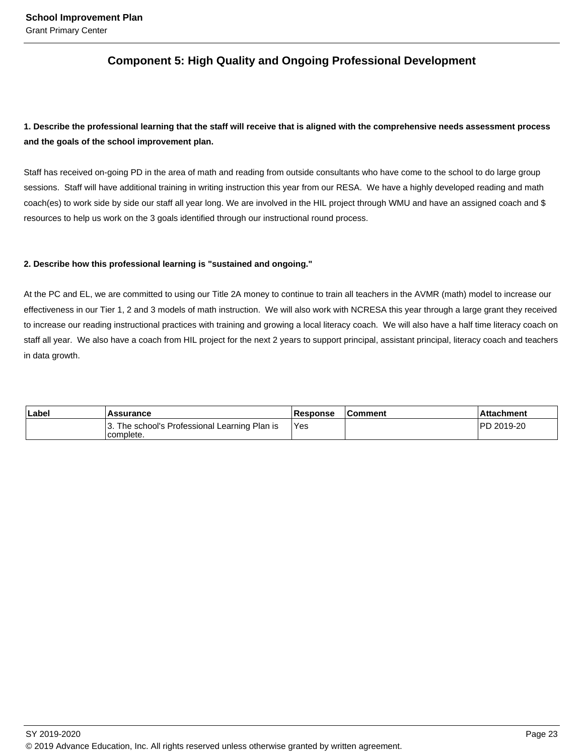## Component 5: High Quality and Ongoing Professional Development

**1. Describe the professional learning that the staff will receive that is aligned with the comprehensive needs assessment process and the goals of the school improvement plan.**

Staff has received on-going PD in the area of math and reading from outside consultants who have come to the school to do large group sessions. Staff will have additional training in writing instruction this year from our RESA. We have a highly developed reading and math coach(es) to work side by side our staff all year long. We are involved in the HIL project through WMU and have an assigned coach and $ resources to help us work on the 3 goals identified through our instructional round process.

**2. Describe how this professional learning is "sustained and ongoing."**

At the PC and EL, we are committed to using our Title 2A money to continue to train all teachers in the AVMR (math) model to increase our effectiveness in our Tier 1, 2 and 3 models of math instruction. We will also work with NCRESA this year through a large grant they received to increase our reading instructional practices with training and growing a local literacy coach. We will also have a half time literacy coach on staff all year. We also have a coach from HIL project for the next 2 years to support principal, assistant principal, literacy coach and teachers in data growth.

| Label | Assurance | Response | Comment | Attachment |
|---|---|---|---|---|
| | 3. The school's Professional Learning Plan is complete. | Yes | | PD 2019-20 |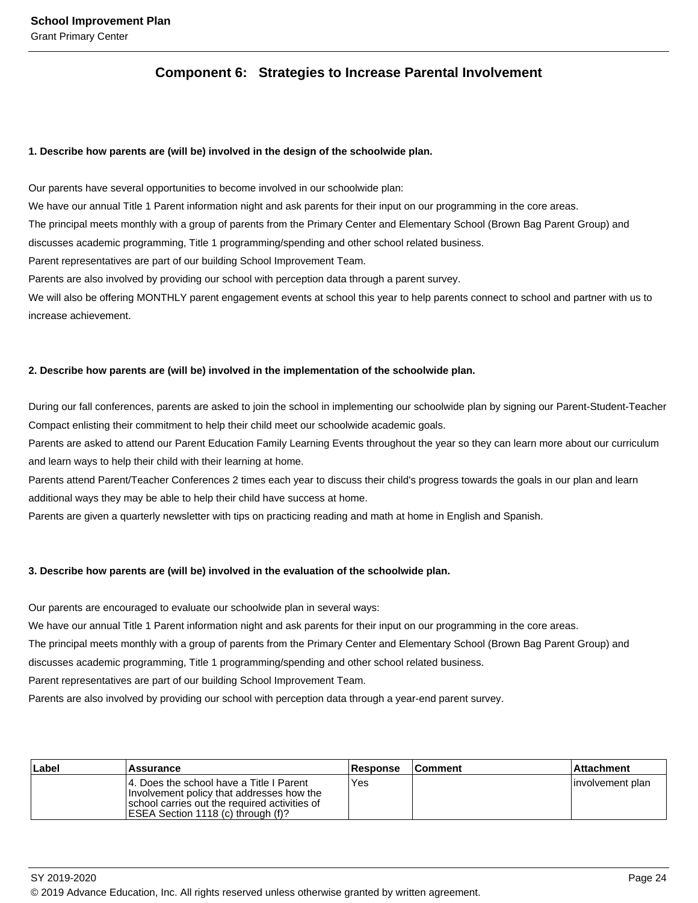## Component 6: Strategies to Increase Parental Involvement

**1. Describe how parents are (will be) involved in the design of the schoolwide plan.**

Our parents have several opportunities to become involved in our schoolwide plan:
We have our annual Title 1 Parent information night and ask parents for their input on our programming in the core areas.
The principal meets monthly with a group of parents from the Primary Center and Elementary School (Brown Bag Parent Group) and discusses academic programming, Title 1 programming/spending and other school related business.
Parent representatives are part of our building School Improvement Team.
Parents are also involved by providing our school with perception data through a parent survey.
We will also be offering MONTHLY parent engagement events at school this year to help parents connect to school and partner with us to increase achievement.

**2. Describe how parents are (will be) involved in the implementation of the schoolwide plan.**

During our fall conferences, parents are asked to join the school in implementing our schoolwide plan by signing our Parent-Student-Teacher Compact enlisting their commitment to help their child meet our schoolwide academic goals.
Parents are asked to attend our Parent Education Family Learning Events throughout the year so they can learn more about our curriculum and learn ways to help their child with their learning at home.
Parents attend Parent/Teacher Conferences 2 times each year to discuss their child's progress towards the goals in our plan and learn additional ways they may be able to help their child have success at home.
Parents are given a quarterly newsletter with tips on practicing reading and math at home in English and Spanish.

**3. Describe how parents are (will be) involved in the evaluation of the schoolwide plan.**

Our parents are encouraged to evaluate our schoolwide plan in several ways:
We have our annual Title 1 Parent information night and ask parents for their input on our programming in the core areas.
The principal meets monthly with a group of parents from the Primary Center and Elementary School (Brown Bag Parent Group) and discusses academic programming, Title 1 programming/spending and other school related business.
Parent representatives are part of our building School Improvement Team.
Parents are also involved by providing our school with perception data through a year-end parent survey.

| Label | Assurance | Response | Comment | Attachment |
|---|---|---|---|---|
| | 4. Does the school have a Title I Parent Involvement policy that addresses how the school carries out the required activities of ESEA Section 1118 (c) through (f)? | Yes | | involvement plan |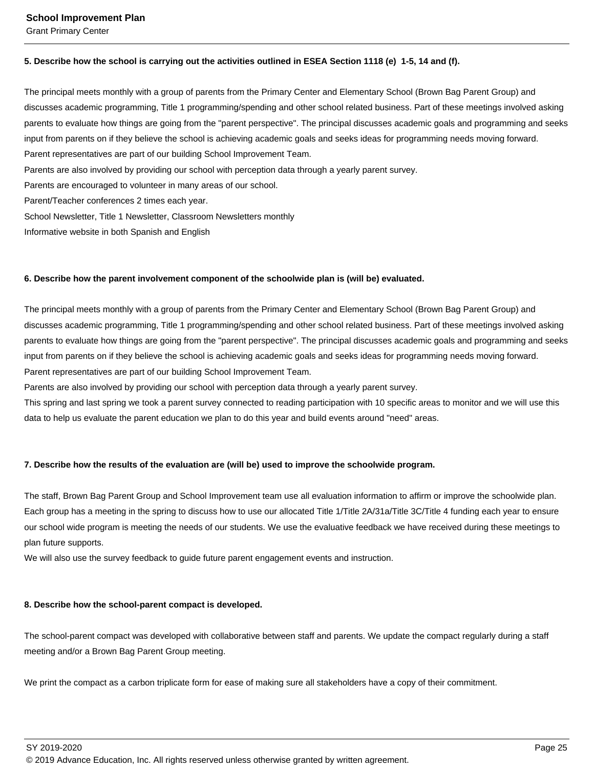**5. Describe how the school is carrying out the activities outlined in ESEA Section 1118 (e) 1-5, 14 and (f).**

The principal meets monthly with a group of parents from the Primary Center and Elementary School (Brown Bag Parent Group) and discusses academic programming, Title 1 programming/spending and other school related business. Part of these meetings involved asking parents to evaluate how things are going from the "parent perspective". The principal discusses academic goals and programming and seeks input from parents on if they believe the school is achieving academic goals and seeks ideas for programming needs moving forward.
Parent representatives are part of our building School Improvement Team.
Parents are also involved by providing our school with perception data through a yearly parent survey.
Parents are encouraged to volunteer in many areas of our school.
Parent/Teacher conferences 2 times each year.
School Newsletter, Title 1 Newsletter, Classroom Newsletters monthly
Informative website in both Spanish and English

**6. Describe how the parent involvement component of the schoolwide plan is (will be) evaluated.**

The principal meets monthly with a group of parents from the Primary Center and Elementary School (Brown Bag Parent Group) and discusses academic programming, Title 1 programming/spending and other school related business. Part of these meetings involved asking parents to evaluate how things are going from the "parent perspective". The principal discusses academic goals and programming and seeks input from parents on if they believe the school is achieving academic goals and seeks ideas for programming needs moving forward.
Parent representatives are part of our building School Improvement Team.
Parents are also involved by providing our school with perception data through a yearly parent survey.
This spring and last spring we took a parent survey connected to reading participation with 10 specific areas to monitor and we will use this data to help us evaluate the parent education we plan to do this year and build events around "need" areas.

**7. Describe how the results of the evaluation are (will be) used to improve the schoolwide program.**

The staff, Brown Bag Parent Group and School Improvement team use all evaluation information to affirm or improve the schoolwide plan. Each group has a meeting in the spring to discuss how to use our allocated Title 1/Title 2A/31a/Title 3C/Title 4 funding each year to ensure our school wide program is meeting the needs of our students. We use the evaluative feedback we have received during these meetings to plan future supports.
We will also use the survey feedback to guide future parent engagement events and instruction.

**8. Describe how the school-parent compact is developed.**

The school-parent compact was developed with collaborative between staff and parents. We update the compact regularly during a staff meeting and/or a Brown Bag Parent Group meeting.

We print the compact as a carbon triplicate form for ease of making sure all stakeholders have a copy of their commitment.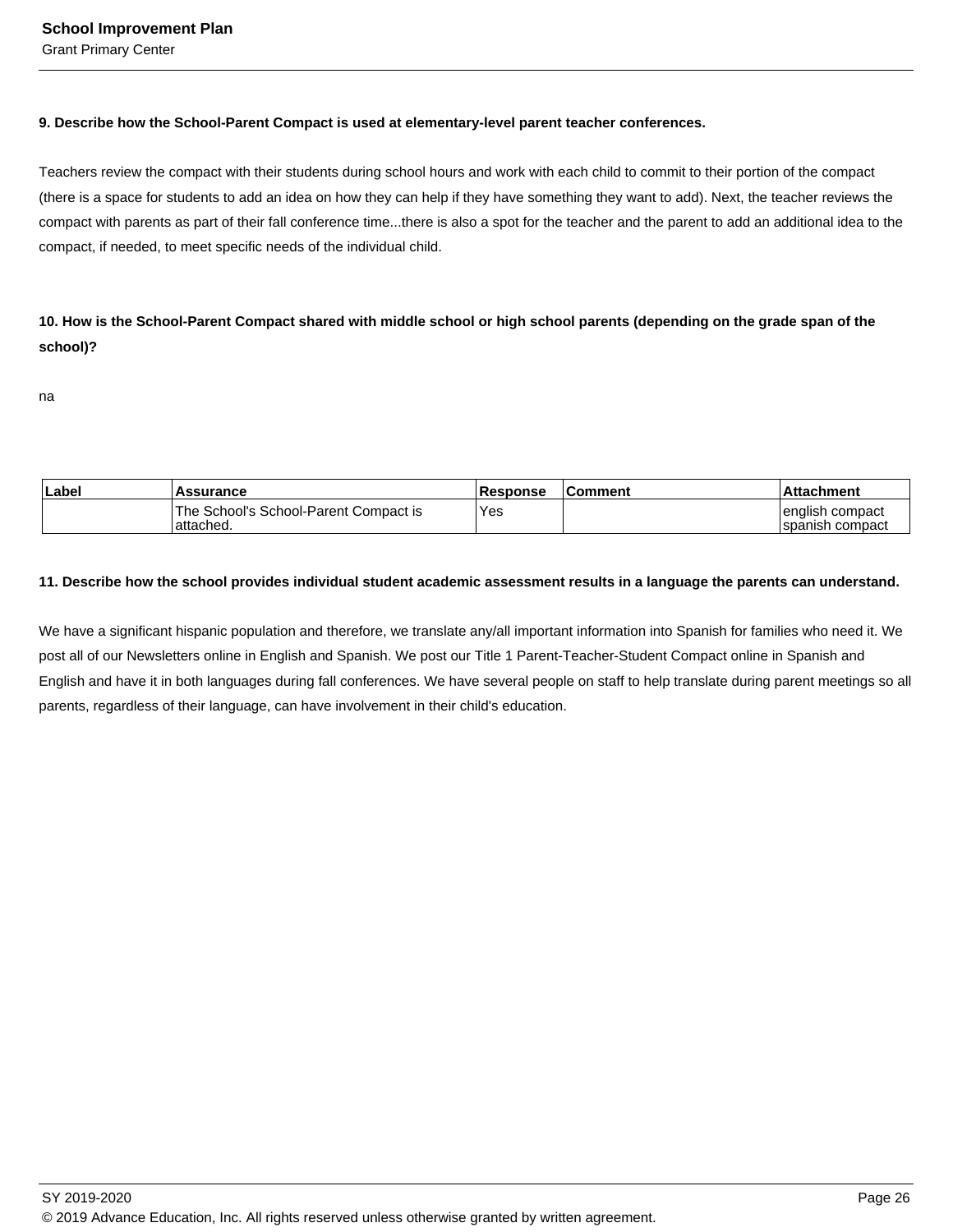**9. Describe how the School-Parent Compact is used at elementary-level parent teacher conferences.**

Teachers review the compact with their students during school hours and work with each child to commit to their portion of the compact (there is a space for students to add an idea on how they can help if they have something they want to add). Next, the teacher reviews the compact with parents as part of their fall conference time...there is also a spot for the teacher and the parent to add an additional idea to the compact, if needed, to meet specific needs of the individual child.

**10. How is the School-Parent Compact shared with middle school or high school parents (depending on the grade span of the school)?**

na

| Label | Assurance | Response | Comment | Attachment |
|---|---|---|---|---|
| | The School's School-Parent Compact is attached. | Yes | | english compact<br>spanish compact |

**11. Describe how the school provides individual student academic assessment results in a language the parents can understand.**

We have a significant hispanic population and therefore, we translate any/all important information into Spanish for families who need it. We post all of our Newsletters online in English and Spanish. We post our Title 1 Parent-Teacher-Student Compact online in Spanish and English and have it in both languages during fall conferences. We have several people on staff to help translate during parent meetings so all parents, regardless of their language, can have involvement in their child's education.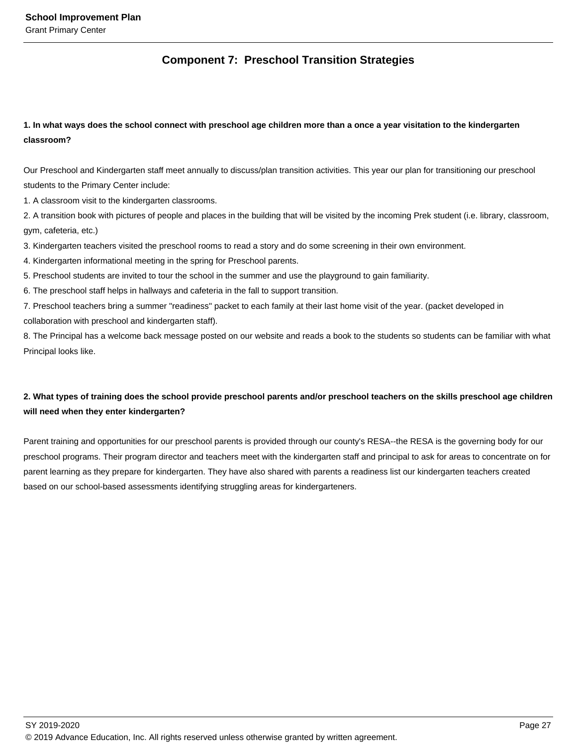## Component 7: Preschool Transition Strategies

**1. In what ways does the school connect with preschool age children more than a once a year visitation to the kindergarten classroom?**

Our Preschool and Kindergarten staff meet annually to discuss/plan transition activities. This year our plan for transitioning our preschool students to the Primary Center include:

1. A classroom visit to the kindergarten classrooms.
2. A transition book with pictures of people and places in the building that will be visited by the incoming Prek student (i.e. library, classroom, gym, cafeteria, etc.)
3. Kindergarten teachers visited the preschool rooms to read a story and do some screening in their own environment.
4. Kindergarten informational meeting in the spring for Preschool parents.
5. Preschool students are invited to tour the school in the summer and use the playground to gain familiarity.
6. The preschool staff helps in hallways and cafeteria in the fall to support transition.
7. Preschool teachers bring a summer "readiness" packet to each family at their last home visit of the year. (packet developed in collaboration with preschool and kindergarten staff).
8. The Principal has a welcome back message posted on our website and reads a book to the students so students can be familiar with what Principal looks like.

**2. What types of training does the school provide preschool parents and/or preschool teachers on the skills preschool age children will need when they enter kindergarten?**

Parent training and opportunities for our preschool parents is provided through our county's RESA--the RESA is the governing body for our preschool programs. Their program director and teachers meet with the kindergarten staff and principal to ask for areas to concentrate on for parent learning as they prepare for kindergarten. They have also shared with parents a readiness list our kindergarten teachers created based on our school-based assessments identifying struggling areas for kindergarteners.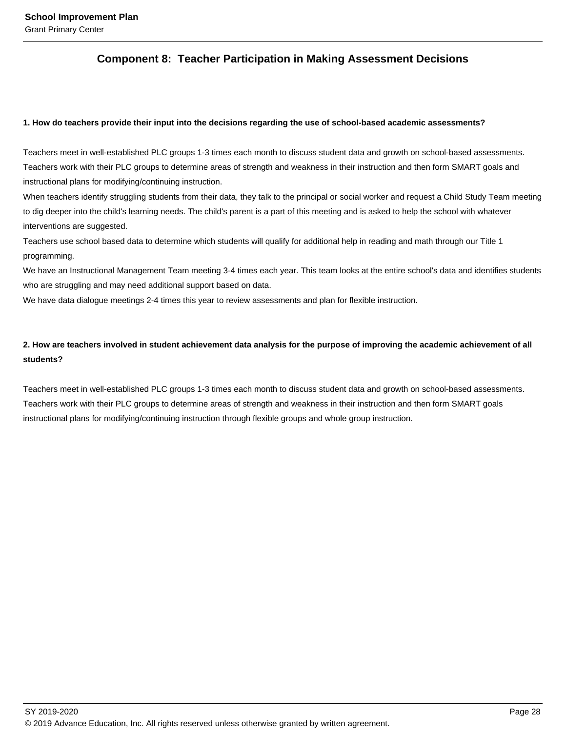## Component 8: Teacher Participation in Making Assessment Decisions

**1. How do teachers provide their input into the decisions regarding the use of school-based academic assessments?**

Teachers meet in well-established PLC groups 1-3 times each month to discuss student data and growth on school-based assessments. Teachers work with their PLC groups to determine areas of strength and weakness in their instruction and then form SMART goals and instructional plans for modifying/continuing instruction.
When teachers identify struggling students from their data, they talk to the principal or social worker and request a Child Study Team meeting to dig deeper into the child's learning needs. The child's parent is a part of this meeting and is asked to help the school with whatever interventions are suggested.
Teachers use school based data to determine which students will qualify for additional help in reading and math through our Title 1 programming.
We have an Instructional Management Team meeting 3-4 times each year. This team looks at the entire school's data and identifies students who are struggling and may need additional support based on data.
We have data dialogue meetings 2-4 times this year to review assessments and plan for flexible instruction.

**2. How are teachers involved in student achievement data analysis for the purpose of improving the academic achievement of all students?**

Teachers meet in well-established PLC groups 1-3 times each month to discuss student data and growth on school-based assessments. Teachers work with their PLC groups to determine areas of strength and weakness in their instruction and then form SMART goals instructional plans for modifying/continuing instruction through flexible groups and whole group instruction.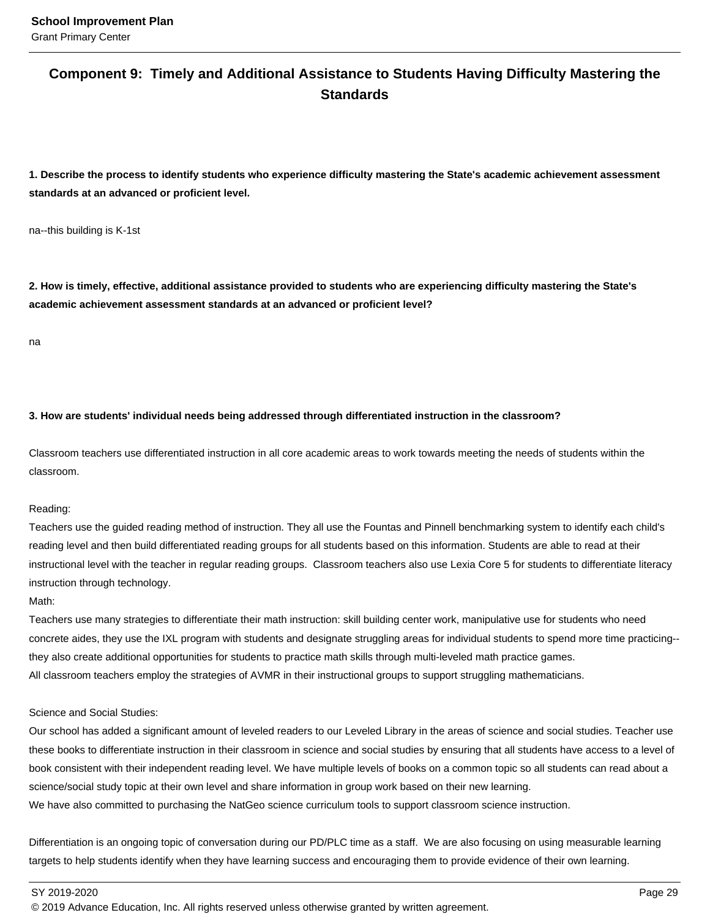## Component 9: Timely and Additional Assistance to Students Having Difficulty Mastering the Standards

**1. Describe the process to identify students who experience difficulty mastering the State's academic achievement assessment standards at an advanced or proficient level.**

na--this building is K-1st

**2. How is timely, effective, additional assistance provided to students who are experiencing difficulty mastering the State's academic achievement assessment standards at an advanced or proficient level?**

na

**3. How are students' individual needs being addressed through differentiated instruction in the classroom?**

Classroom teachers use differentiated instruction in all core academic areas to work towards meeting the needs of students within the classroom.

Reading:
Teachers use the guided reading method of instruction. They all use the Fountas and Pinnell benchmarking system to identify each child's reading level and then build differentiated reading groups for all students based on this information. Students are able to read at their instructional level with the teacher in regular reading groups. Classroom teachers also use Lexia Core 5 for students to differentiate literacy instruction through technology.
Math:
Teachers use many strategies to differentiate their math instruction: skill building center work, manipulative use for students who need concrete aides, they use the IXL program with students and designate struggling areas for individual students to spend more time practicing--they also create additional opportunities for students to practice math skills through multi-leveled math practice games.
All classroom teachers employ the strategies of AVMR in their instructional groups to support struggling mathematicians.

Science and Social Studies:
Our school has added a significant amount of leveled readers to our Leveled Library in the areas of science and social studies. Teacher use these books to differentiate instruction in their classroom in science and social studies by ensuring that all students have access to a level of book consistent with their independent reading level. We have multiple levels of books on a common topic so all students can read about a science/social study topic at their own level and share information in group work based on their new learning.
We have also committed to purchasing the NatGeo science curriculum tools to support classroom science instruction.

Differentiation is an ongoing topic of conversation during our PD/PLC time as a staff. We are also focusing on using measurable learning targets to help students identify when they have learning success and encouraging them to provide evidence of their own learning.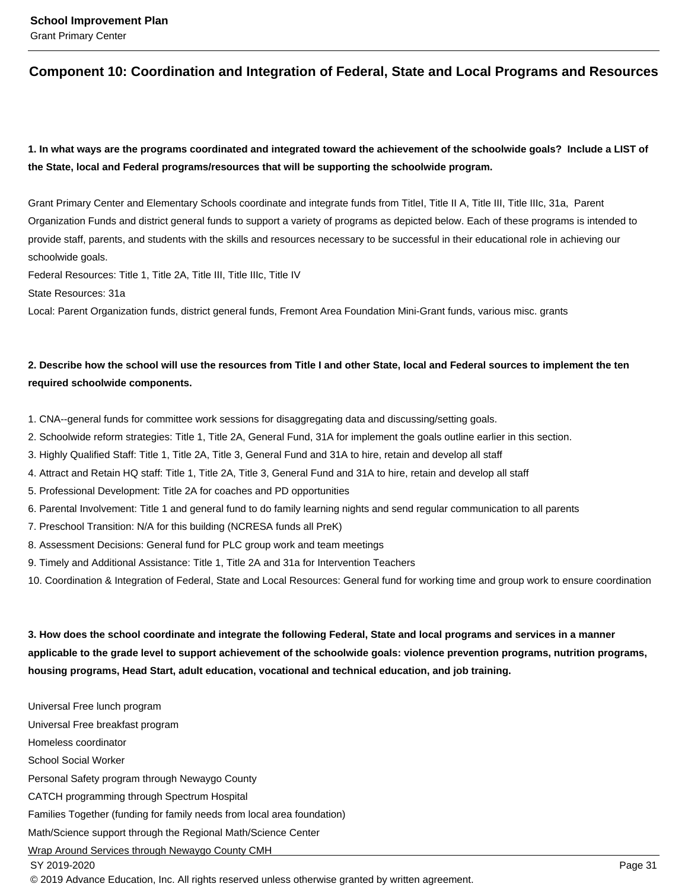## Component 10: Coordination and Integration of Federal, State and Local Programs and Resources

**1. In what ways are the programs coordinated and integrated toward the achievement of the schoolwide goals? Include a LIST of the State, local and Federal programs/resources that will be supporting the schoolwide program.**

Grant Primary Center and Elementary Schools coordinate and integrate funds from TitleI, Title II A, Title III, Title IIIc, 31a, Parent Organization Funds and district general funds to support a variety of programs as depicted below. Each of these programs is intended to provide staff, parents, and students with the skills and resources necessary to be successful in their educational role in achieving our schoolwide goals.
Federal Resources: Title 1, Title 2A, Title III, Title IIIc, Title IV
State Resources: 31a
Local: Parent Organization funds, district general funds, Fremont Area Foundation Mini-Grant funds, various misc. grants

**2. Describe how the school will use the resources from Title I and other State, local and Federal sources to implement the ten required schoolwide components.**

1. CNA--general funds for committee work sessions for disaggregating data and discussing/setting goals.
2. Schoolwide reform strategies: Title 1, Title 2A, General Fund, 31A for implement the goals outline earlier in this section.
3. Highly Qualified Staff: Title 1, Title 2A, Title 3, General Fund and 31A to hire, retain and develop all staff
4. Attract and Retain HQ staff: Title 1, Title 2A, Title 3, General Fund and 31A to hire, retain and develop all staff
5. Professional Development: Title 2A for coaches and PD opportunities
6. Parental Involvement: Title 1 and general fund to do family learning nights and send regular communication to all parents
7. Preschool Transition: N/A for this building (NCRESA funds all PreK)
8. Assessment Decisions: General fund for PLC group work and team meetings
9. Timely and Additional Assistance: Title 1, Title 2A and 31a for Intervention Teachers
10. Coordination & Integration of Federal, State and Local Resources: General fund for working time and group work to ensure coordination

**3. How does the school coordinate and integrate the following Federal, State and local programs and services in a manner applicable to the grade level to support achievement of the schoolwide goals: violence prevention programs, nutrition programs, housing programs, Head Start, adult education, vocational and technical education, and job training.**

Universal Free lunch program
Universal Free breakfast program
Homeless coordinator
School Social Worker
Personal Safety program through Newaygo County
CATCH programming through Spectrum Hospital
Families Together (funding for family needs from local area foundation)
Math/Science support through the Regional Math/Science Center
Wrap Around Services through Newaygo County CMH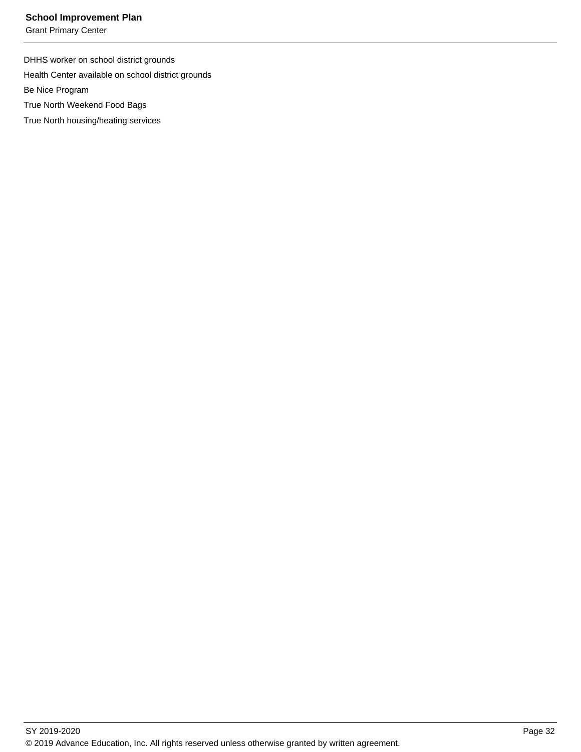DHHS worker on school district grounds

Health Center available on school district grounds

Be Nice Program

True North Weekend Food Bags

True North housing/heating services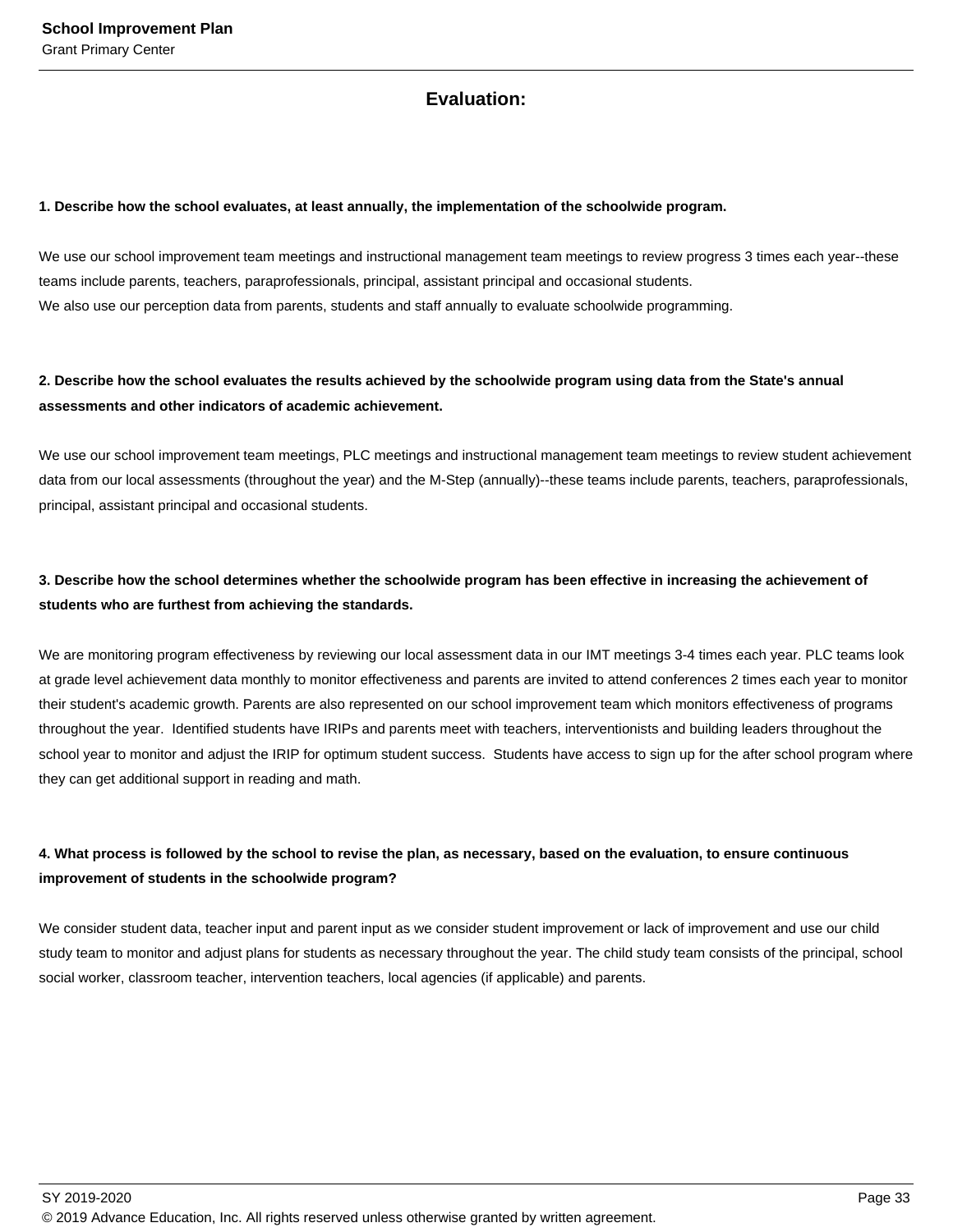## Evaluation:

**1. Describe how the school evaluates, at least annually, the implementation of the schoolwide program.**

We use our school improvement team meetings and instructional management team meetings to review progress 3 times each year--these teams include parents, teachers, paraprofessionals, principal, assistant principal and occasional students.
We also use our perception data from parents, students and staff annually to evaluate schoolwide programming.

**2. Describe how the school evaluates the results achieved by the schoolwide program using data from the State's annual assessments and other indicators of academic achievement.**

We use our school improvement team meetings, PLC meetings and instructional management team meetings to review student achievement data from our local assessments (throughout the year) and the M-Step (annually)--these teams include parents, teachers, paraprofessionals, principal, assistant principal and occasional students.

**3. Describe how the school determines whether the schoolwide program has been effective in increasing the achievement of students who are furthest from achieving the standards.**

We are monitoring program effectiveness by reviewing our local assessment data in our IMT meetings 3-4 times each year. PLC teams look at grade level achievement data monthly to monitor effectiveness and parents are invited to attend conferences 2 times each year to monitor their student's academic growth. Parents are also represented on our school improvement team which monitors effectiveness of programs throughout the year. Identified students have IRIPs and parents meet with teachers, interventionists and building leaders throughout the school year to monitor and adjust the IRIP for optimum student success. Students have access to sign up for the after school program where they can get additional support in reading and math.

**4. What process is followed by the school to revise the plan, as necessary, based on the evaluation, to ensure continuous improvement of students in the schoolwide program?**

We consider student data, teacher input and parent input as we consider student improvement or lack of improvement and use our child study team to monitor and adjust plans for students as necessary throughout the year. The child study team consists of the principal, school social worker, classroom teacher, intervention teachers, local agencies (if applicable) and parents.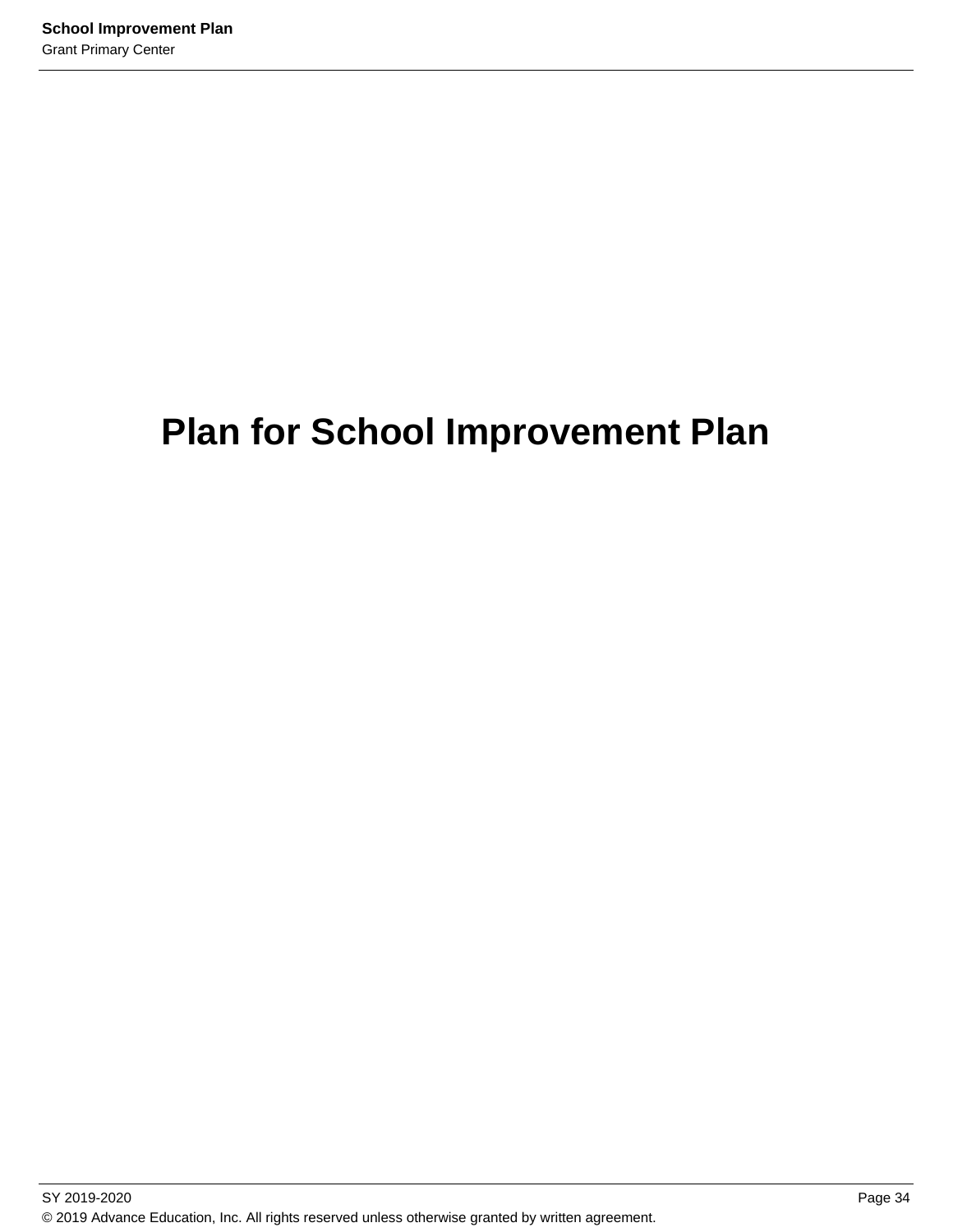# Plan for School Improvement Plan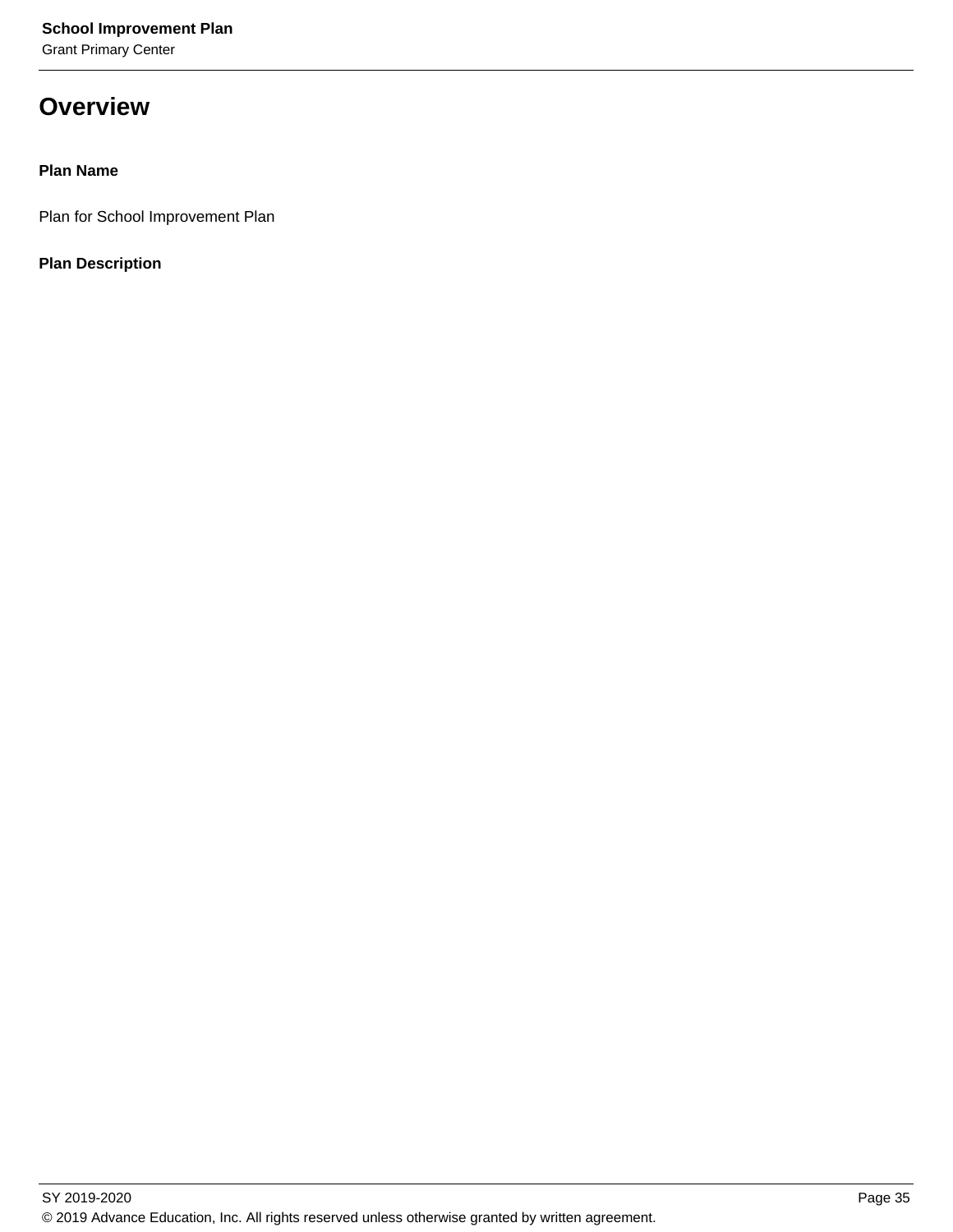# Overview

**Plan Name**

Plan for School Improvement Plan

**Plan Description**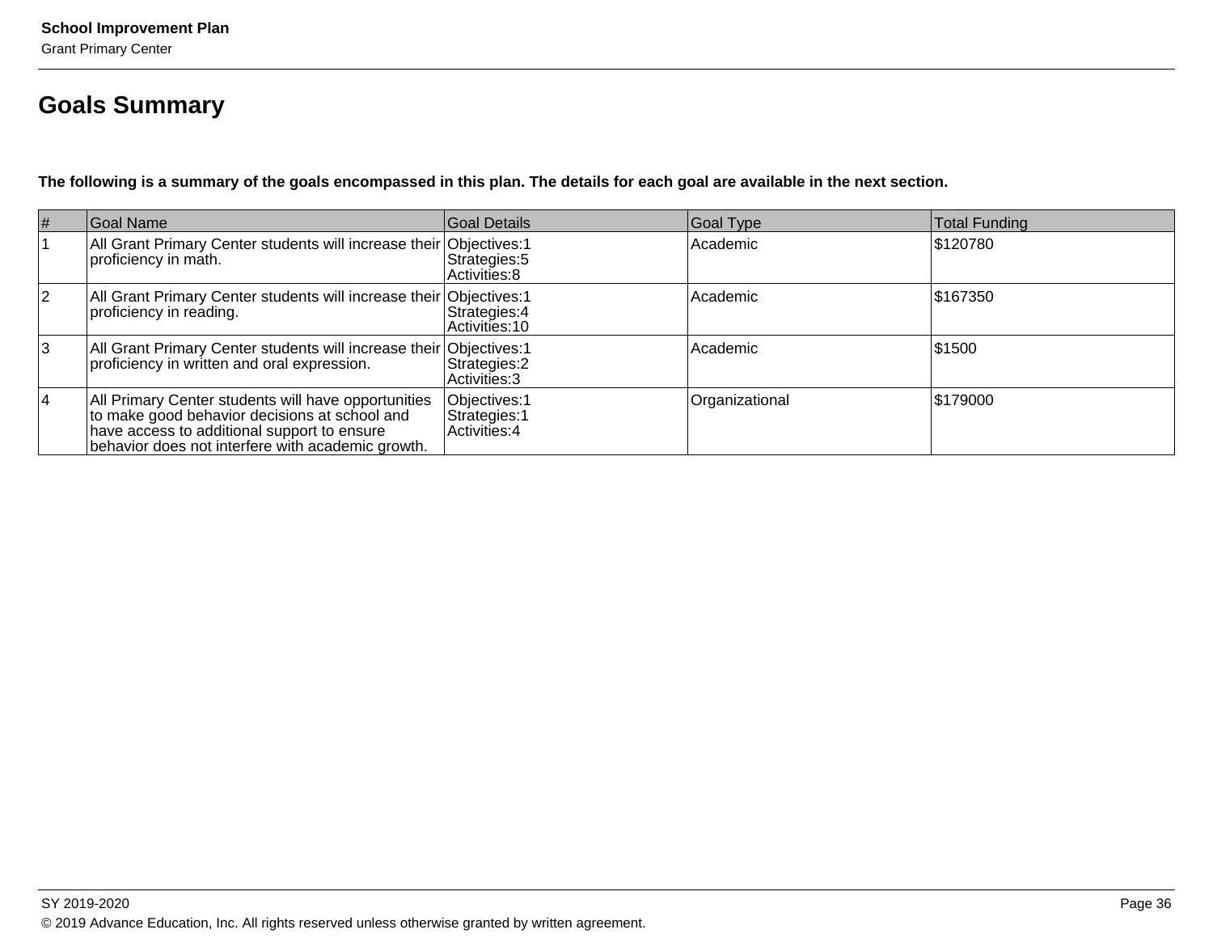## Goals Summary

**The following is a summary of the goals encompassed in this plan. The details for each goal are available in the next section.**

| # | Goal Name | Goal Details | Goal Type | Total Funding |
|---|---|---|---|---|
| 1 | All Grant Primary Center students will increase their proficiency in math. | Objectives:1<br>Strategies:5<br>Activities:8 | Academic | $120780 |
| 2 | All Grant Primary Center students will increase their proficiency in reading. | Objectives:1<br>Strategies:4<br>Activities:10 | Academic | $167350 |
| 3 | All Grant Primary Center students will increase their proficiency in written and oral expression. | Objectives:1<br>Strategies:2<br>Activities:3 | Academic | $1500 |
| 4 | All Primary Center students will have opportunities to make good behavior decisions at school and have access to additional support to ensure behavior does not interfere with academic growth. | Objectives:1<br>Strategies:1<br>Activities:4 | Organizational | $179000 |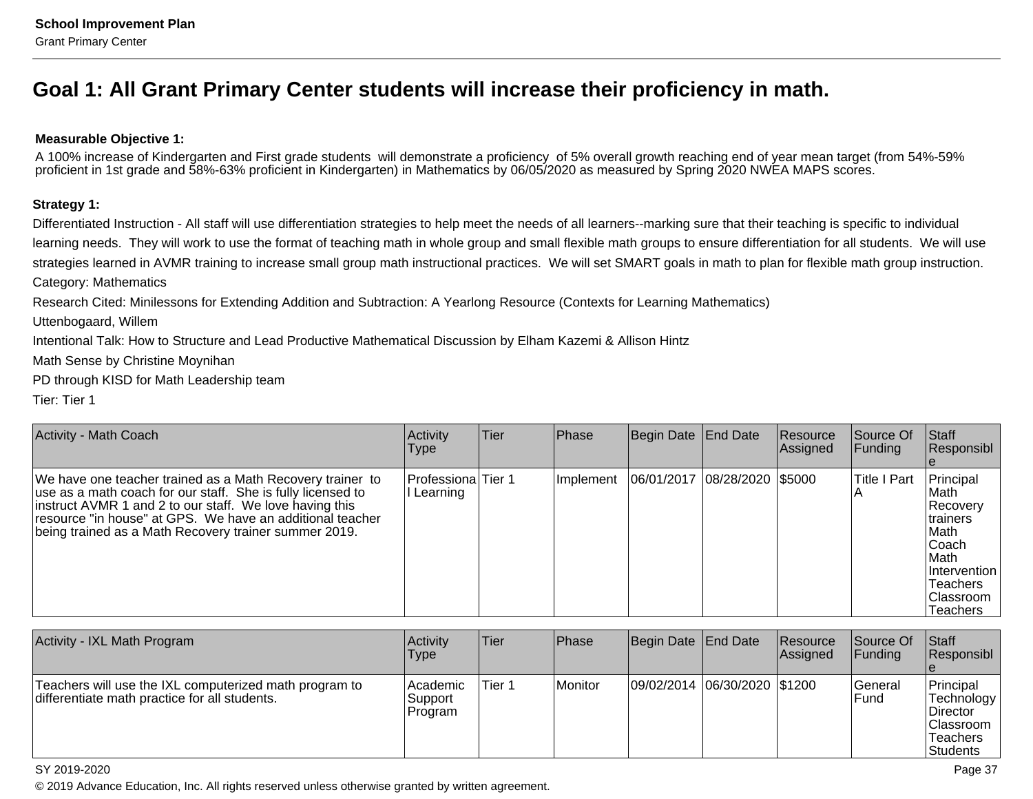# Goal 1: All Grant Primary Center students will increase their proficiency in math.

**Measurable Objective 1:**

A 100% increase of Kindergarten and First grade students will demonstrate a proficiency of 5% overall growth reaching end of year mean target (from 54%-59% proficient in 1st grade and 58%-63% proficient in Kindergarten) in Mathematics by 06/05/2020 as measured by Spring 2020 NWEA MAPS scores.

**Strategy 1:**

Differentiated Instruction - All staff will use differentiation strategies to help meet the needs of all learners--marking sure that their teaching is specific to individual learning needs. They will work to use the format of teaching math in whole group and small flexible math groups to ensure differentiation for all students. We will use strategies learned in AVMR training to increase small group math instructional practices. We will set SMART goals in math to plan for flexible math group instruction.

Category: Mathematics

Research Cited: Minilessons for Extending Addition and Subtraction: A Yearlong Resource (Contexts for Learning Mathematics)

Uttenbogaard, Willem

Intentional Talk: How to Structure and Lead Productive Mathematical Discussion by Elham Kazemi & Allison Hintz

Math Sense by Christine Moynihan

PD through KISD for Math Leadership team

Tier: Tier 1

| Activity - Math Coach | Activity Type | Tier | Phase | Begin Date | End Date | Resource Assigned | Source Of Funding | Staff Responsible |
|---|---|---|---|---|---|---|---|---|
| We have one teacher trained as a Math Recovery trainer to use as a math coach for our staff. She is fully licensed to instruct AVMR 1 and 2 to our staff. We love having this resource "in house" at GPS. We have an additional teacher being trained as a Math Recovery trainer summer 2019. | Professional Learning | Tier 1 | Implement | 06/01/2017 | 08/28/2020 | $5000 | Title I Part A | Principal Math Recovery trainers Math Coach Math Intervention Teachers Classroom Teachers |

| Activity - IXL Math Program | Activity Type | Tier | Phase | Begin Date | End Date | Resource Assigned | Source Of Funding | Staff Responsible |
|---|---|---|---|---|---|---|---|---|
| Teachers will use the IXL computerized math program to differentiate math practice for all students. | Academic Support Program | Tier 1 | Monitor | 09/02/2014 | 06/30/2020 | $1200 | General Fund | Principal Technology Director Classroom Teachers Students |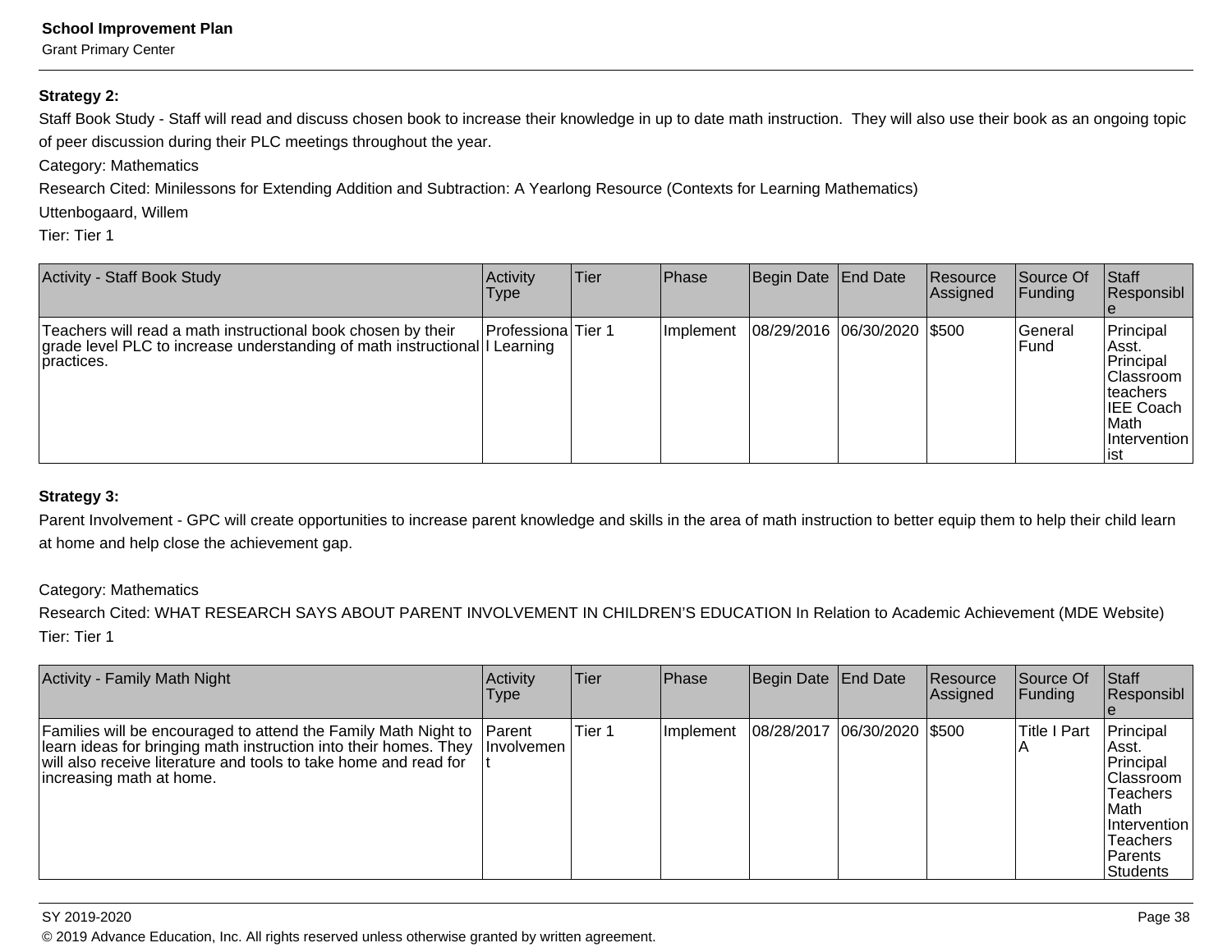**Strategy 2:**

Staff Book Study - Staff will read and discuss chosen book to increase their knowledge in up to date math instruction.  They will also use their book as an ongoing topic of peer discussion during their PLC meetings throughout the year.

Category: Mathematics

Research Cited: Minilessons for Extending Addition and Subtraction: A Yearlong Resource (Contexts for Learning Mathematics)

Uttenbogaard, Willem

Tier: Tier 1

| Activity - Staff Book Study | Activity Type | Tier | Phase | Begin Date | End Date | Resource Assigned | Source Of Funding | Staff Responsible |
|---|---|---|---|---|---|---|---|---|
| Teachers will read a math instructional book chosen by their grade level PLC to increase understanding of math instructional practices. | Professional Learning | Tier 1 | Implement | 08/29/2016 | 06/30/2020 | $500 | General Fund | Principal Asst. Principal Classroom teachers IEE Coach Math Interventionist |

**Strategy 3:**

Parent Involvement - GPC will create opportunities to increase parent knowledge and skills in the area of math instruction to better equip them to help their child learn at home and help close the achievement gap.

Category: Mathematics

Research Cited: WHAT RESEARCH SAYS ABOUT PARENT INVOLVEMENT IN CHILDREN'S EDUCATION In Relation to Academic Achievement (MDE Website)

Tier: Tier 1

| Activity - Family Math Night | Activity Type | Tier | Phase | Begin Date | End Date | Resource Assigned | Source Of Funding | Staff Responsible |
|---|---|---|---|---|---|---|---|---|
| Families will be encouraged to attend the Family Math Night to learn ideas for bringing math instruction into their homes. They will also receive literature and tools to take home and read for increasing math at home. | Parent Involvement | Tier 1 | Implement | 08/28/2017 | 06/30/2020 | $500 | Title I Part A | Principal Asst. Principal Classroom Teachers Math Intervention Teachers Parents Students |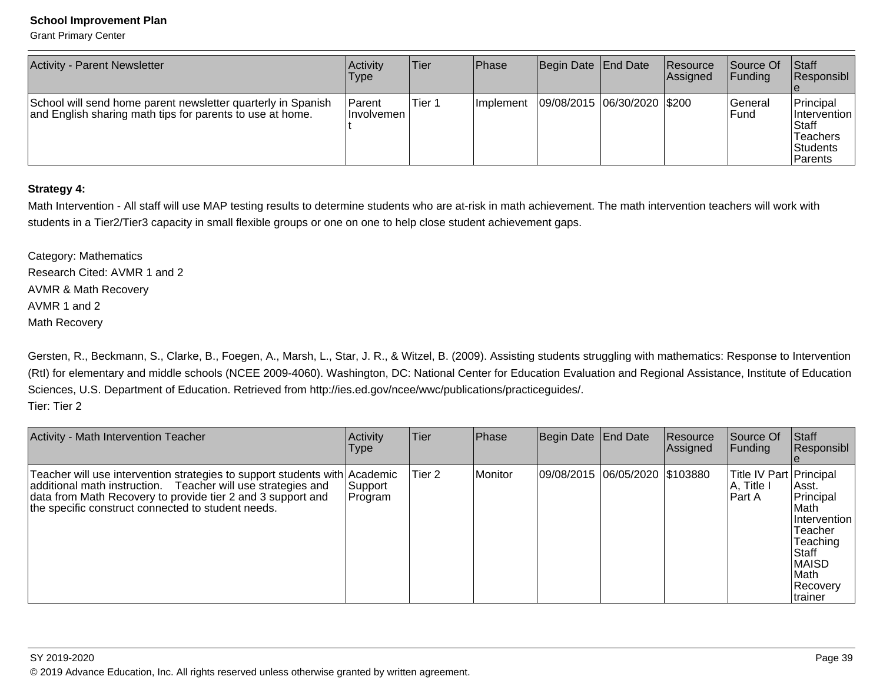| Activity - Parent Newsletter | Activity Type | Tier | Phase | Begin Date | End Date | Resource Assigned | Source Of Funding | Staff Responsible |
|---|---|---|---|---|---|---|---|---|
| School will send home parent newsletter quarterly in Spanish and English sharing math tips for parents to use at home. | Parent Involvement | Tier 1 | Implement | 09/08/2015 | 06/30/2020 | $200 | General Fund | Principal Intervention Staff Teachers Students Parents |

**Strategy 4:**

Math Intervention - All staff will use MAP testing results to determine students who are at-risk in math achievement. The math intervention teachers will work with students in a Tier2/Tier3 capacity in small flexible groups or one on one to help close student achievement gaps.

Category: Mathematics
Research Cited: AVMR 1 and 2
AVMR & Math Recovery
AVMR 1 and 2
Math Recovery

Gersten, R., Beckmann, S., Clarke, B., Foegen, A., Marsh, L., Star, J. R., & Witzel, B. (2009). Assisting students struggling with mathematics: Response to Intervention (RtI) for elementary and middle schools (NCEE 2009-4060). Washington, DC: National Center for Education Evaluation and Regional Assistance, Institute of Education Sciences, U.S. Department of Education. Retrieved from http://ies.ed.gov/ncee/wwc/publications/practiceguides/.
Tier: Tier 2

| Activity - Math Intervention Teacher | Activity Type | Tier | Phase | Begin Date | End Date | Resource Assigned | Source Of Funding | Staff Responsible |
|---|---|---|---|---|---|---|---|---|
| Teacher will use intervention strategies to support students with additional math instruction. Teacher will use strategies and data from Math Recovery to provide tier 2 and 3 support and the specific construct connected to student needs. | Academic Support Program | Tier 2 | Monitor | 09/08/2015 | 06/05/2020 | $103880 | Title IV Part A, Title I Part A | Principal Asst. Principal Math Intervention Teacher Teaching Staff MAISD Math Recovery trainer |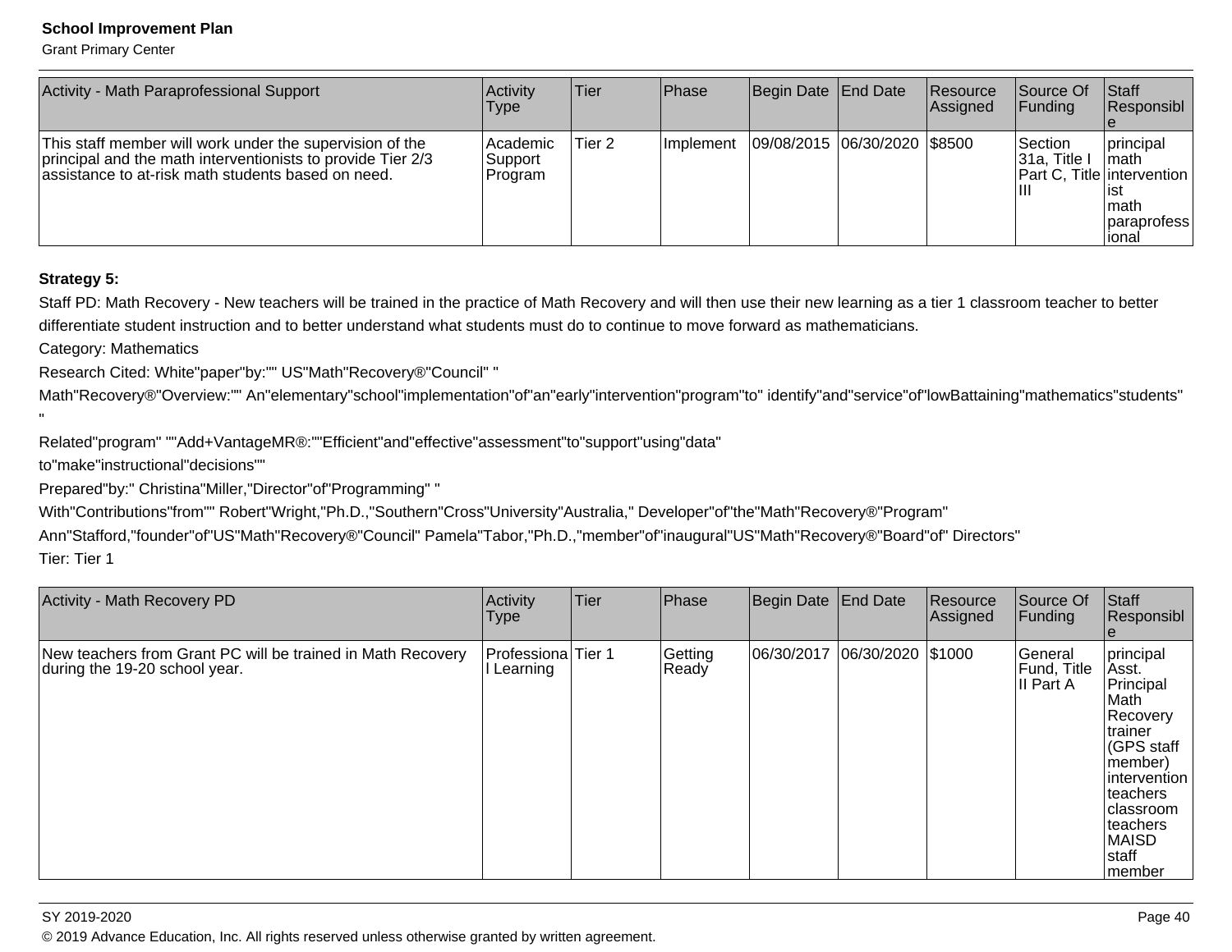| Activity - Math Paraprofessional Support | Activity Type | Tier | Phase | Begin Date | End Date | Resource Assigned | Source Of Funding | Staff Responsible |
|---|---|---|---|---|---|---|---|---|
| This staff member will work under the supervision of the principal and the math interventionists to provide Tier 2/3 assistance to at-risk math students based on need. | Academic Support Program | Tier 2 | Implement | 09/08/2015 | 06/30/2020 | $8500 | Section 31a, Title I Part C, Title III | principal math interventionist math paraprofessional |

**Strategy 5:**

Staff PD: Math Recovery - New teachers will be trained in the practice of Math Recovery and will then use their new learning as a tier 1 classroom teacher to better differentiate student instruction and to better understand what students must do to continue to move forward as mathematicians.

Category: Mathematics

Research Cited: White"paper"by:"" US"Math"Recovery®"Council" "

Math"Recovery®"Overview:"" An"elementary"school"implementation"of"an"early"intervention"program"to" identify"and"service"of"lowBattaining"mathematics"students" "

Related"program" ""Add+VantageMR®:""Efficient"and"effective"assessment"to"support"using"data"

to"make"instructional"decisions""

Prepared"by:" Christina"Miller,"Director"of"Programming" "

With"Contributions"from"" Robert"Wright,"Ph.D.,"Southern"Cross"University"Australia," Developer"of"the"Math"Recovery®"Program"

Ann"Stafford,"founder"of"US"Math"Recovery®"Council" Pamela"Tabor,"Ph.D.,"member"of"inaugural"US"Math"Recovery®"Board"of" Directors"

Tier: Tier 1

| Activity - Math Recovery PD | Activity Type | Tier | Phase | Begin Date | End Date | Resource Assigned | Source Of Funding | Staff Responsible |
|---|---|---|---|---|---|---|---|---|
| New teachers from Grant PC will be trained in Math Recovery during the 19-20 school year. | Professional Learning | Tier 1 | Getting Ready | 06/30/2017 | 06/30/2020 | $1000 | General Fund, Title II Part A | principal Asst. Principal Math Recovery trainer (GPS staff member) intervention teachers classroom teachers MAISD staff member |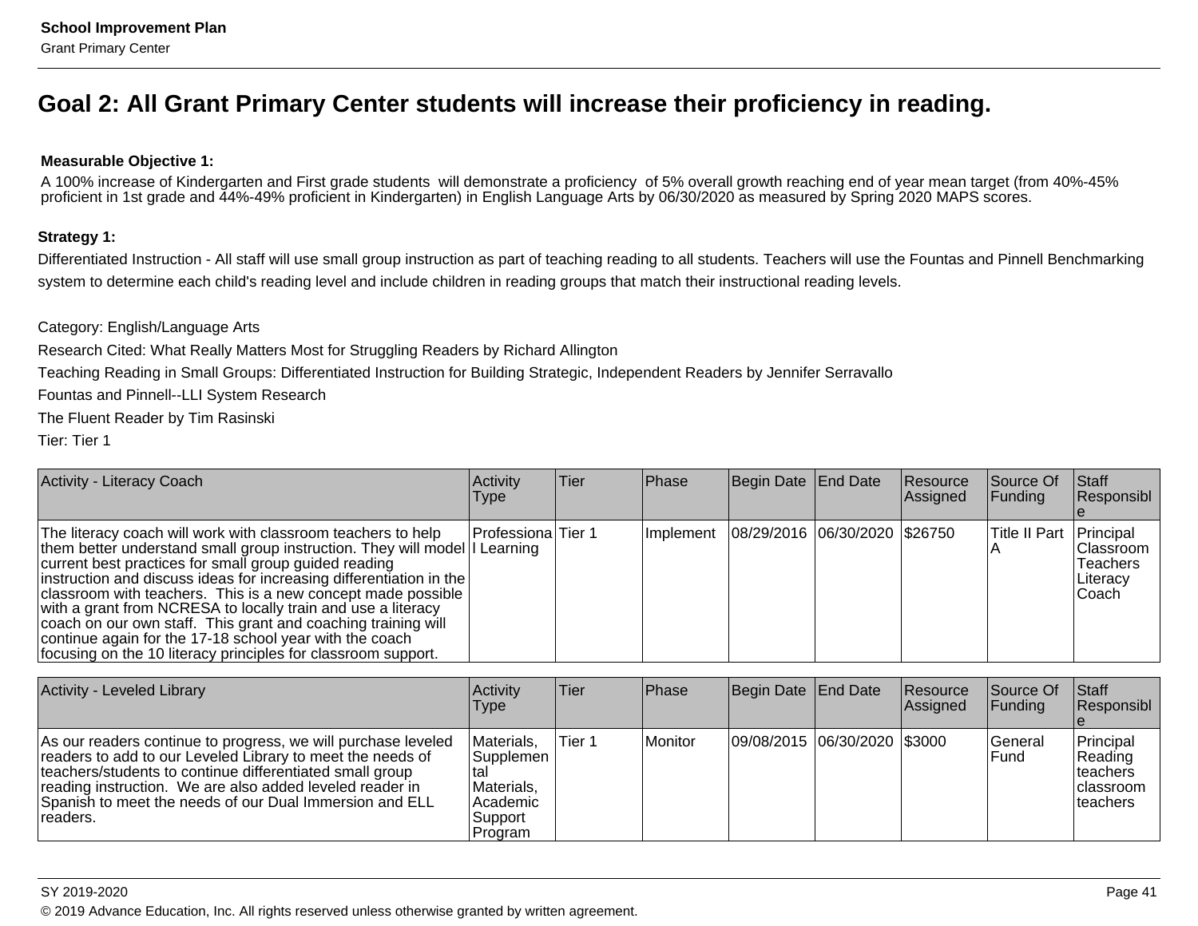## Goal 2: All Grant Primary Center students will increase their proficiency in reading.

**Measurable Objective 1:**

A 100% increase of Kindergarten and First grade students will demonstrate a proficiency of 5% overall growth reaching end of year mean target (from 40%-45% proficient in 1st grade and 44%-49% proficient in Kindergarten) in English Language Arts by 06/30/2020 as measured by Spring 2020 MAPS scores.

**Strategy 1:**

Differentiated Instruction - All staff will use small group instruction as part of teaching reading to all students. Teachers will use the Fountas and Pinnell Benchmarking system to determine each child's reading level and include children in reading groups that match their instructional reading levels.

Category: English/Language Arts

Research Cited: What Really Matters Most for Struggling Readers by Richard Allington

Teaching Reading in Small Groups: Differentiated Instruction for Building Strategic, Independent Readers by Jennifer Serravallo

Fountas and Pinnell--LLI System Research

The Fluent Reader by Tim Rasinski

Tier: Tier 1

| Activity - Literacy Coach | Activity Type | Tier | Phase | Begin Date | End Date | Resource Assigned | Source Of Funding | Staff Responsible |
|---|---|---|---|---|---|---|---|---|
| The literacy coach will work with classroom teachers to help them better understand small group instruction. They will model current best practices for small group guided reading instruction and discuss ideas for increasing differentiation in the classroom with teachers. This is a new concept made possible with a grant from NCRESA to locally train and use a literacy coach on our own staff. This grant and coaching training will continue again for the 17-18 school year with the coach focusing on the 10 literacy principles for classroom support. | Professional Learning | Tier 1 | Implement | 08/29/2016 | 06/30/2020 | $26750 | Title II Part A | Principal Classroom Teachers Literacy Coach |

| Activity - Leveled Library | Activity Type | Tier | Phase | Begin Date | End Date | Resource Assigned | Source Of Funding | Staff Responsible |
|---|---|---|---|---|---|---|---|---|
| As our readers continue to progress, we will purchase leveled readers to add to our Leveled Library to meet the needs of teachers/students to continue differentiated small group reading instruction. We are also added leveled reader in Spanish to meet the needs of our Dual Immersion and ELL readers. | Materials, Supplemental Materials, Academic Support Program | Tier 1 | Monitor | 09/08/2015 | 06/30/2020 | $3000 | General Fund | Principal Reading teachers classroom teachers |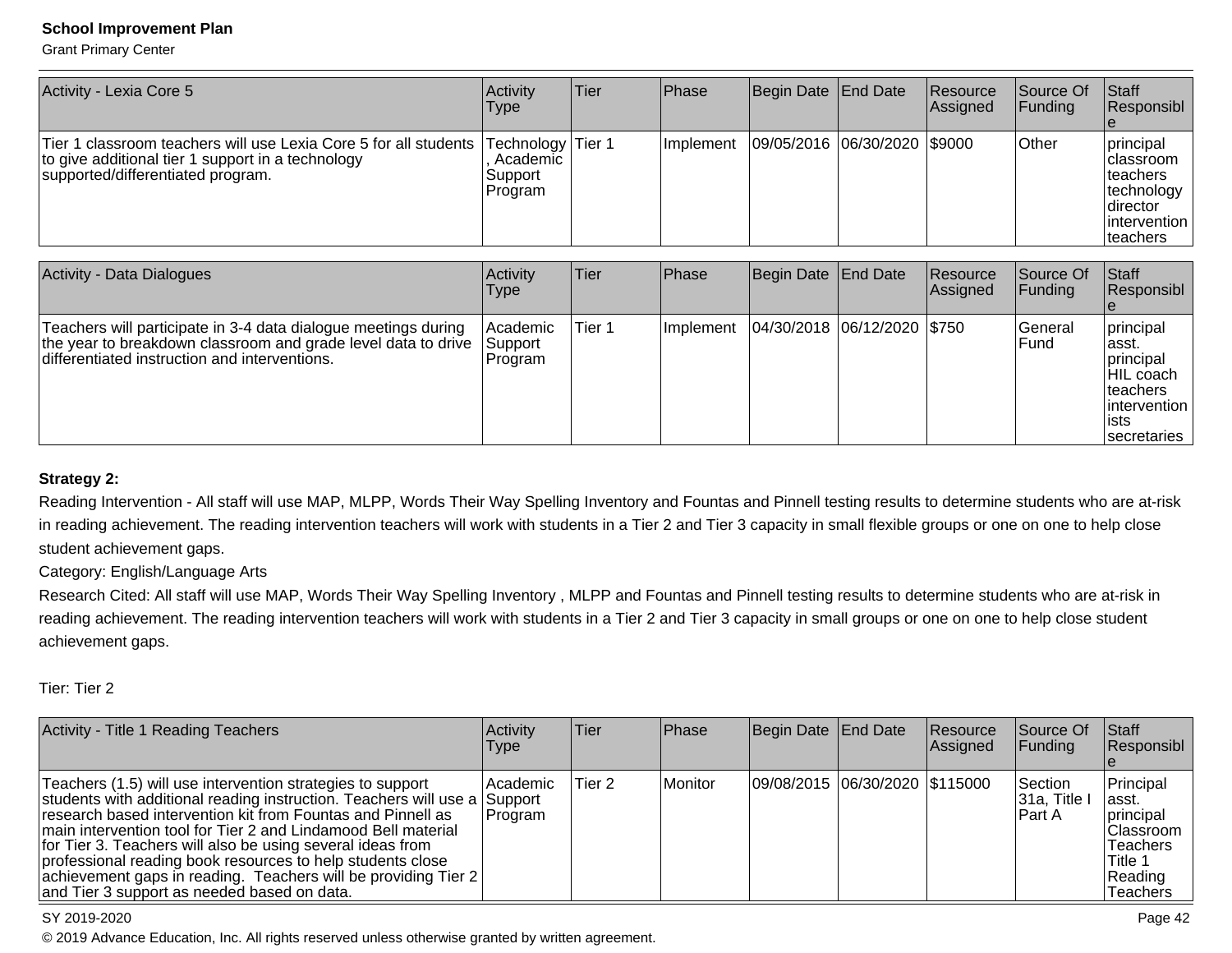| Activity - Lexia Core 5 | Activity Type | Tier | Phase | Begin Date | End Date | Resource Assigned | Source Of Funding | Staff Responsible |
|---|---|---|---|---|---|---|---|---|
| Tier 1 classroom teachers will use Lexia Core 5 for all students to give additional tier 1 support in a technology supported/differentiated program. | Technology, Academic Support Program | Tier 1 | Implement | 09/05/2016 | 06/30/2020 | $9000 | Other | principal classroom teachers technology director intervention teachers |

| Activity - Data Dialogues | Activity Type | Tier | Phase | Begin Date | End Date | Resource Assigned | Source Of Funding | Staff Responsible |
|---|---|---|---|---|---|---|---|---|
| Teachers will participate in 3-4 data dialogue meetings during the year to breakdown classroom and grade level data to drive differentiated instruction and interventions. | Academic Support Program | Tier 1 | Implement | 04/30/2018 | 06/12/2020 | $750 | General Fund | principal asst. principal HIL coach teachers interventionists secretaries |

**Strategy 2:**

Reading Intervention - All staff will use MAP, MLPP, Words Their Way Spelling Inventory and Fountas and Pinnell testing results to determine students who are at-risk in reading achievement. The reading intervention teachers will work with students in a Tier 2 and Tier 3 capacity in small flexible groups or one on one to help close student achievement gaps.

Category: English/Language Arts

Research Cited: All staff will use MAP, Words Their Way Spelling Inventory , MLPP and Fountas and Pinnell testing results to determine students who are at-risk in reading achievement. The reading intervention teachers will work with students in a Tier 2 and Tier 3 capacity in small groups or one on one to help close student achievement gaps.

Tier: Tier 2

| Activity - Title 1 Reading Teachers | Activity Type | Tier | Phase | Begin Date | End Date | Resource Assigned | Source Of Funding | Staff Responsible |
|---|---|---|---|---|---|---|---|---|
| Teachers (1.5) will use intervention strategies to support students with additional reading instruction. Teachers will use a research based intervention kit from Fountas and Pinnell as main intervention tool for Tier 2 and Lindamood Bell material for Tier 3. Teachers will also be using several ideas from professional reading book resources to help students close achievement gaps in reading. Teachers will be providing Tier 2 and Tier 3 support as needed based on data. | Academic Support Program | Tier 2 | Monitor | 09/08/2015 | 06/30/2020 | $115000 | Section 31a, Title I Part A | Principal asst. principal Classroom Teachers Title 1 Reading Teachers |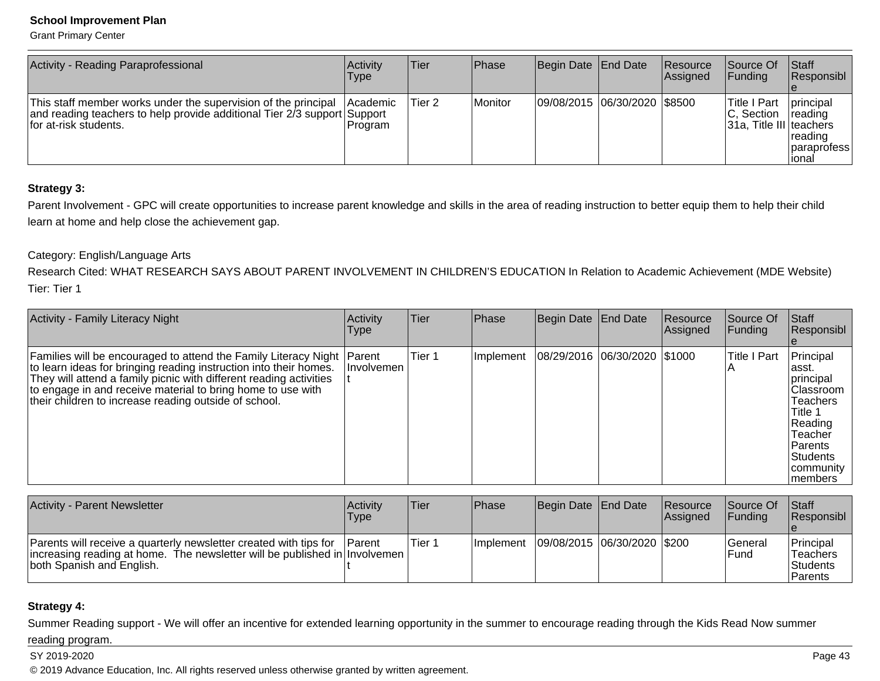| Activity - Reading Paraprofessional | Activity Type | Tier | Phase | Begin Date | End Date | Resource Assigned | Source Of Funding | Staff Responsible |
|---|---|---|---|---|---|---|---|---|
| This staff member works under the supervision of the principal and reading teachers to help provide additional Tier 2/3 support for at-risk students. | Academic Support Program | Tier 2 | Monitor | 09/08/2015 | 06/30/2020 | $8500 | Title I Part C, Section 31a, Title III | principal reading teachers reading paraprofessional |

**Strategy 3:**

Parent Involvement - GPC will create opportunities to increase parent knowledge and skills in the area of reading instruction to better equip them to help their child learn at home and help close the achievement gap.

Category: English/Language Arts

Research Cited: WHAT RESEARCH SAYS ABOUT PARENT INVOLVEMENT IN CHILDREN'S EDUCATION In Relation to Academic Achievement (MDE Website)

Tier: Tier 1

| Activity - Family Literacy Night | Activity Type | Tier | Phase | Begin Date | End Date | Resource Assigned | Source Of Funding | Staff Responsible |
|---|---|---|---|---|---|---|---|---|
| Families will be encouraged to attend the Family Literacy Night to learn ideas for bringing reading instruction into their homes. They will attend a family picnic with different reading activities to engage in and receive material to bring home to use with their children to increase reading outside of school. | Parent Involvement | Tier 1 | Implement | 08/29/2016 | 06/30/2020 | $1000 | Title I Part A | Principal asst. principal Classroom Teachers Title 1 Reading Teacher Parents Students community members |

| Activity - Parent Newsletter | Activity Type | Tier | Phase | Begin Date | End Date | Resource Assigned | Source Of Funding | Staff Responsible |
|---|---|---|---|---|---|---|---|---|
| Parents will receive a quarterly newsletter created with tips for increasing reading at home. The newsletter will be published in both Spanish and English. | Parent Involvement | Tier 1 | Implement | 09/08/2015 | 06/30/2020 | $200 | General Fund | Principal Teachers Students Parents |

**Strategy 4:**

Summer Reading support - We will offer an incentive for extended learning opportunity in the summer to encourage reading through the Kids Read Now summer reading program.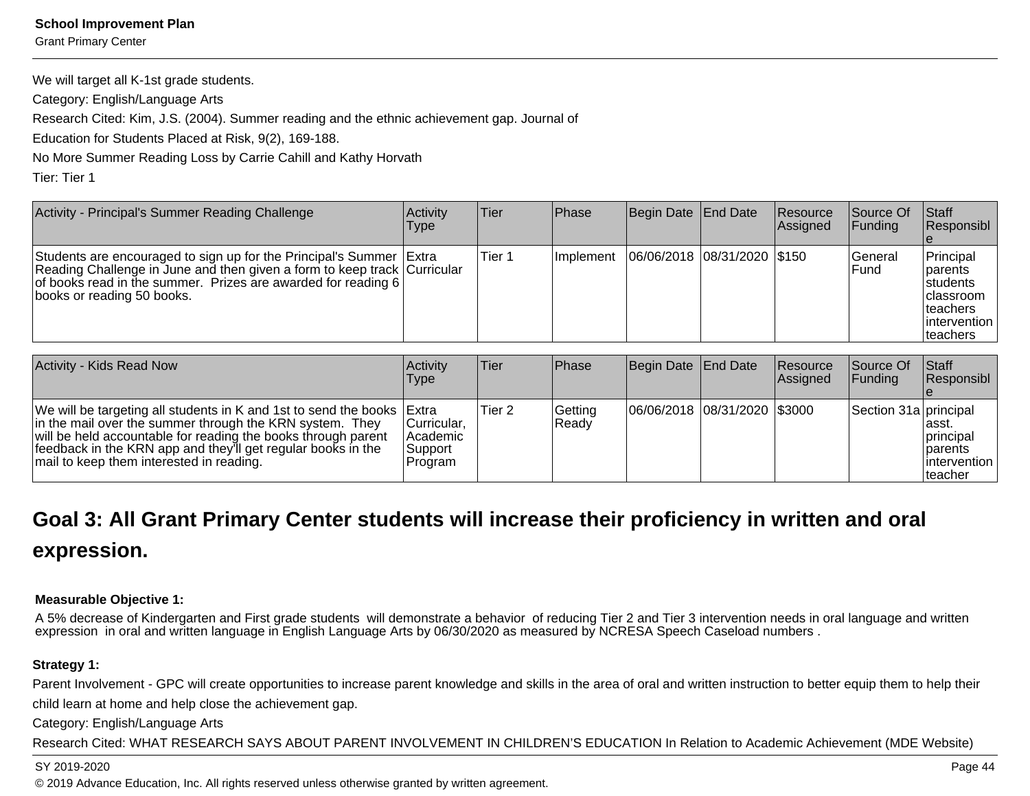We will target all K-1st grade students.

Category: English/Language Arts

Research Cited: Kim, J.S. (2004). Summer reading and the ethnic achievement gap. Journal of Education for Students Placed at Risk, 9(2), 169-188.

No More Summer Reading Loss by Carrie Cahill and Kathy Horvath

Tier: Tier 1

| Activity - Principal's Summer Reading Challenge | Activity Type | Tier | Phase | Begin Date | End Date | Resource Assigned | Source Of Funding | Staff Responsible |
|---|---|---|---|---|---|---|---|---|
| Students are encouraged to sign up for the Principal's Summer Reading Challenge in June and then given a form to keep track of books read in the summer. Prizes are awarded for reading 6 books or reading 50 books. | Extra Curricular | Tier 1 | Implement | 06/06/2018 | 08/31/2020 | $150 | General Fund | Principal parents students classroom teachers intervention teachers |

| Activity - Kids Read Now | Activity Type | Tier | Phase | Begin Date | End Date | Resource Assigned | Source Of Funding | Staff Responsible |
|---|---|---|---|---|---|---|---|---|
| We will be targeting all students in K and 1st to send the books in the mail over the summer through the KRN system. They will be held accountable for reading the books through parent feedback in the KRN app and they'll get regular books in the mail to keep them interested in reading. | Extra Curricular, Academic Support Program | Tier 2 | Getting Ready | 06/06/2018 | 08/31/2020 | $3000 | Section 31a | principal asst. principal parents intervention teacher |

## Goal 3: All Grant Primary Center students will increase their proficiency in written and oral expression.

**Measurable Objective 1:**

A 5% decrease of Kindergarten and First grade students will demonstrate a behavior of reducing Tier 2 and Tier 3 intervention needs in oral language and written expression in oral and written language in English Language Arts by 06/30/2020 as measured by NCRESA Speech Caseload numbers .

**Strategy 1:**

Parent Involvement - GPC will create opportunities to increase parent knowledge and skills in the area of oral and written instruction to better equip them to help their child learn at home and help close the achievement gap.

Category: English/Language Arts

Research Cited: WHAT RESEARCH SAYS ABOUT PARENT INVOLVEMENT IN CHILDREN'S EDUCATION In Relation to Academic Achievement (MDE Website)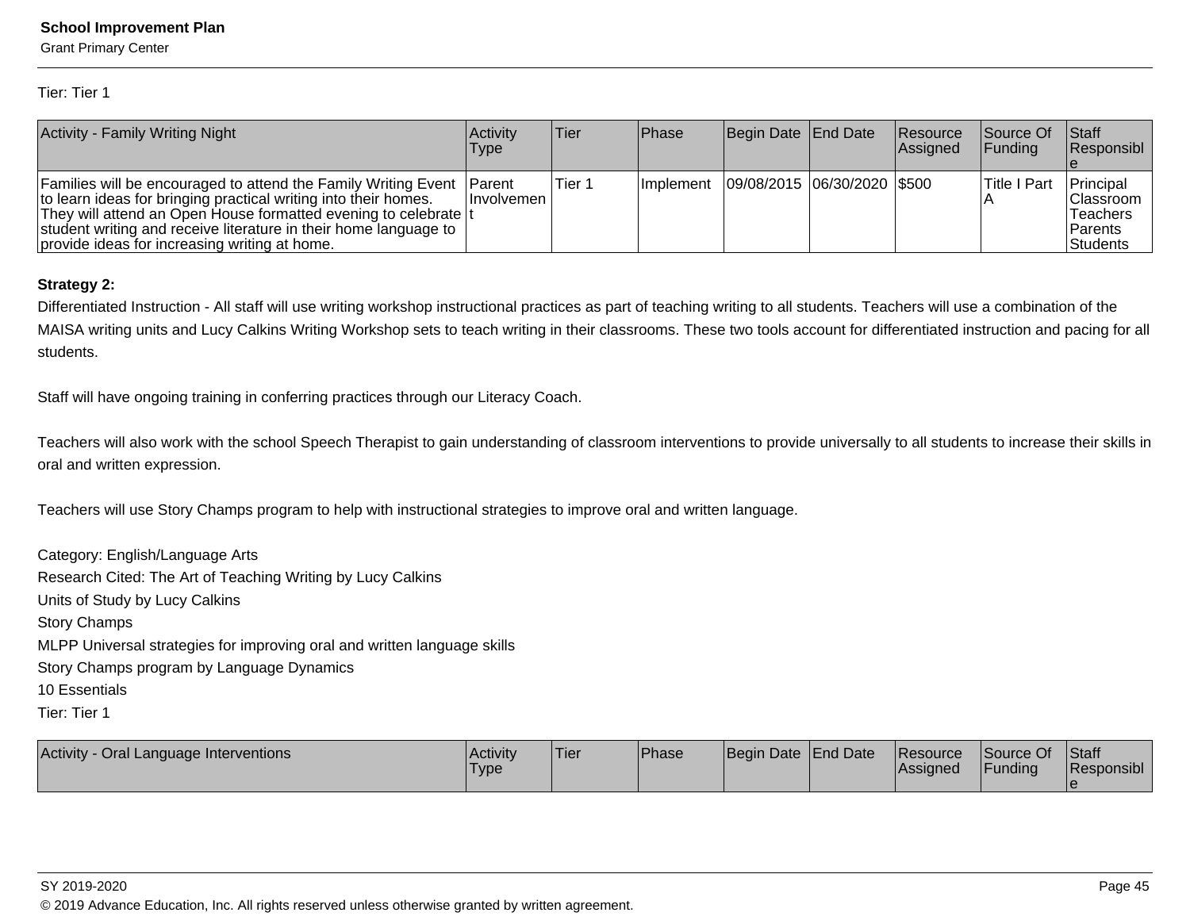Tier: Tier 1

| Activity - Family Writing Night | Activity Type | Tier | Phase | Begin Date | End Date | Resource Assigned | Source Of Funding | Staff Responsible |
|---|---|---|---|---|---|---|---|---|
| Families will be encouraged to attend the Family Writing Event to learn ideas for bringing practical writing into their homes. They will attend an Open House formatted evening to celebrate student writing and receive literature in their home language to provide ideas for increasing writing at home. | Parent Involvement | Tier 1 | Implement | 09/08/2015 | 06/30/2020 | $500 | Title I Part A | Principal Classroom Teachers Parents Students |

**Strategy 2:**

Differentiated Instruction - All staff will use writing workshop instructional practices as part of teaching writing to all students. Teachers will use a combination of the MAISA writing units and Lucy Calkins Writing Workshop sets to teach writing in their classrooms. These two tools account for differentiated instruction and pacing for all students.

Staff will have ongoing training in conferring practices through our Literacy Coach.

Teachers will also work with the school Speech Therapist to gain understanding of classroom interventions to provide universally to all students to increase their skills in oral and written expression.

Teachers will use Story Champs program to help with instructional strategies to improve oral and written language.

Category: English/Language Arts
Research Cited: The Art of Teaching Writing by Lucy Calkins
Units of Study by Lucy Calkins
Story Champs
MLPP Universal strategies for improving oral and written language skills
Story Champs program by Language Dynamics
10 Essentials
Tier: Tier 1

| Activity - Oral Language Interventions | Activity Type | Tier | Phase | Begin Date | End Date | Resource Assigned | Source Of Funding | Staff Responsible |
|---|---|---|---|---|---|---|---|---|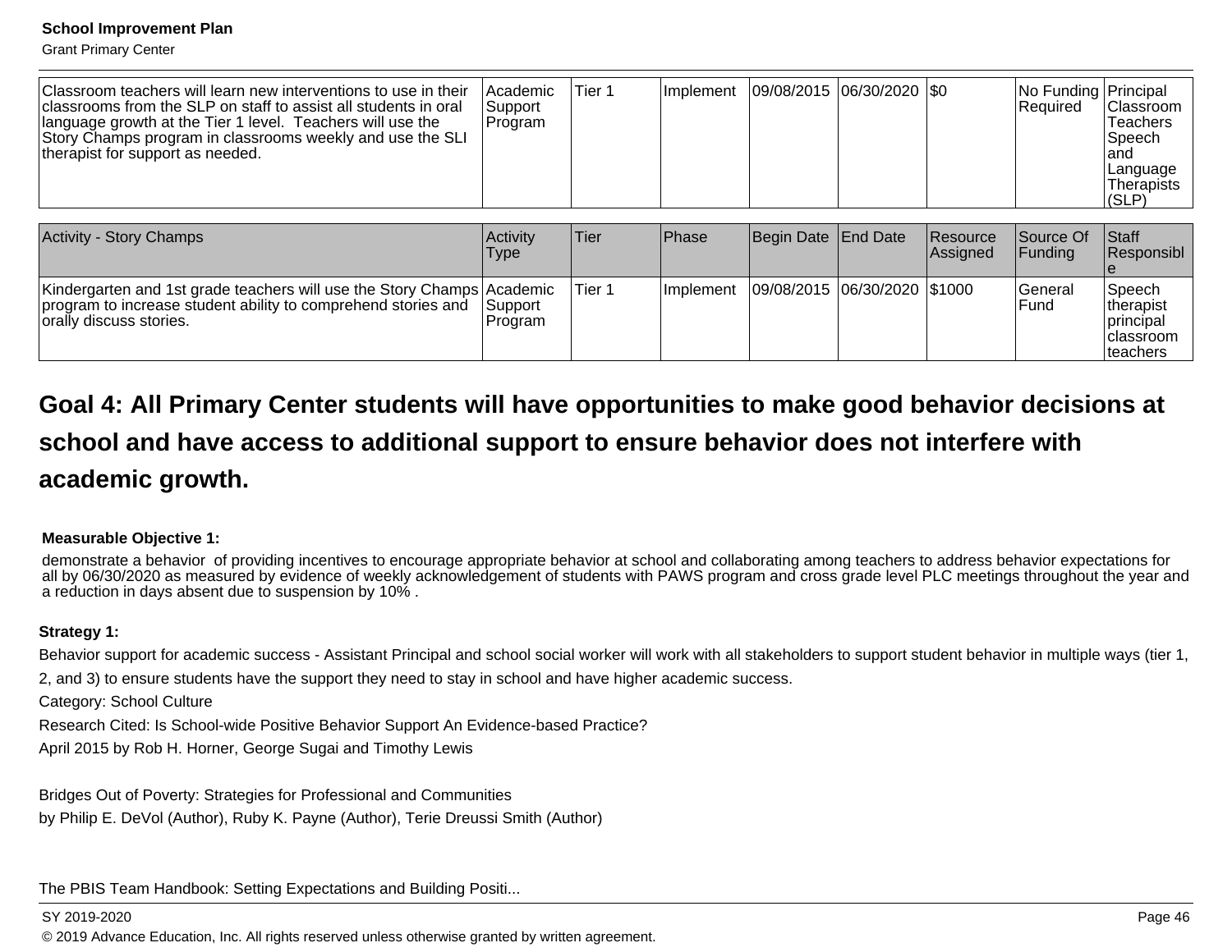| | | | | | | | | |
|---|---|---|---|---|---|---|---|---|
| Classroom teachers will learn new interventions to use in their classrooms from the SLP on staff to assist all students in oral language growth at the Tier 1 level. Teachers will use the Story Champs program in classrooms weekly and use the SLI therapist for support as needed. | Academic Support Program | Tier 1 | Implement | 09/08/2015 | 06/30/2020 | $0 | No Funding Required | Principal Classroom Teachers Speech and Language Therapists (SLP) |

| Activity - Story Champs | Activity Type | Tier | Phase | Begin Date | End Date | Resource Assigned | Source Of Funding | Staff Responsible |
|---|---|---|---|---|---|---|---|---|
| Kindergarten and 1st grade teachers will use the Story Champs program to increase student ability to comprehend stories and orally discuss stories. | Academic Support Program | Tier 1 | Implement | 09/08/2015 | 06/30/2020 | $1000 | General Fund | Speech therapist principal classroom teachers |

## Goal 4: All Primary Center students will have opportunities to make good behavior decisions at school and have access to additional support to ensure behavior does not interfere with academic growth.

**Measurable Objective 1:**

demonstrate a behavior of providing incentives to encourage appropriate behavior at school and collaborating among teachers to address behavior expectations for all by 06/30/2020 as measured by evidence of weekly acknowledgement of students with PAWS program and cross grade level PLC meetings throughout the year and a reduction in days absent due to suspension by 10% .

**Strategy 1:**

Behavior support for academic success - Assistant Principal and school social worker will work with all stakeholders to support student behavior in multiple ways (tier 1, 2, and 3) to ensure students have the support they need to stay in school and have higher academic success.

Category: School Culture

Research Cited: Is School-wide Positive Behavior Support An Evidence-based Practice?

April 2015 by Rob H. Horner, George Sugai and Timothy Lewis

Bridges Out of Poverty: Strategies for Professional and Communities

by Philip E. DeVol (Author), Ruby K. Payne (Author), Terie Dreussi Smith (Author)

The PBIS Team Handbook: Setting Expectations and Building Positi...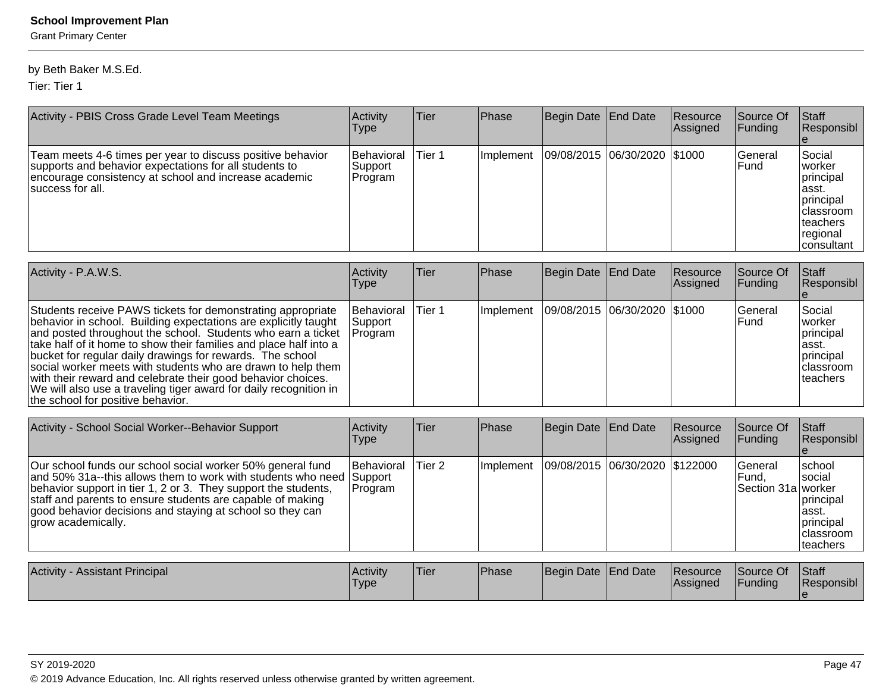by Beth Baker M.S.Ed.

Tier: Tier 1

| Activity - PBIS Cross Grade Level Team Meetings | Activity Type | Tier | Phase | Begin Date | End Date | Resource Assigned | Source Of Funding | Staff Responsible |
|---|---|---|---|---|---|---|---|---|
| Team meets 4-6 times per year to discuss positive behavior supports and behavior expectations for all students to encourage consistency at school and increase academic success for all. | Behavioral Support Program | Tier 1 | Implement | 09/08/2015 | 06/30/2020 | $1000 | General Fund | Social worker principal asst. principal classroom teachers regional consultant |

| Activity - P.A.W.S. | Activity Type | Tier | Phase | Begin Date | End Date | Resource Assigned | Source Of Funding | Staff Responsible |
|---|---|---|---|---|---|---|---|---|
| Students receive PAWS tickets for demonstrating appropriate behavior in school. Building expectations are explicitly taught and posted throughout the school. Students who earn a ticket take half of it home to show their families and place half into a bucket for regular daily drawings for rewards. The school social worker meets with students who are drawn to help them with their reward and celebrate their good behavior choices. We will also use a traveling tiger award for daily recognition in the school for positive behavior. | Behavioral Support Program | Tier 1 | Implement | 09/08/2015 | 06/30/2020 | $1000 | General Fund | Social worker principal asst. principal classroom teachers |

| Activity - School Social Worker--Behavior Support | Activity Type | Tier | Phase | Begin Date | End Date | Resource Assigned | Source Of Funding | Staff Responsible |
|---|---|---|---|---|---|---|---|---|
| Our school funds our school social worker 50% general fund and 50% 31a--this allows them to work with students who need behavior support in tier 1, 2 or 3. They support the students, staff and parents to ensure students are capable of making good behavior decisions and staying at school so they can grow academically. | Behavioral Support Program | Tier 2 | Implement | 09/08/2015 | 06/30/2020 | $122000 | General Fund, Section 31a | school social worker principal asst. principal classroom teachers |

| Activity - Assistant Principal | Activity Type | Tier | Phase | Begin Date | End Date | Resource Assigned | Source Of Funding | Staff Responsible |
|---|---|---|---|---|---|---|---|---|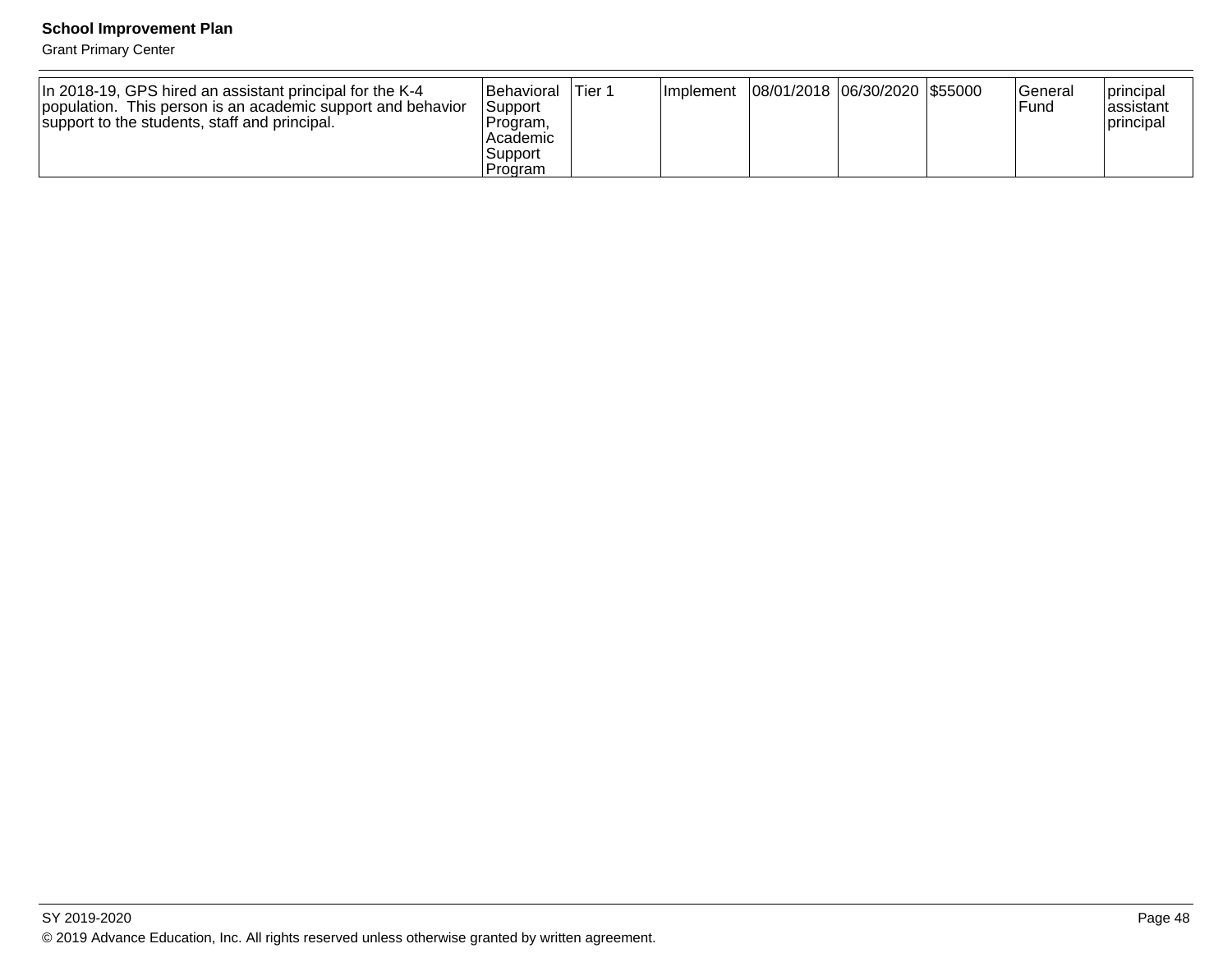| | | | | | | | | |
|---|---|---|---|---|---|---|---|---|
| In 2018-19, GPS hired an assistant principal for the K-4 population. This person is an academic support and behavior support to the students, staff and principal. | Behavioral Support Program, Academic Support Program | Tier 1 | Implement | 08/01/2018 | 06/30/2020 | $55000 | General Fund | principal assistant principal |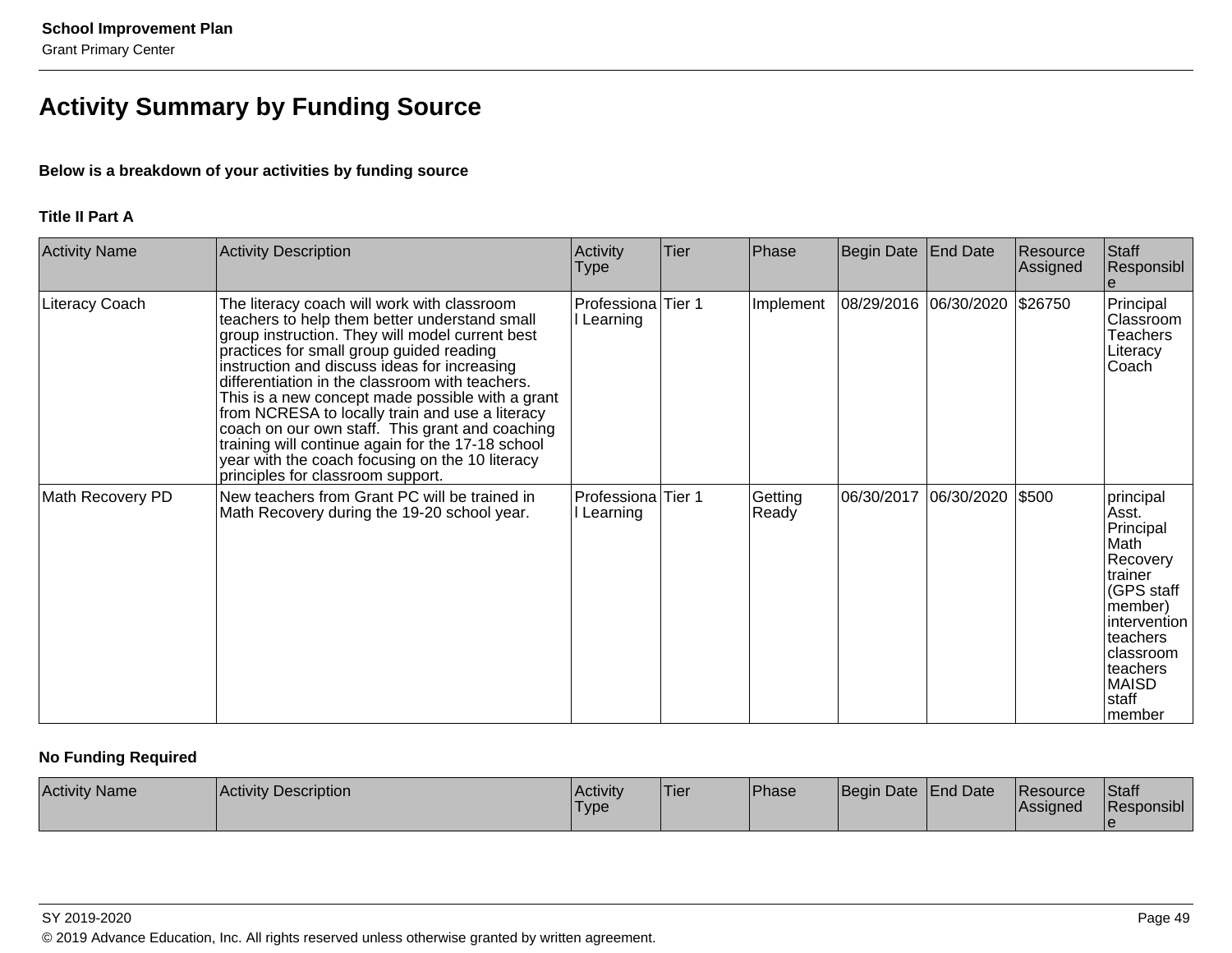## Activity Summary by Funding Source

**Below is a breakdown of your activities by funding source**

**Title II Part A**

| Activity Name | Activity Description | Activity Type | Tier | Phase | Begin Date | End Date | Resource Assigned | Staff Responsible |
|---|---|---|---|---|---|---|---|---|
| Literacy Coach | The literacy coach will work with classroom teachers to help them better understand small group instruction. They will model current best practices for small group guided reading instruction and discuss ideas for increasing differentiation in the classroom with teachers. This is a new concept made possible with a grant from NCRESA to locally train and use a literacy coach on our own staff. This grant and coaching training will continue again for the 17-18 school year with the coach focusing on the 10 literacy principles for classroom support. | Professional Learning | Tier 1 | Implement | 08/29/2016 | 06/30/2020 | $26750 | Principal Classroom Teachers Literacy Coach |
| Math Recovery PD | New teachers from Grant PC will be trained in Math Recovery during the 19-20 school year. | Professional Learning | Tier 1 | Getting Ready | 06/30/2017 | 06/30/2020 | $500 | principal Asst. Principal Math Recovery trainer (GPS staff member) intervention teachers classroom teachers MAISD staff member |

**No Funding Required**

| Activity Name | Activity Description | Activity Type | Tier | Phase | Begin Date | End Date | Resource Assigned | Staff Responsible |
|---|---|---|---|---|---|---|---|---|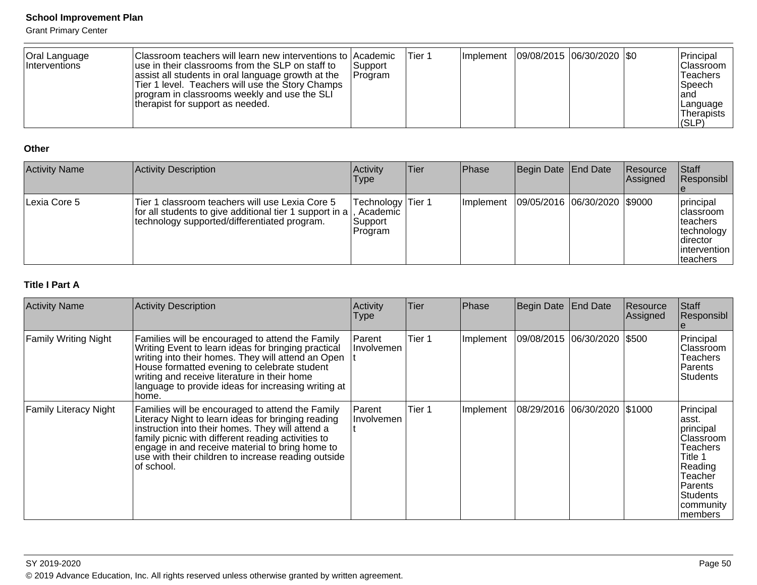| Oral Language Interventions | Classroom teachers will learn new interventions to use in their classrooms from the SLP on staff to assist all students in oral language growth at the Tier 1 level. Teachers will use the Story Champs program in classrooms weekly and use the SLI therapist for support as needed. | Academic Support Program | Tier 1 | Implement | 09/08/2015 | 06/30/2020 | $0 | Principal Classroom Teachers Speech and Language Therapists (SLP) |
|---|---|---|---|---|---|---|---|---|

### Other

| Activity Name | Activity Description | Activity Type | Tier | Phase | Begin Date | End Date | Resource Assigned | Staff Responsible |
|---|---|---|---|---|---|---|---|---|
| Lexia Core 5 | Tier 1 classroom teachers will use Lexia Core 5 for all students to give additional tier 1 support in a technology supported/differentiated program. | Technology, Academic Support Program | Tier 1 | Implement | 09/05/2016 | 06/30/2020 | $9000 | principal classroom teachers technology director intervention teachers |

### Title I Part A

| Activity Name | Activity Description | Activity Type | Tier | Phase | Begin Date | End Date | Resource Assigned | Staff Responsible |
|---|---|---|---|---|---|---|---|---|
| Family Writing Night | Families will be encouraged to attend the Family Writing Event to learn ideas for bringing practical writing into their homes. They will attend an Open House formatted evening to celebrate student writing and receive literature in their home language to provide ideas for increasing writing at home. | Parent Involvement | Tier 1 | Implement | 09/08/2015 | 06/30/2020 | $500 | Principal Classroom Teachers Parents Students |
| Family Literacy Night | Families will be encouraged to attend the Family Literacy Night to learn ideas for bringing reading instruction into their homes. They will attend a family picnic with different reading activities to engage in and receive material to bring home to use with their children to increase reading outside of school. | Parent Involvement | Tier 1 | Implement | 08/29/2016 | 06/30/2020 | $1000 | Principal asst. principal Classroom Teachers Title 1 Reading Teacher Parents Students community members |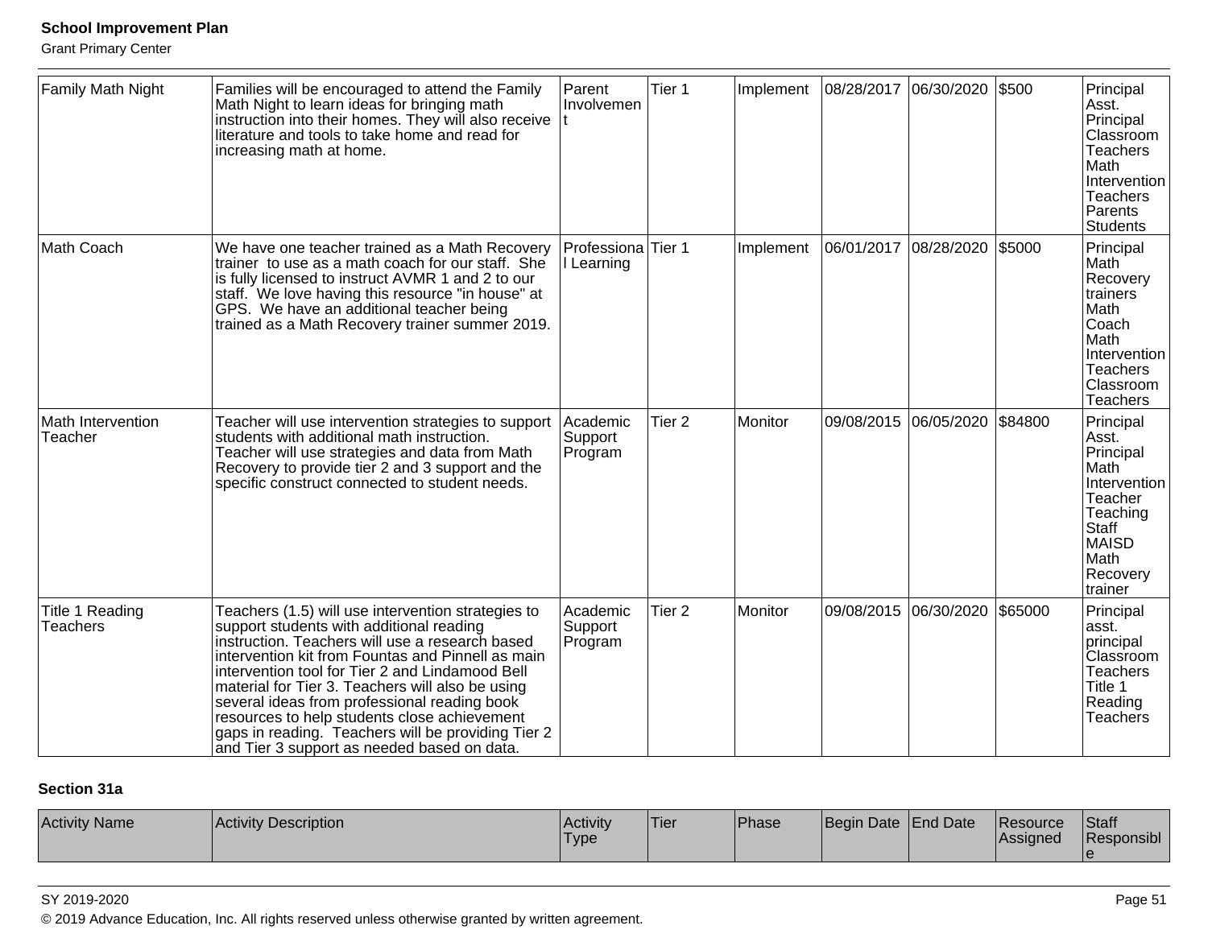| Family Math Night | Families will be encouraged to attend the Family Math Night to learn ideas for bringing math instruction into their homes. They will also receive literature and tools to take home and read for increasing math at home. | Parent Involvement | Tier 1 | Implement | 08/28/2017 | 06/30/2020 | $500 | Principal Asst. Principal Classroom Teachers Math Intervention Teachers Parents Students |
|---|---|---|---|---|---|---|---|---|
| Math Coach | We have one teacher trained as a Math Recovery trainer to use as a math coach for our staff. She is fully licensed to instruct AVMR 1 and 2 to our staff. We love having this resource "in house" at GPS. We have an additional teacher being trained as a Math Recovery trainer summer 2019. | Professional Learning | Tier 1 | Implement | 06/01/2017 | 08/28/2020 | $5000 | Principal Math Recovery trainers Math Coach Math Intervention Teachers Classroom Teachers |
| Math Intervention Teacher | Teacher will use intervention strategies to support students with additional math instruction. Teacher will use strategies and data from Math Recovery to provide tier 2 and 3 support and the specific construct connected to student needs. | Academic Support Program | Tier 2 | Monitor | 09/08/2015 | 06/05/2020 | $84800 | Principal Asst. Principal Math Intervention Teacher Teaching Staff MAISD Math Recovery trainer |
| Title 1 Reading Teachers | Teachers (1.5) will use intervention strategies to support students with additional reading instruction. Teachers will use a research based intervention kit from Fountas and Pinnell as main intervention tool for Tier 2 and Lindamood Bell material for Tier 3. Teachers will also be using several ideas from professional reading book resources to help students close achievement gaps in reading. Teachers will be providing Tier 2 and Tier 3 support as needed based on data. | Academic Support Program | Tier 2 | Monitor | 09/08/2015 | 06/30/2020 | $65000 | Principal asst. principal Classroom Teachers Title 1 Reading Teachers |

**Section 31a**

| Activity Name | Activity Description | Activity Type | Tier | Phase | Begin Date | End Date | Resource Assigned | Staff Responsible |
|---|---|---|---|---|---|---|---|---|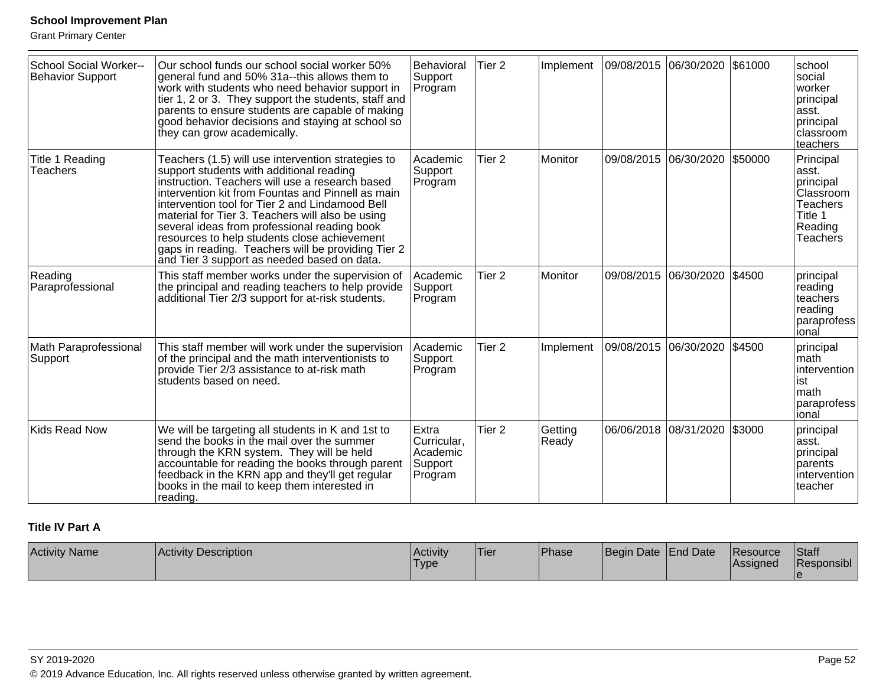| School Social Worker--Behavior Support | Our school funds our school social worker 50% general fund and 50% 31a--this allows them to work with students who need behavior support in tier 1, 2 or 3. They support the students, staff and parents to ensure students are capable of making good behavior decisions and staying at school so they can grow academically. | Behavioral Support Program | Tier 2 | Implement | 09/08/2015 | 06/30/2020 | $61000 | school social worker principal asst. principal classroom teachers |
|---|---|---|---|---|---|---|---|---|
| Title 1 Reading Teachers | Teachers (1.5) will use intervention strategies to support students with additional reading instruction. Teachers will use a research based intervention kit from Fountas and Pinnell as main intervention tool for Tier 2 and Lindamood Bell material for Tier 3. Teachers will also be using several ideas from professional reading book resources to help students close achievement gaps in reading. Teachers will be providing Tier 2 and Tier 3 support as needed based on data. | Academic Support Program | Tier 2 | Monitor | 09/08/2015 | 06/30/2020 | $50000 | Principal asst. principal Classroom Teachers Title 1 Reading Teachers |
| Reading Paraprofessional | This staff member works under the supervision of the principal and reading teachers to help provide additional Tier 2/3 support for at-risk students. | Academic Support Program | Tier 2 | Monitor | 09/08/2015 | 06/30/2020 | $4500 | principal reading teachers reading paraprofessional |
| Math Paraprofessional Support | This staff member will work under the supervision of the principal and the math interventionists to provide Tier 2/3 assistance to at-risk math students based on need. | Academic Support Program | Tier 2 | Implement | 09/08/2015 | 06/30/2020 | $4500 | principal math interventionist math paraprofessional |
| Kids Read Now | We will be targeting all students in K and 1st to send the books in the mail over the summer through the KRN system. They will be held accountable for reading the books through parent feedback in the KRN app and they'll get regular books in the mail to keep them interested in reading. | Extra Curricular, Academic Support Program | Tier 2 | Getting Ready | 06/06/2018 | 08/31/2020 | $3000 | principal asst. principal parents intervention teacher |

### Title IV Part A

| Activity Name | Activity Description | Activity Type | Tier | Phase | Begin Date | End Date | Resource Assigned | Staff Responsible |
|---|---|---|---|---|---|---|---|---|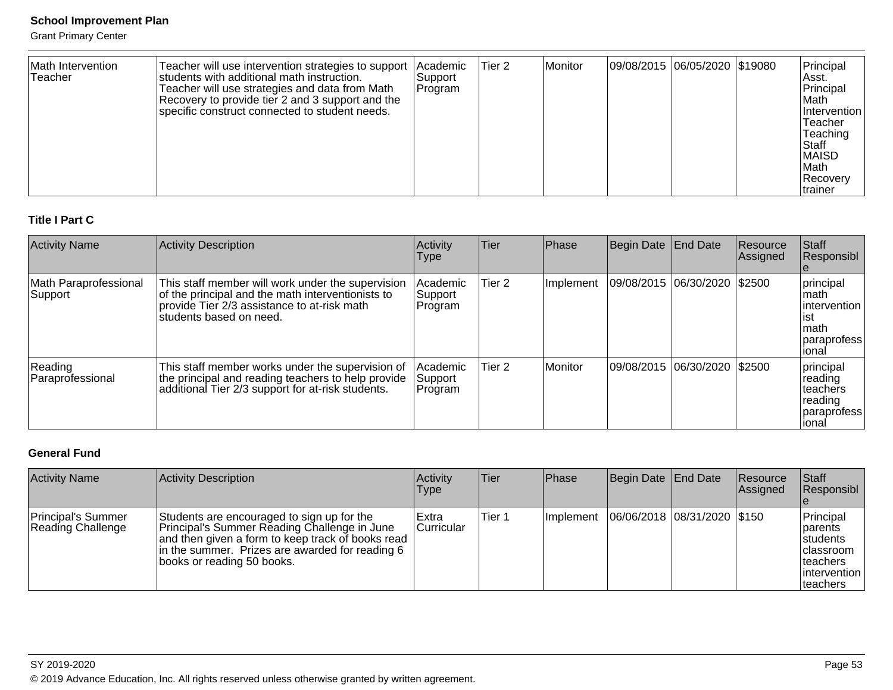| Math Intervention Teacher | Teacher will use intervention strategies to support students with additional math instruction. Teacher will use strategies and data from Math Recovery to provide tier 2 and 3 support and the specific construct connected to student needs. | Academic Support Program | Tier 2 | Monitor | 09/08/2015 | 06/05/2020 | $19080 | Principal Asst. Principal Math Intervention Teacher Teaching Staff MAISD Math Recovery trainer |
|---|---|---|---|---|---|---|---|---|

### Title I Part C

| Activity Name | Activity Description | Activity Type | Tier | Phase | Begin Date | End Date | Resource Assigned | Staff Responsible |
|---|---|---|---|---|---|---|---|---|
| Math Paraprofessional Support | This staff member will work under the supervision of the principal and the math interventionists to provide Tier 2/3 assistance to at-risk math students based on need. | Academic Support Program | Tier 2 | Implement | 09/08/2015 | 06/30/2020 | $2500 | principal math interventionist math paraprofessional |
| Reading Paraprofessional | This staff member works under the supervision of the principal and reading teachers to help provide additional Tier 2/3 support for at-risk students. | Academic Support Program | Tier 2 | Monitor | 09/08/2015 | 06/30/2020 | $2500 | principal reading teachers reading paraprofessional |

### General Fund

| Activity Name | Activity Description | Activity Type | Tier | Phase | Begin Date | End Date | Resource Assigned | Staff Responsible |
|---|---|---|---|---|---|---|---|---|
| Principal's Summer Reading Challenge | Students are encouraged to sign up for the Principal's Summer Reading Challenge in June and then given a form to keep track of books read in the summer. Prizes are awarded for reading 6 books or reading 50 books. | Extra Curricular | Tier 1 | Implement | 06/06/2018 | 08/31/2020 | $150 | Principal parents students classroom teachers intervention teachers |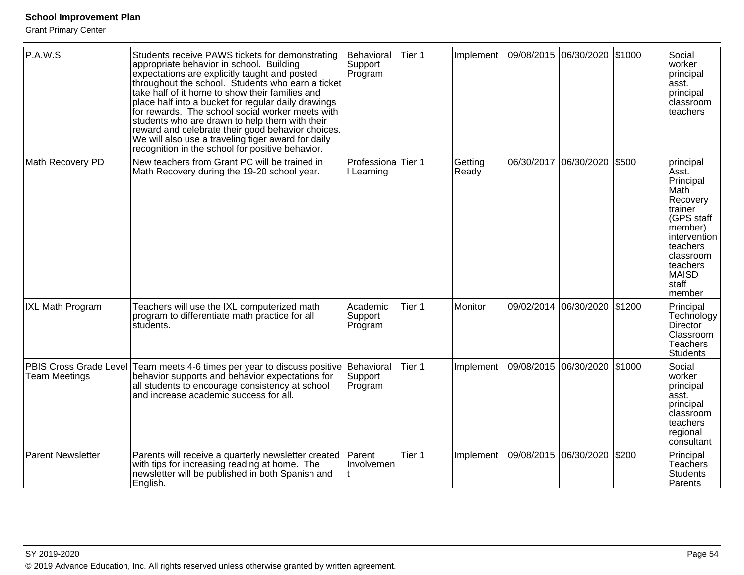| P.A.W.S. | Students receive PAWS tickets for demonstrating appropriate behavior in school. Building expectations are explicitly taught and posted throughout the school. Students who earn a ticket take half of it home to show their families and place half into a bucket for regular daily drawings for rewards. The school social worker meets with students who are drawn to help them with their reward and celebrate their good behavior choices. We will also use a traveling tiger award for daily recognition in the school for positive behavior. | Behavioral Support Program | Tier 1 | Implement | 09/08/2015 | 06/30/2020 | $1000 | Social worker principal asst. principal classroom teachers |
|---|---|---|---|---|---|---|---|---|
| Math Recovery PD | New teachers from Grant PC will be trained in Math Recovery during the 19-20 school year. | Professional Learning | Tier 1 | Getting Ready | 06/30/2017 | 06/30/2020 | $500 | principal Asst. Principal Math Recovery trainer (GPS staff member) intervention teachers classroom teachers MAISD staff member |
| IXL Math Program | Teachers will use the IXL computerized math program to differentiate math practice for all students. | Academic Support Program | Tier 1 | Monitor | 09/02/2014 | 06/30/2020 | $1200 | Principal Technology Director Classroom Teachers Students |
| PBIS Cross Grade Level Team Meetings | Team meets 4-6 times per year to discuss positive behavior supports and behavior expectations for all students to encourage consistency at school and increase academic success for all. | Behavioral Support Program | Tier 1 | Implement | 09/08/2015 | 06/30/2020 | $1000 | Social worker principal asst. principal classroom teachers regional consultant |
| Parent Newsletter | Parents will receive a quarterly newsletter created with tips for increasing reading at home. The newsletter will be published in both Spanish and English. | Parent Involvement | Tier 1 | Implement | 09/08/2015 | 06/30/2020 | $200 | Principal Teachers Students Parents |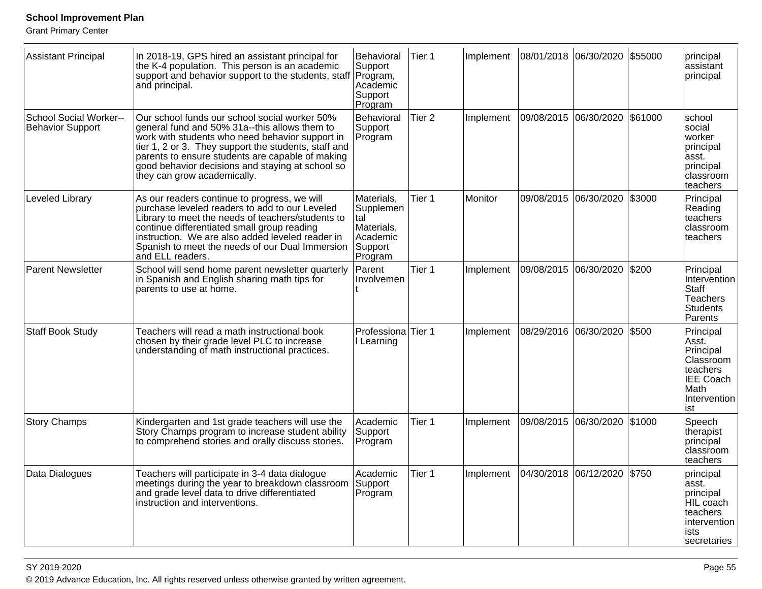| Assistant Principal | In 2018-19, GPS hired an assistant principal for the K-4 population. This person is an academic support and behavior support to the students, staff and principal. | Behavioral Support Program, Academic Support Program | Tier 1 | Implement | 08/01/2018 | 06/30/2020 | $55000 | principal assistant principal |
|---|---|---|---|---|---|---|---|---|
| School Social Worker--Behavior Support | Our school funds our school social worker 50% general fund and 50% 31a--this allows them to work with students who need behavior support in tier 1, 2 or 3. They support the students, staff and parents to ensure students are capable of making good behavior decisions and staying at school so they can grow academically. | Behavioral Support Program | Tier 2 | Implement | 09/08/2015 | 06/30/2020 | $61000 | school social worker principal asst. principal classroom teachers |
| Leveled Library | As our readers continue to progress, we will purchase leveled readers to add to our Leveled Library to meet the needs of teachers/students to continue differentiated small group reading instruction. We are also added leveled reader in Spanish to meet the needs of our Dual Immersion and ELL readers. | Materials, Supplemental Materials, Academic Support Program | Tier 1 | Monitor | 09/08/2015 | 06/30/2020 | $3000 | Principal Reading teachers classroom teachers |
| Parent Newsletter | School will send home parent newsletter quarterly in Spanish and English sharing math tips for parents to use at home. | Parent Involvement | Tier 1 | Implement | 09/08/2015 | 06/30/2020 | $200 | Principal Intervention Staff Teachers Students Parents |
| Staff Book Study | Teachers will read a math instructional book chosen by their grade level PLC to increase understanding of math instructional practices. | Professional Learning | Tier 1 | Implement | 08/29/2016 | 06/30/2020 | $500 | Principal Asst. Principal Classroom teachers IEE Coach Math Interventionist |
| Story Champs | Kindergarten and 1st grade teachers will use the Story Champs program to increase student ability to comprehend stories and orally discuss stories. | Academic Support Program | Tier 1 | Implement | 09/08/2015 | 06/30/2020 | $1000 | Speech therapist principal classroom teachers |
| Data Dialogues | Teachers will participate in 3-4 data dialogue meetings during the year to breakdown classroom and grade level data to drive differentiated instruction and interventions. | Academic Support Program | Tier 1 | Implement | 04/30/2018 | 06/12/2020 | $750 | principal asst. principal HIL coach teachers interventionists secretaries |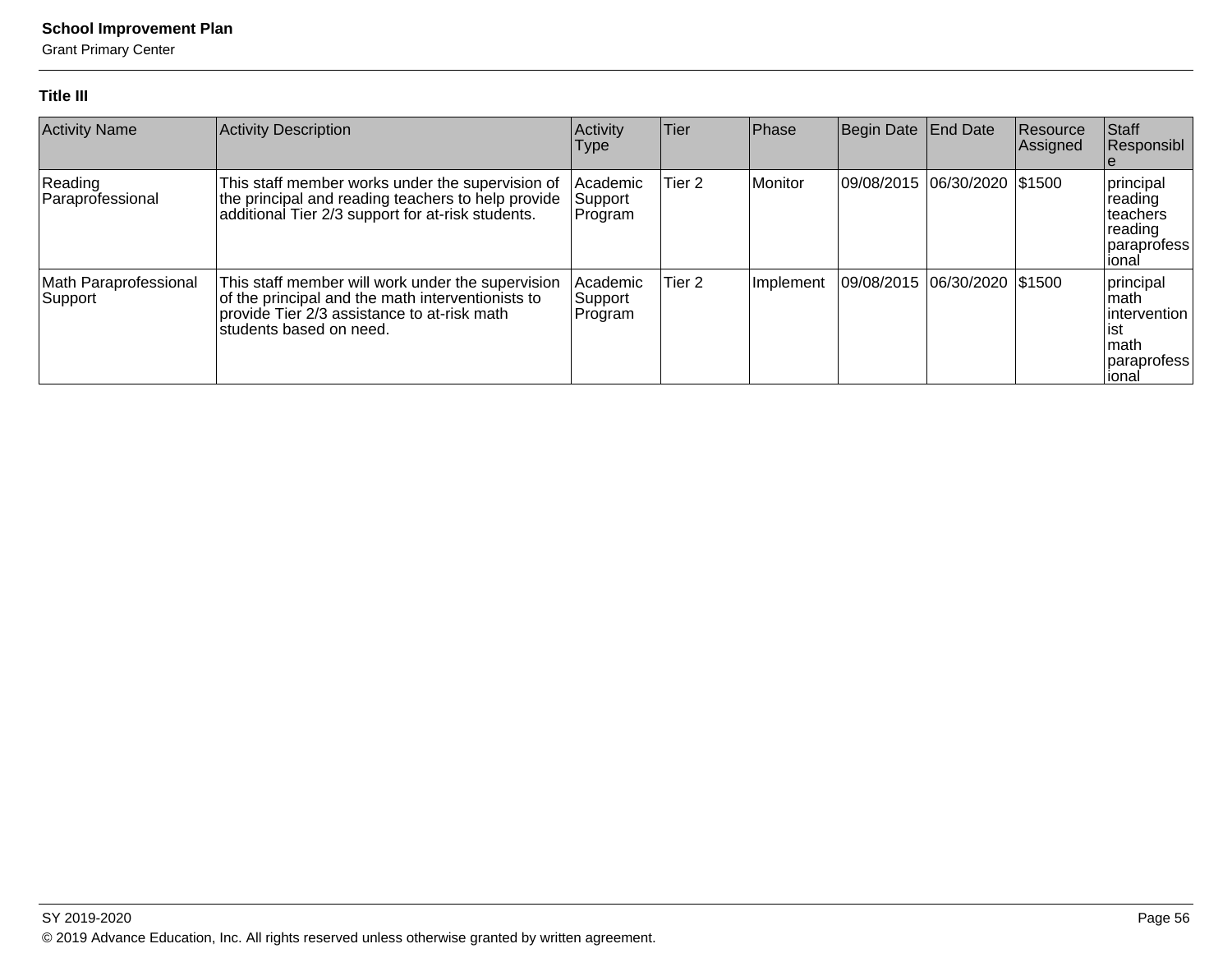### Title III

| Activity Name | Activity Description | Activity Type | Tier | Phase | Begin Date | End Date | Resource Assigned | Staff Responsible |
|---|---|---|---|---|---|---|---|---|
| Reading Paraprofessional | This staff member works under the supervision of the principal and reading teachers to help provide additional Tier 2/3 support for at-risk students. | Academic Support Program | Tier 2 | Monitor | 09/08/2015 | 06/30/2020 | $1500 | principal reading teachers reading paraprofessional |
| Math Paraprofessional Support | This staff member will work under the supervision of the principal and the math interventionists to provide Tier 2/3 assistance to at-risk math students based on need. | Academic Support Program | Tier 2 | Implement | 09/08/2015 | 06/30/2020 | $1500 | principal math interventionist math paraprofessional |